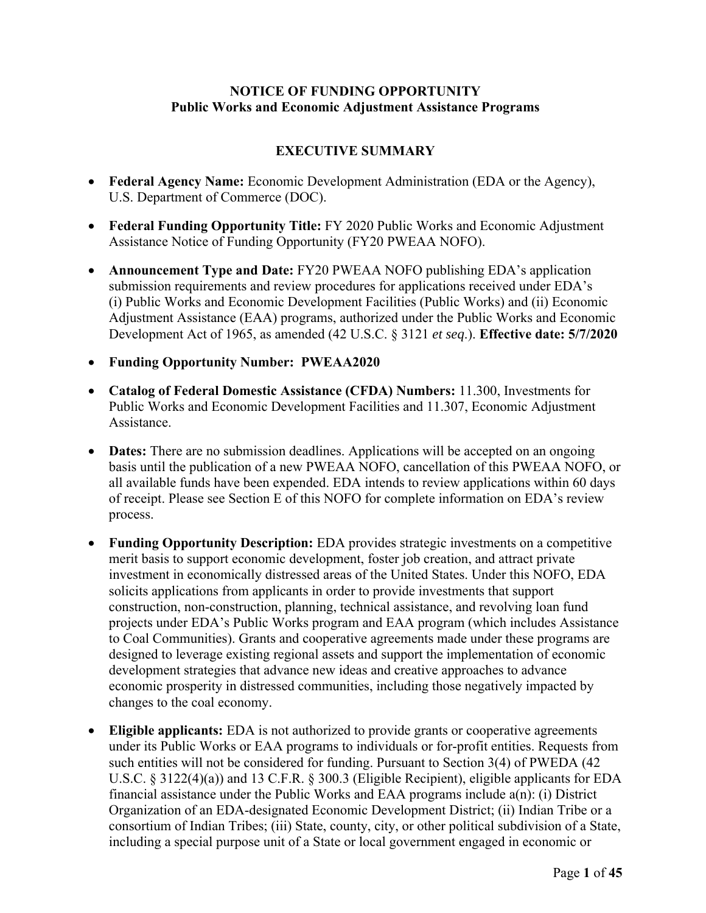# NOTICE OF FUNDING OPPORTUNITY
## Public Works and Economic Adjustment Assistance Programs

## EXECUTIVE SUMMARY

- **Federal Agency Name:** Economic Development Administration (EDA or the Agency), U.S. Department of Commerce (DOC).
- **Federal Funding Opportunity Title:** FY 2020 Public Works and Economic Adjustment Assistance Notice of Funding Opportunity (FY20 PWEAA NOFO).
- **Announcement Type and Date:** FY20 PWEAA NOFO publishing EDA's application submission requirements and review procedures for applications received under EDA's (i) Public Works and Economic Development Facilities (Public Works) and (ii) Economic Adjustment Assistance (EAA) programs, authorized under the Public Works and Economic Development Act of 1965, as amended (42 U.S.C. § 3121 *et seq.*). **Effective date: 5/7/2020**
- **Funding Opportunity Number: PWEAA2020**
- **Catalog of Federal Domestic Assistance (CFDA) Numbers:** 11.300, Investments for Public Works and Economic Development Facilities and 11.307, Economic Adjustment Assistance.
- **Dates:** There are no submission deadlines. Applications will be accepted on an ongoing basis until the publication of a new PWEAA NOFO, cancellation of this PWEAA NOFO, or all available funds have been expended. EDA intends to review applications within 60 days of receipt. Please see Section E of this NOFO for complete information on EDA's review process.
- **Funding Opportunity Description:** EDA provides strategic investments on a competitive merit basis to support economic development, foster job creation, and attract private investment in economically distressed areas of the United States. Under this NOFO, EDA solicits applications from applicants in order to provide investments that support construction, non-construction, planning, technical assistance, and revolving loan fund projects under EDA's Public Works program and EAA program (which includes Assistance to Coal Communities). Grants and cooperative agreements made under these programs are designed to leverage existing regional assets and support the implementation of economic development strategies that advance new ideas and creative approaches to advance economic prosperity in distressed communities, including those negatively impacted by changes to the coal economy.
- **Eligible applicants:** EDA is not authorized to provide grants or cooperative agreements under its Public Works or EAA programs to individuals or for-profit entities. Requests from such entities will not be considered for funding. Pursuant to Section 3(4) of PWEDA (42 U.S.C. § 3122(4)(a)) and 13 C.F.R. § 300.3 (Eligible Recipient), eligible applicants for EDA financial assistance under the Public Works and EAA programs include a(n): (i) District Organization of an EDA-designated Economic Development District; (ii) Indian Tribe or a consortium of Indian Tribes; (iii) State, county, city, or other political subdivision of a State, including a special purpose unit of a State or local government engaged in economic or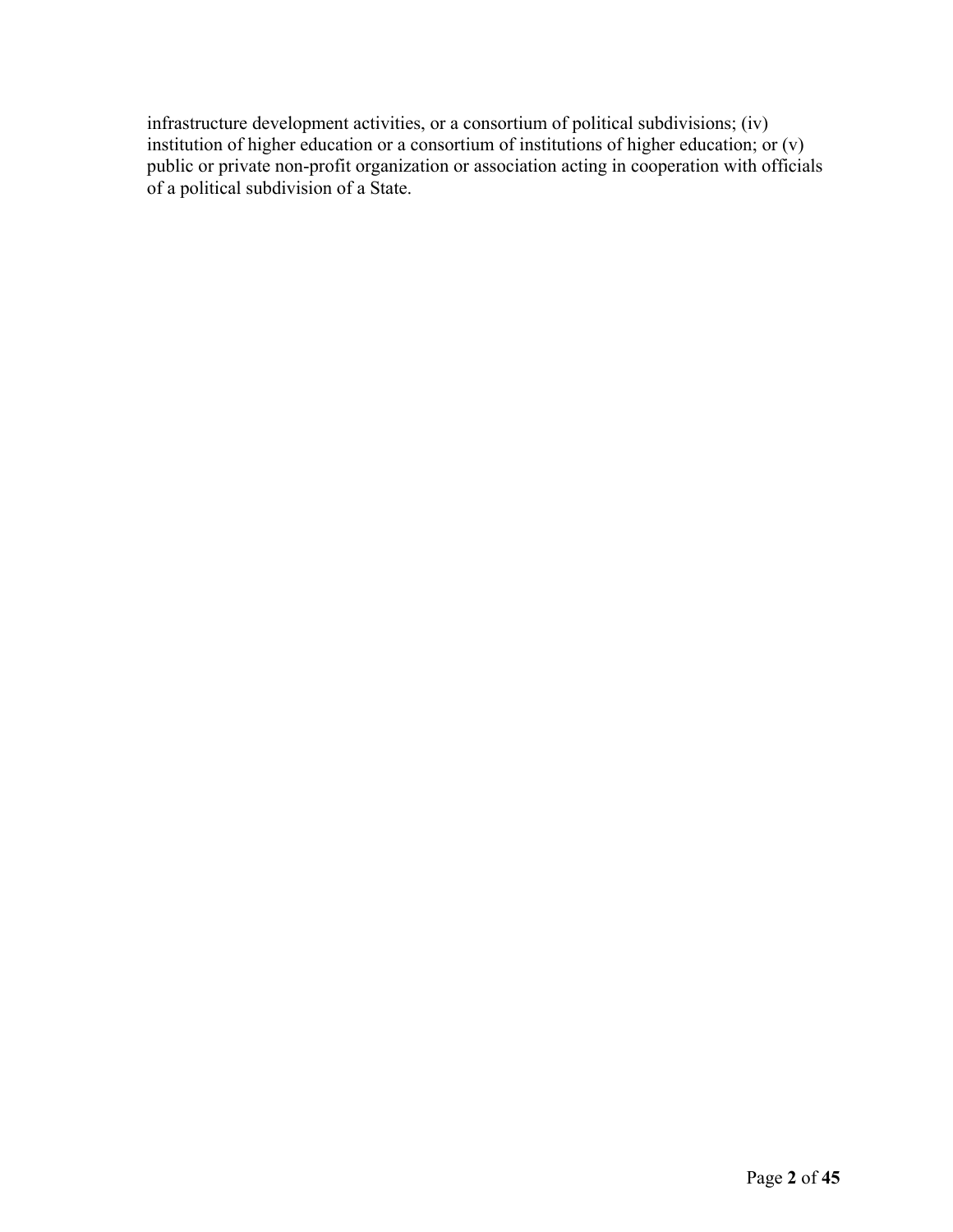infrastructure development activities, or a consortium of political subdivisions; (iv) institution of higher education or a consortium of institutions of higher education; or (v) public or private non-profit organization or association acting in cooperation with officials of a political subdivision of a State.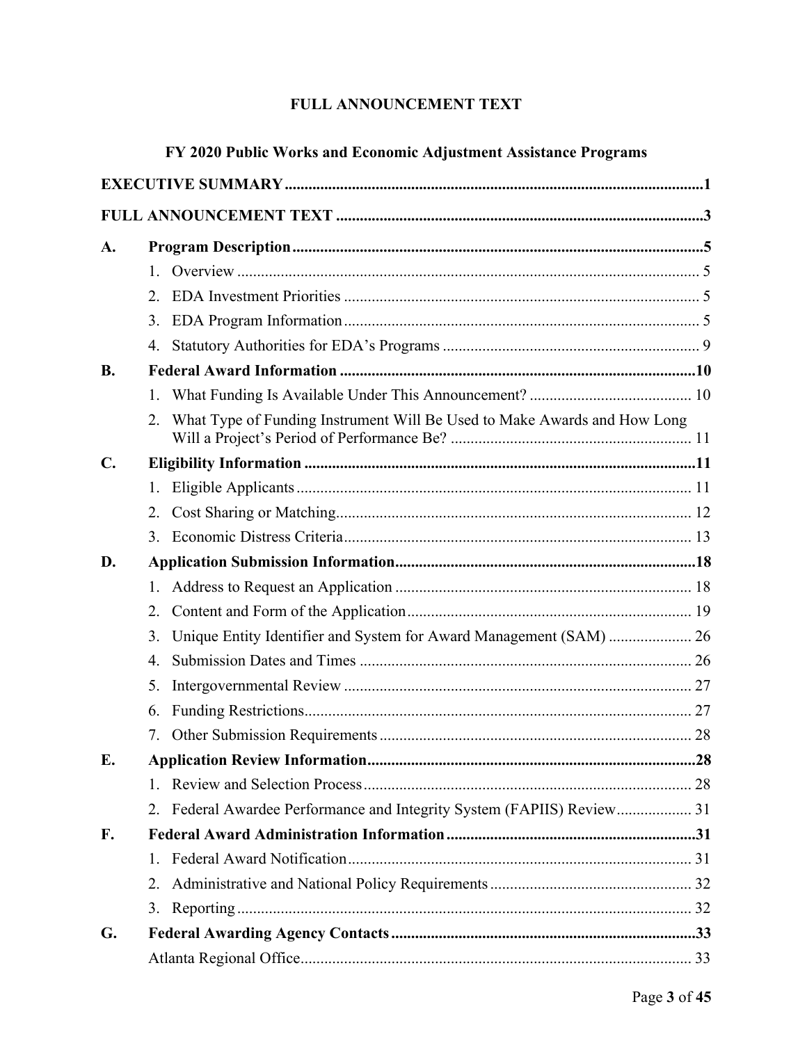# FULL ANNOUNCEMENT TEXT

## FY 2020 Public Works and Economic Adjustment Assistance Programs

**EXECUTIVE SUMMARY** ..... **1**

**FULL ANNOUNCEMENT TEXT** ..... **3**

**A. Program Description** ..... **5**

1. Overview ..... 5
2. EDA Investment Priorities ..... 5
3. EDA Program Information ..... 5
4. Statutory Authorities for EDA's Programs ..... 9

**B. Federal Award Information** ..... **10**

1. What Funding Is Available Under This Announcement? ..... 10
2. What Type of Funding Instrument Will Be Used to Make Awards and How Long Will a Project's Period of Performance Be? ..... 11

**C. Eligibility Information** ..... **11**

1. Eligible Applicants ..... 11
2. Cost Sharing or Matching ..... 12
3. Economic Distress Criteria ..... 13

**D. Application Submission Information** ..... **18**

1. Address to Request an Application ..... 18
2. Content and Form of the Application ..... 19
3. Unique Entity Identifier and System for Award Management (SAM) ..... 26
4. Submission Dates and Times ..... 26
5. Intergovernmental Review ..... 27
6. Funding Restrictions ..... 27
7. Other Submission Requirements ..... 28

**E. Application Review Information** ..... **28**

1. Review and Selection Process ..... 28
2. Federal Awardee Performance and Integrity System (FAPIIS) Review ..... 31

**F. Federal Award Administration Information** ..... **31**

1. Federal Award Notification ..... 31
2. Administrative and National Policy Requirements ..... 32
3. Reporting ..... 32

**G. Federal Awarding Agency Contacts** ..... **33**

Atlanta Regional Office ..... 33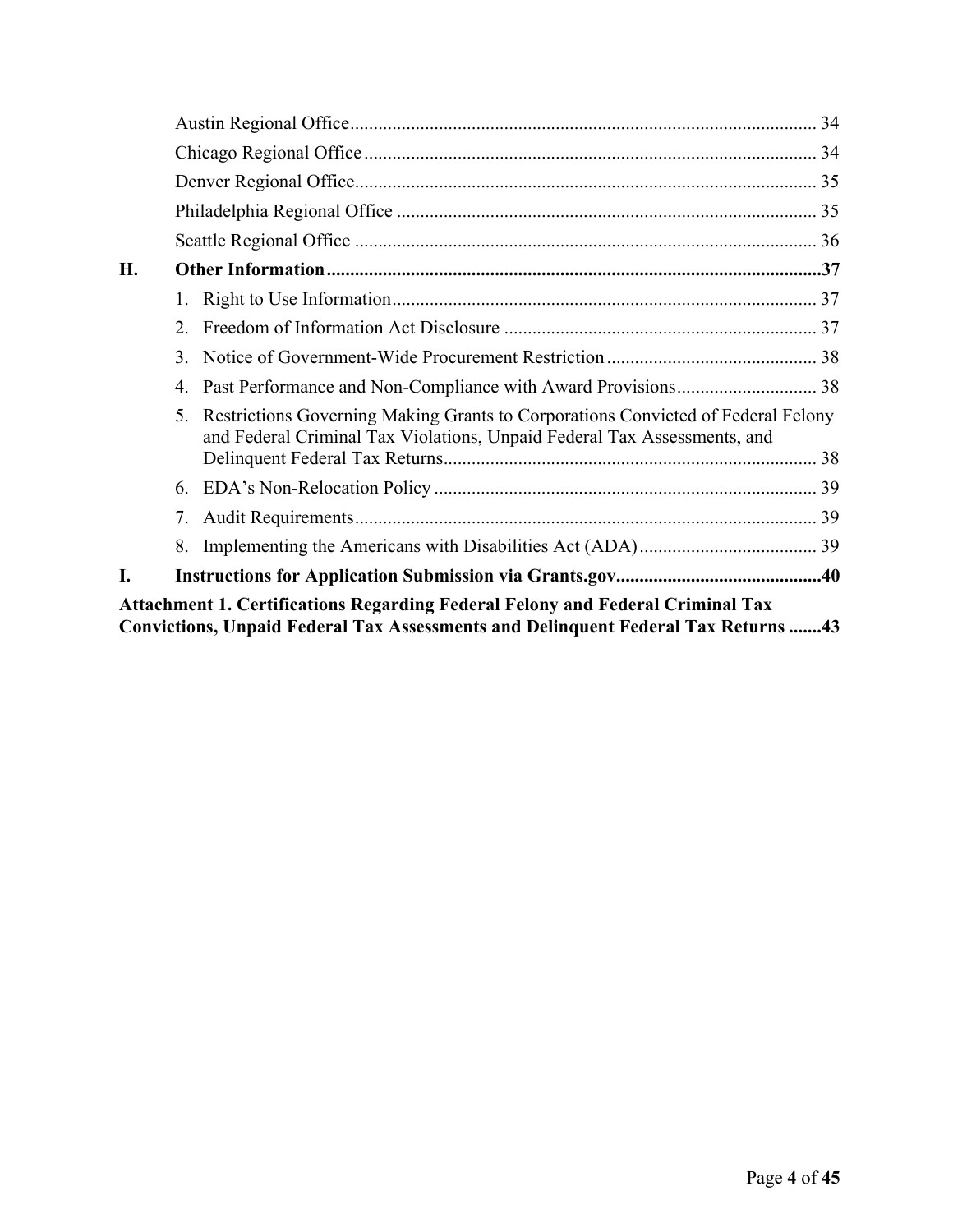Austin Regional Office .......... 34

Chicago Regional Office .......... 34

Denver Regional Office .......... 35

Philadelphia Regional Office .......... 35

Seattle Regional Office .......... 36

**H. Other Information .......... 37**

1. Right to Use Information .......... 37
2. Freedom of Information Act Disclosure .......... 37
3. Notice of Government-Wide Procurement Restriction .......... 38
4. Past Performance and Non-Compliance with Award Provisions .......... 38
5. Restrictions Governing Making Grants to Corporations Convicted of Federal Felony and Federal Criminal Tax Violations, Unpaid Federal Tax Assessments, and Delinquent Federal Tax Returns .......... 38
6. EDA's Non-Relocation Policy .......... 39
7. Audit Requirements .......... 39
8. Implementing the Americans with Disabilities Act (ADA) .......... 39

**I. Instructions for Application Submission via Grants.gov .......... 40**

**Attachment 1. Certifications Regarding Federal Felony and Federal Criminal Tax Convictions, Unpaid Federal Tax Assessments and Delinquent Federal Tax Returns .......... 43**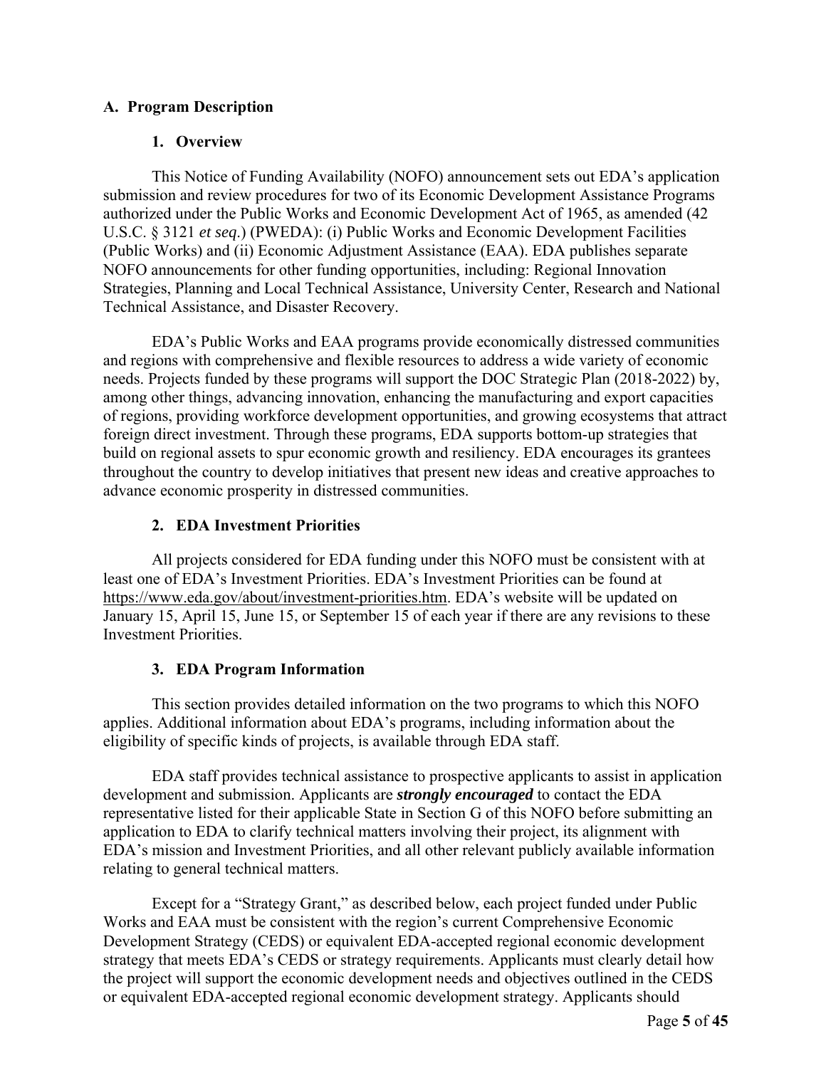## A. Program Description

### 1. Overview

This Notice of Funding Availability (NOFO) announcement sets out EDA's application submission and review procedures for two of its Economic Development Assistance Programs authorized under the Public Works and Economic Development Act of 1965, as amended (42 U.S.C. § 3121 *et seq.*) (PWEDA): (i) Public Works and Economic Development Facilities (Public Works) and (ii) Economic Adjustment Assistance (EAA). EDA publishes separate NOFO announcements for other funding opportunities, including: Regional Innovation Strategies, Planning and Local Technical Assistance, University Center, Research and National Technical Assistance, and Disaster Recovery.

EDA's Public Works and EAA programs provide economically distressed communities and regions with comprehensive and flexible resources to address a wide variety of economic needs. Projects funded by these programs will support the DOC Strategic Plan (2018-2022) by, among other things, advancing innovation, enhancing the manufacturing and export capacities of regions, providing workforce development opportunities, and growing ecosystems that attract foreign direct investment. Through these programs, EDA supports bottom-up strategies that build on regional assets to spur economic growth and resiliency. EDA encourages its grantees throughout the country to develop initiatives that present new ideas and creative approaches to advance economic prosperity in distressed communities.

### 2. EDA Investment Priorities

All projects considered for EDA funding under this NOFO must be consistent with at least one of EDA's Investment Priorities. EDA's Investment Priorities can be found at https://www.eda.gov/about/investment-priorities.htm. EDA's website will be updated on January 15, April 15, June 15, or September 15 of each year if there are any revisions to these Investment Priorities.

### 3. EDA Program Information

This section provides detailed information on the two programs to which this NOFO applies. Additional information about EDA's programs, including information about the eligibility of specific kinds of projects, is available through EDA staff.

EDA staff provides technical assistance to prospective applicants to assist in application development and submission. Applicants are ***strongly encouraged*** to contact the EDA representative listed for their applicable State in Section G of this NOFO before submitting an application to EDA to clarify technical matters involving their project, its alignment with EDA's mission and Investment Priorities, and all other relevant publicly available information relating to general technical matters.

Except for a "Strategy Grant," as described below, each project funded under Public Works and EAA must be consistent with the region's current Comprehensive Economic Development Strategy (CEDS) or equivalent EDA-accepted regional economic development strategy that meets EDA's CEDS or strategy requirements. Applicants must clearly detail how the project will support the economic development needs and objectives outlined in the CEDS or equivalent EDA-accepted regional economic development strategy. Applicants should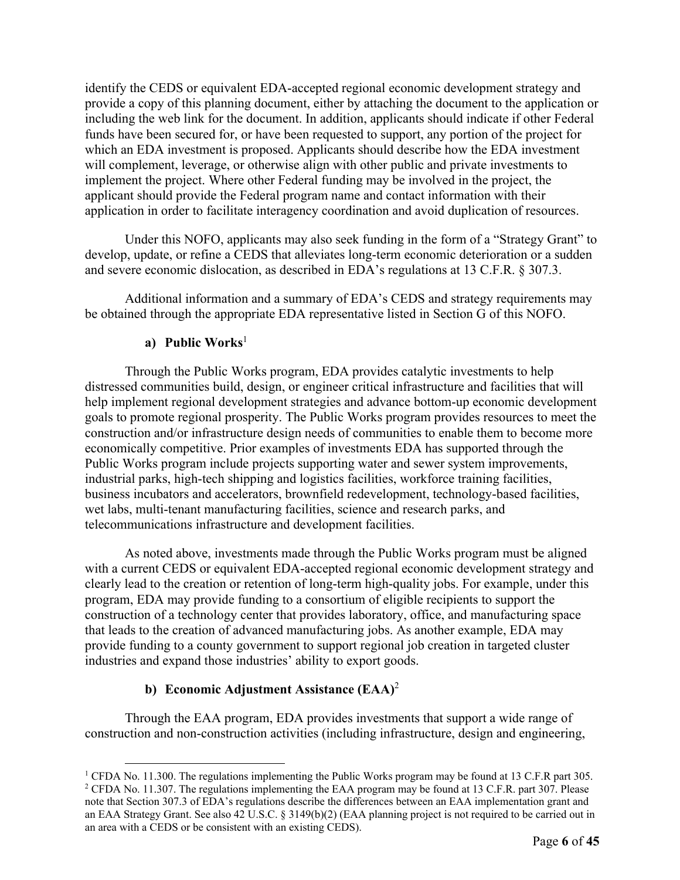identify the CEDS or equivalent EDA-accepted regional economic development strategy and provide a copy of this planning document, either by attaching the document to the application or including the web link for the document. In addition, applicants should indicate if other Federal funds have been secured for, or have been requested to support, any portion of the project for which an EDA investment is proposed. Applicants should describe how the EDA investment will complement, leverage, or otherwise align with other public and private investments to implement the project. Where other Federal funding may be involved in the project, the applicant should provide the Federal program name and contact information with their application in order to facilitate interagency coordination and avoid duplication of resources.

Under this NOFO, applicants may also seek funding in the form of a "Strategy Grant" to develop, update, or refine a CEDS that alleviates long-term economic deterioration or a sudden and severe economic dislocation, as described in EDA's regulations at 13 C.F.R. § 307.3.

Additional information and a summary of EDA's CEDS and strategy requirements may be obtained through the appropriate EDA representative listed in Section G of this NOFO.

**a) Public Works**[1]

Through the Public Works program, EDA provides catalytic investments to help distressed communities build, design, or engineer critical infrastructure and facilities that will help implement regional development strategies and advance bottom-up economic development goals to promote regional prosperity. The Public Works program provides resources to meet the construction and/or infrastructure design needs of communities to enable them to become more economically competitive. Prior examples of investments EDA has supported through the Public Works program include projects supporting water and sewer system improvements, industrial parks, high-tech shipping and logistics facilities, workforce training facilities, business incubators and accelerators, brownfield redevelopment, technology-based facilities, wet labs, multi-tenant manufacturing facilities, science and research parks, and telecommunications infrastructure and development facilities.

As noted above, investments made through the Public Works program must be aligned with a current CEDS or equivalent EDA-accepted regional economic development strategy and clearly lead to the creation or retention of long-term high-quality jobs. For example, under this program, EDA may provide funding to a consortium of eligible recipients to support the construction of a technology center that provides laboratory, office, and manufacturing space that leads to the creation of advanced manufacturing jobs. As another example, EDA may provide funding to a county government to support regional job creation in targeted cluster industries and expand those industries' ability to export goods.

**b) Economic Adjustment Assistance (EAA)**[2]

Through the EAA program, EDA provides investments that support a wide range of construction and non-construction activities (including infrastructure, design and engineering,

---

[1] CFDA No. 11.300. The regulations implementing the Public Works program may be found at 13 C.F.R part 305.

[2] CFDA No. 11.307. The regulations implementing the EAA program may be found at 13 C.F.R. part 307. Please note that Section 307.3 of EDA's regulations describe the differences between an EAA implementation grant and an EAA Strategy Grant. See also 42 U.S.C. § 3149(b)(2) (EAA planning project is not required to be carried out in an area with a CEDS or be consistent with an existing CEDS).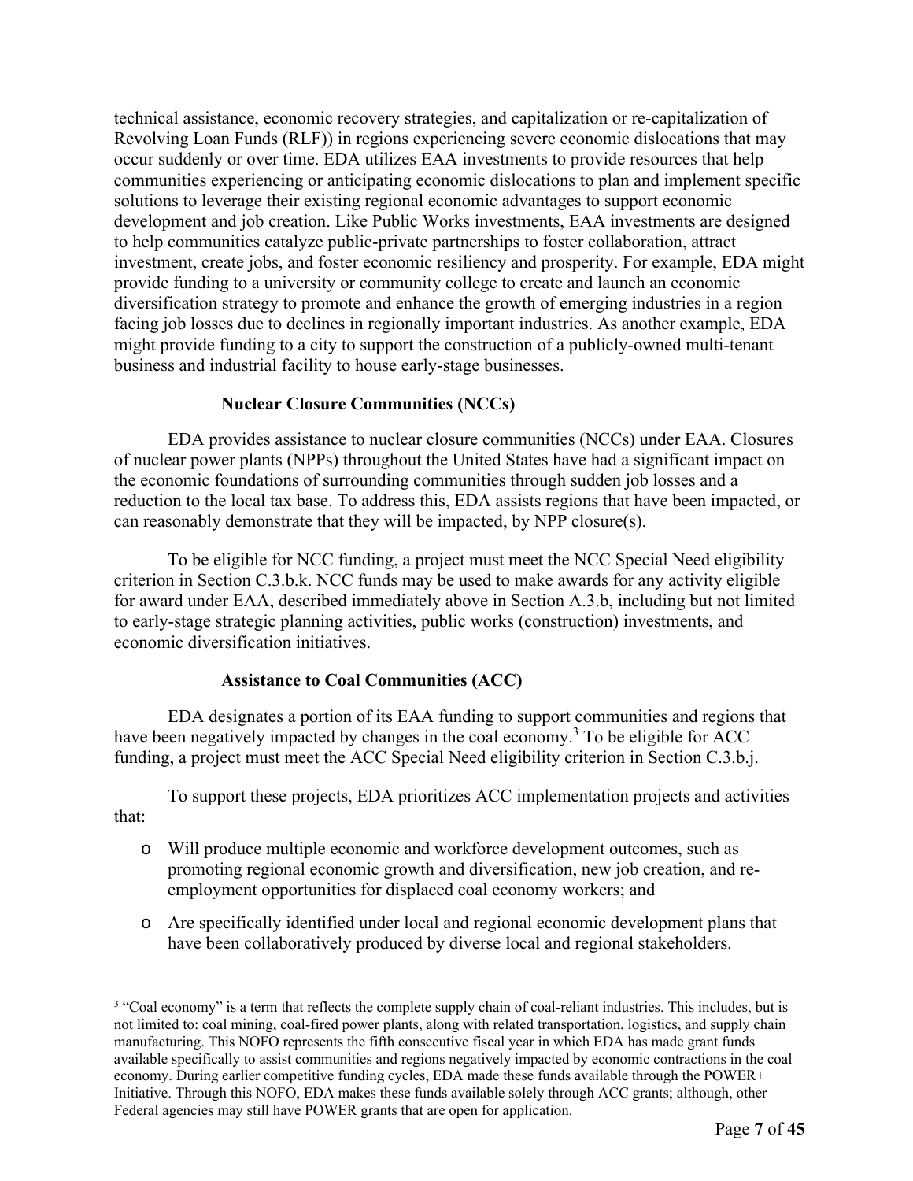technical assistance, economic recovery strategies, and capitalization or re-capitalization of Revolving Loan Funds (RLF)) in regions experiencing severe economic dislocations that may occur suddenly or over time. EDA utilizes EAA investments to provide resources that help communities experiencing or anticipating economic dislocations to plan and implement specific solutions to leverage their existing regional economic advantages to support economic development and job creation. Like Public Works investments, EAA investments are designed to help communities catalyze public-private partnerships to foster collaboration, attract investment, create jobs, and foster economic resiliency and prosperity. For example, EDA might provide funding to a university or community college to create and launch an economic diversification strategy to promote and enhance the growth of emerging industries in a region facing job losses due to declines in regionally important industries. As another example, EDA might provide funding to a city to support the construction of a publicly-owned multi-tenant business and industrial facility to house early-stage businesses.

**Nuclear Closure Communities (NCCs)**

EDA provides assistance to nuclear closure communities (NCCs) under EAA. Closures of nuclear power plants (NPPs) throughout the United States have had a significant impact on the economic foundations of surrounding communities through sudden job losses and a reduction to the local tax base. To address this, EDA assists regions that have been impacted, or can reasonably demonstrate that they will be impacted, by NPP closure(s).

To be eligible for NCC funding, a project must meet the NCC Special Need eligibility criterion in Section C.3.b.k. NCC funds may be used to make awards for any activity eligible for award under EAA, described immediately above in Section A.3.b, including but not limited to early-stage strategic planning activities, public works (construction) investments, and economic diversification initiatives.

**Assistance to Coal Communities (ACC)**

EDA designates a portion of its EAA funding to support communities and regions that have been negatively impacted by changes in the coal economy.[3] To be eligible for ACC funding, a project must meet the ACC Special Need eligibility criterion in Section C.3.b.j.

To support these projects, EDA prioritizes ACC implementation projects and activities that:

- Will produce multiple economic and workforce development outcomes, such as promoting regional economic growth and diversification, new job creation, and re-employment opportunities for displaced coal economy workers; and
- Are specifically identified under local and regional economic development plans that have been collaboratively produced by diverse local and regional stakeholders.

[3] "Coal economy" is a term that reflects the complete supply chain of coal-reliant industries. This includes, but is not limited to: coal mining, coal-fired power plants, along with related transportation, logistics, and supply chain manufacturing. This NOFO represents the fifth consecutive fiscal year in which EDA has made grant funds available specifically to assist communities and regions negatively impacted by economic contractions in the coal economy. During earlier competitive funding cycles, EDA made these funds available through the POWER+ Initiative. Through this NOFO, EDA makes these funds available solely through ACC grants; although, other Federal agencies may still have POWER grants that are open for application.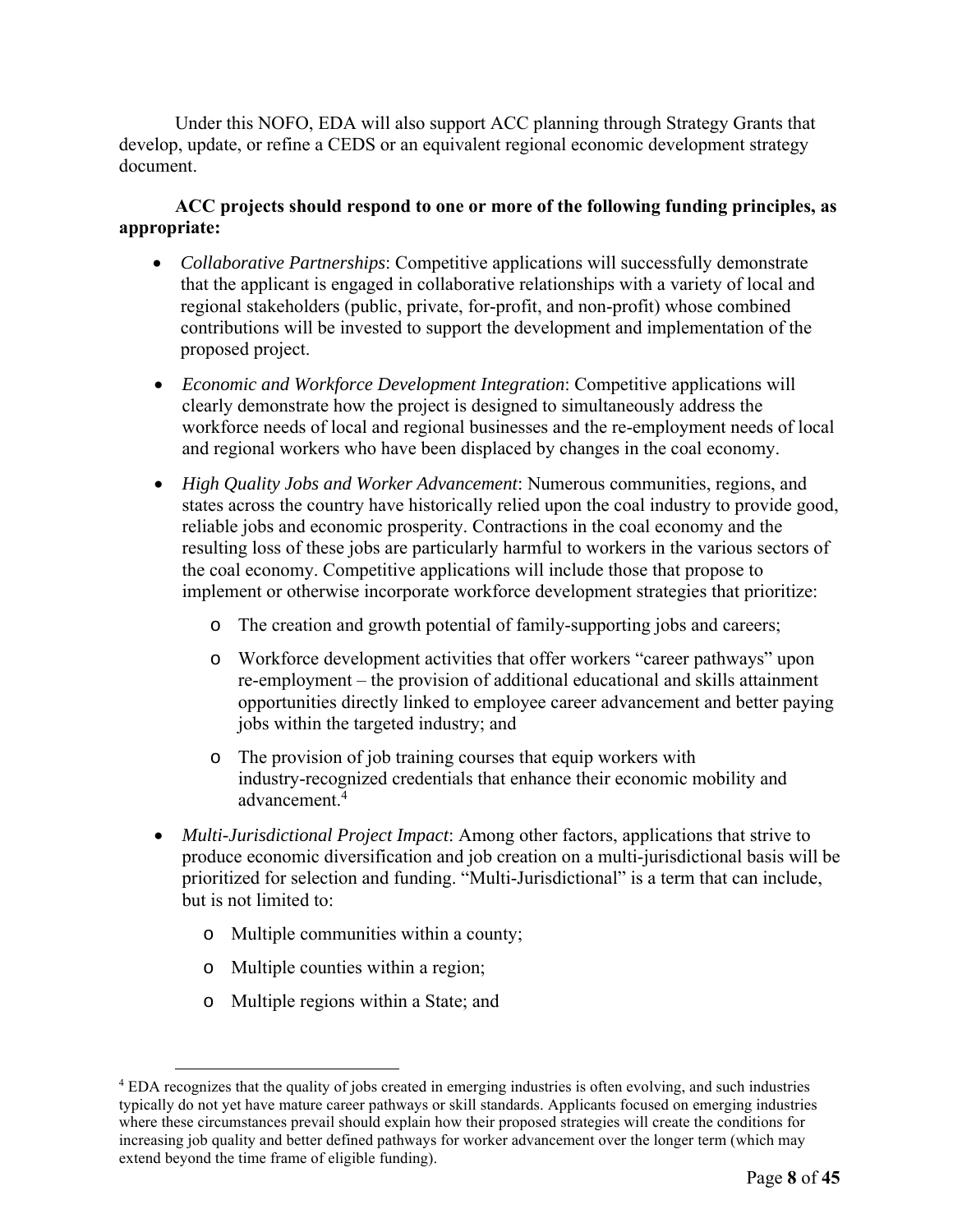Under this NOFO, EDA will also support ACC planning through Strategy Grants that develop, update, or refine a CEDS or an equivalent regional economic development strategy document.

**ACC projects should respond to one or more of the following funding principles, as appropriate:**

- *Collaborative Partnerships*: Competitive applications will successfully demonstrate that the applicant is engaged in collaborative relationships with a variety of local and regional stakeholders (public, private, for-profit, and non-profit) whose combined contributions will be invested to support the development and implementation of the proposed project.
- *Economic and Workforce Development Integration*: Competitive applications will clearly demonstrate how the project is designed to simultaneously address the workforce needs of local and regional businesses and the re-employment needs of local and regional workers who have been displaced by changes in the coal economy.
- *High Quality Jobs and Worker Advancement*: Numerous communities, regions, and states across the country have historically relied upon the coal industry to provide good, reliable jobs and economic prosperity. Contractions in the coal economy and the resulting loss of these jobs are particularly harmful to workers in the various sectors of the coal economy. Competitive applications will include those that propose to implement or otherwise incorporate workforce development strategies that prioritize:
  - The creation and growth potential of family-supporting jobs and careers;
  - Workforce development activities that offer workers "career pathways" upon re-employment – the provision of additional educational and skills attainment opportunities directly linked to employee career advancement and better paying jobs within the targeted industry; and
  - The provision of job training courses that equip workers with industry-recognized credentials that enhance their economic mobility and advancement.[4]
- *Multi-Jurisdictional Project Impact*: Among other factors, applications that strive to produce economic diversification and job creation on a multi-jurisdictional basis will be prioritized for selection and funding. "Multi-Jurisdictional" is a term that can include, but is not limited to:
  - Multiple communities within a county;
  - Multiple counties within a region;
  - Multiple regions within a State; and

[4] EDA recognizes that the quality of jobs created in emerging industries is often evolving, and such industries typically do not yet have mature career pathways or skill standards. Applicants focused on emerging industries where these circumstances prevail should explain how their proposed strategies will create the conditions for increasing job quality and better defined pathways for worker advancement over the longer term (which may extend beyond the time frame of eligible funding).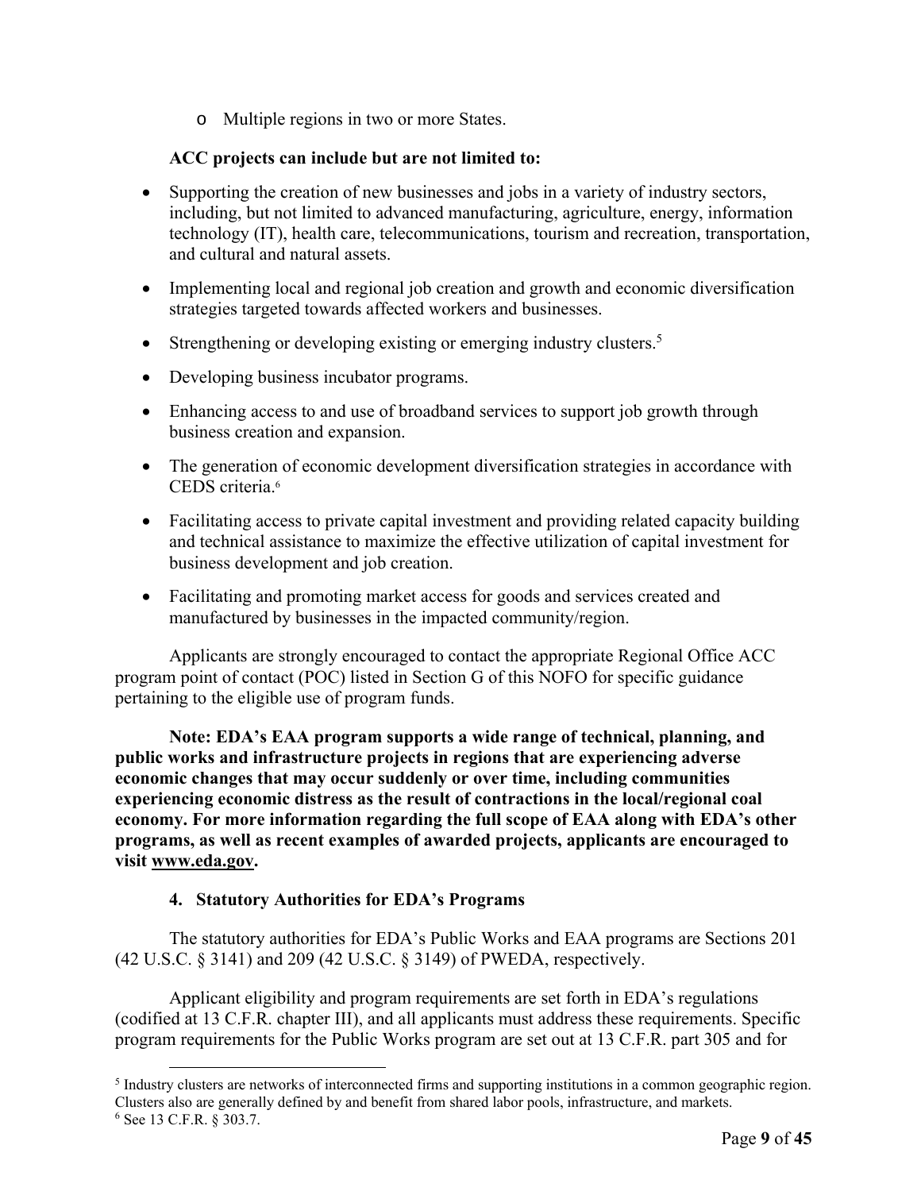- Multiple regions in two or more States.

**ACC projects can include but are not limited to:**

- Supporting the creation of new businesses and jobs in a variety of industry sectors, including, but not limited to advanced manufacturing, agriculture, energy, information technology (IT), health care, telecommunications, tourism and recreation, transportation, and cultural and natural assets.
- Implementing local and regional job creation and growth and economic diversification strategies targeted towards affected workers and businesses.
- Strengthening or developing existing or emerging industry clusters.[5]
- Developing business incubator programs.
- Enhancing access to and use of broadband services to support job growth through business creation and expansion.
- The generation of economic development diversification strategies in accordance with CEDS criteria.[6]
- Facilitating access to private capital investment and providing related capacity building and technical assistance to maximize the effective utilization of capital investment for business development and job creation.
- Facilitating and promoting market access for goods and services created and manufactured by businesses in the impacted community/region.

Applicants are strongly encouraged to contact the appropriate Regional Office ACC program point of contact (POC) listed in Section G of this NOFO for specific guidance pertaining to the eligible use of program funds.

**Note: EDA's EAA program supports a wide range of technical, planning, and public works and infrastructure projects in regions that are experiencing adverse economic changes that may occur suddenly or over time, including communities experiencing economic distress as the result of contractions in the local/regional coal economy. For more information regarding the full scope of EAA along with EDA's other programs, as well as recent examples of awarded projects, applicants are encouraged to visit www.eda.gov.**

### 4. Statutory Authorities for EDA's Programs

The statutory authorities for EDA's Public Works and EAA programs are Sections 201 (42 U.S.C. § 3141) and 209 (42 U.S.C. § 3149) of PWEDA, respectively.

Applicant eligibility and program requirements are set forth in EDA's regulations (codified at 13 C.F.R. chapter III), and all applicants must address these requirements. Specific program requirements for the Public Works program are set out at 13 C.F.R. part 305 and for

---

[5] Industry clusters are networks of interconnected firms and supporting institutions in a common geographic region. Clusters also are generally defined by and benefit from shared labor pools, infrastructure, and markets.

[6] See 13 C.F.R. § 303.7.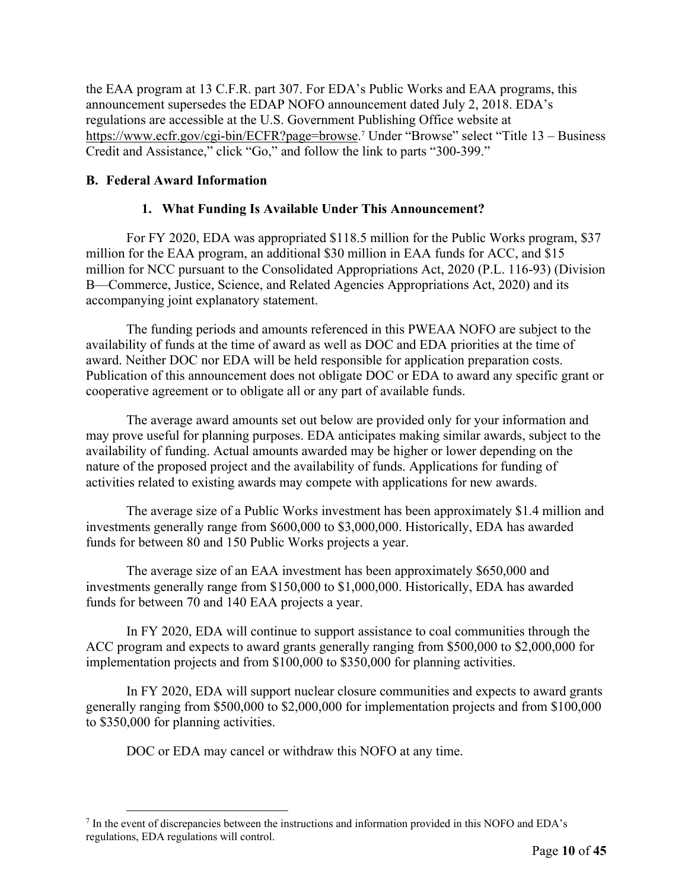the EAA program at 13 C.F.R. part 307. For EDA's Public Works and EAA programs, this announcement supersedes the EDAP NOFO announcement dated July 2, 2018. EDA's regulations are accessible at the U.S. Government Publishing Office website at https://www.ecfr.gov/cgi-bin/ECFR?page=browse.[7] Under "Browse" select "Title 13 – Business Credit and Assistance," click "Go," and follow the link to parts "300-399."

### B. Federal Award Information

#### 1. What Funding Is Available Under This Announcement?

For FY 2020, EDA was appropriated $118.5 million for the Public Works program, $37 million for the EAA program, an additional $30 million in EAA funds for ACC, and $15 million for NCC pursuant to the Consolidated Appropriations Act, 2020 (P.L. 116-93) (Division B—Commerce, Justice, Science, and Related Agencies Appropriations Act, 2020) and its accompanying joint explanatory statement.

The funding periods and amounts referenced in this PWEAA NOFO are subject to the availability of funds at the time of award as well as DOC and EDA priorities at the time of award. Neither DOC nor EDA will be held responsible for application preparation costs. Publication of this announcement does not obligate DOC or EDA to award any specific grant or cooperative agreement or to obligate all or any part of available funds.

The average award amounts set out below are provided only for your information and may prove useful for planning purposes. EDA anticipates making similar awards, subject to the availability of funding. Actual amounts awarded may be higher or lower depending on the nature of the proposed project and the availability of funds. Applications for funding of activities related to existing awards may compete with applications for new awards.

The average size of a Public Works investment has been approximately $1.4 million and investments generally range from $600,000 to $3,000,000. Historically, EDA has awarded funds for between 80 and 150 Public Works projects a year.

The average size of an EAA investment has been approximately $650,000 and investments generally range from $150,000 to $1,000,000. Historically, EDA has awarded funds for between 70 and 140 EAA projects a year.

In FY 2020, EDA will continue to support assistance to coal communities through the ACC program and expects to award grants generally ranging from $500,000 to $2,000,000 for implementation projects and from $100,000 to $350,000 for planning activities.

In FY 2020, EDA will support nuclear closure communities and expects to award grants generally ranging from $500,000 to $2,000,000 for implementation projects and from $100,000 to $350,000 for planning activities.

DOC or EDA may cancel or withdraw this NOFO at any time.

[7] In the event of discrepancies between the instructions and information provided in this NOFO and EDA's regulations, EDA regulations will control.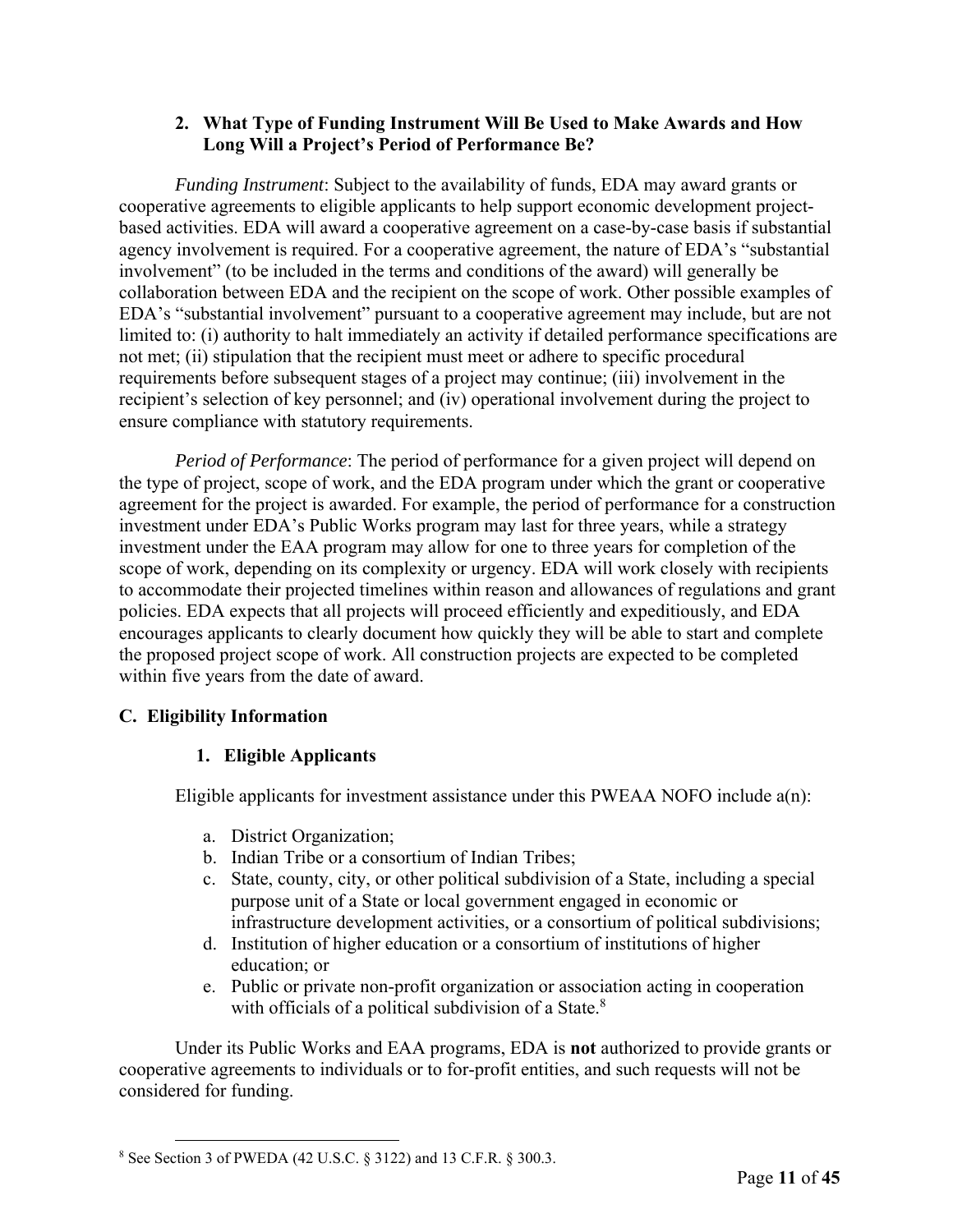### 2. What Type of Funding Instrument Will Be Used to Make Awards and How Long Will a Project's Period of Performance Be?

*Funding Instrument*: Subject to the availability of funds, EDA may award grants or cooperative agreements to eligible applicants to help support economic development project-based activities. EDA will award a cooperative agreement on a case-by-case basis if substantial agency involvement is required. For a cooperative agreement, the nature of EDA's "substantial involvement" (to be included in the terms and conditions of the award) will generally be collaboration between EDA and the recipient on the scope of work. Other possible examples of EDA's "substantial involvement" pursuant to a cooperative agreement may include, but are not limited to: (i) authority to halt immediately an activity if detailed performance specifications are not met; (ii) stipulation that the recipient must meet or adhere to specific procedural requirements before subsequent stages of a project may continue; (iii) involvement in the recipient's selection of key personnel; and (iv) operational involvement during the project to ensure compliance with statutory requirements.

*Period of Performance*: The period of performance for a given project will depend on the type of project, scope of work, and the EDA program under which the grant or cooperative agreement for the project is awarded. For example, the period of performance for a construction investment under EDA's Public Works program may last for three years, while a strategy investment under the EAA program may allow for one to three years for completion of the scope of work, depending on its complexity or urgency. EDA will work closely with recipients to accommodate their projected timelines within reason and allowances of regulations and grant policies. EDA expects that all projects will proceed efficiently and expeditiously, and EDA encourages applicants to clearly document how quickly they will be able to start and complete the proposed project scope of work. All construction projects are expected to be completed within five years from the date of award.

## C. Eligibility Information

### 1. Eligible Applicants

Eligible applicants for investment assistance under this PWEAA NOFO include a(n):

a. District Organization;
b. Indian Tribe or a consortium of Indian Tribes;
c. State, county, city, or other political subdivision of a State, including a special purpose unit of a State or local government engaged in economic or infrastructure development activities, or a consortium of political subdivisions;
d. Institution of higher education or a consortium of institutions of higher education; or
e. Public or private non-profit organization or association acting in cooperation with officials of a political subdivision of a State.[8]

Under its Public Works and EAA programs, EDA is **not** authorized to provide grants or cooperative agreements to individuals or to for-profit entities, and such requests will not be considered for funding.

---

[8] See Section 3 of PWEDA (42 U.S.C. § 3122) and 13 C.F.R. § 300.3.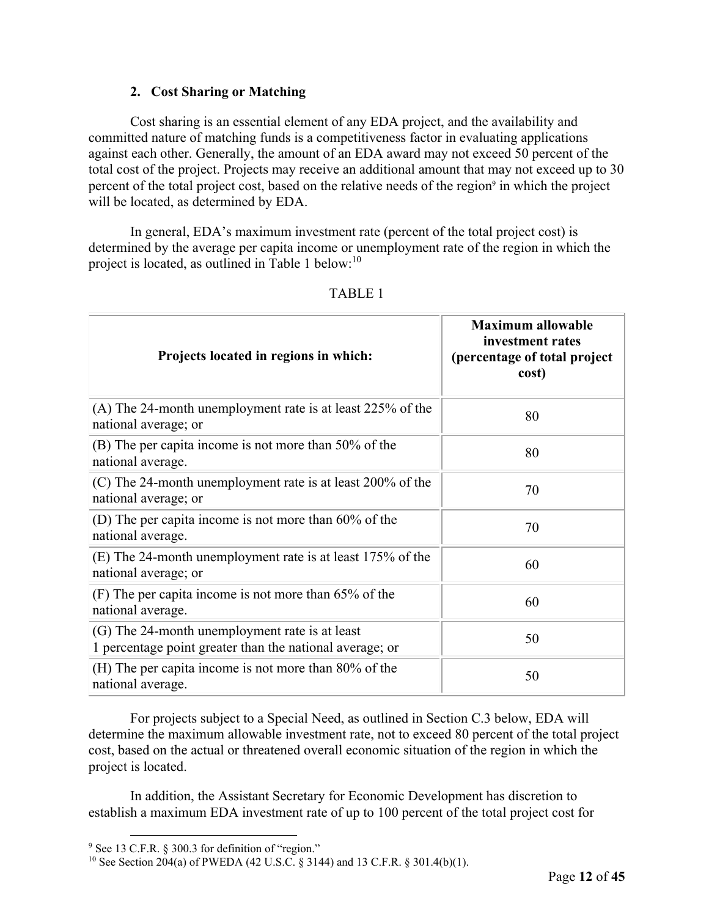### 2. Cost Sharing or Matching

Cost sharing is an essential element of any EDA project, and the availability and committed nature of matching funds is a competitiveness factor in evaluating applications against each other. Generally, the amount of an EDA award may not exceed 50 percent of the total cost of the project. Projects may receive an additional amount that may not exceed up to 30 percent of the total project cost, based on the relative needs of the region[9] in which the project will be located, as determined by EDA.

In general, EDA's maximum investment rate (percent of the total project cost) is determined by the average per capita income or unemployment rate of the region in which the project is located, as outlined in Table 1 below:[10]

TABLE 1

| Projects located in regions in which: | Maximum allowable investment rates (percentage of total project cost) |
|---|---|
| (A) The 24-month unemployment rate is at least 225% of the national average; or | 80 |
| (B) The per capita income is not more than 50% of the national average. | 80 |
| (C) The 24-month unemployment rate is at least 200% of the national average; or | 70 |
| (D) The per capita income is not more than 60% of the national average. | 70 |
| (E) The 24-month unemployment rate is at least 175% of the national average; or | 60 |
| (F) The per capita income is not more than 65% of the national average. | 60 |
| (G) The 24-month unemployment rate is at least 1 percentage point greater than the national average; or | 50 |
| (H) The per capita income is not more than 80% of the national average. | 50 |

For projects subject to a Special Need, as outlined in Section C.3 below, EDA will determine the maximum allowable investment rate, not to exceed 80 percent of the total project cost, based on the actual or threatened overall economic situation of the region in which the project is located.

In addition, the Assistant Secretary for Economic Development has discretion to establish a maximum EDA investment rate of up to 100 percent of the total project cost for

[9] See 13 C.F.R. § 300.3 for definition of "region."

[10] See Section 204(a) of PWEDA (42 U.S.C. § 3144) and 13 C.F.R. § 301.4(b)(1).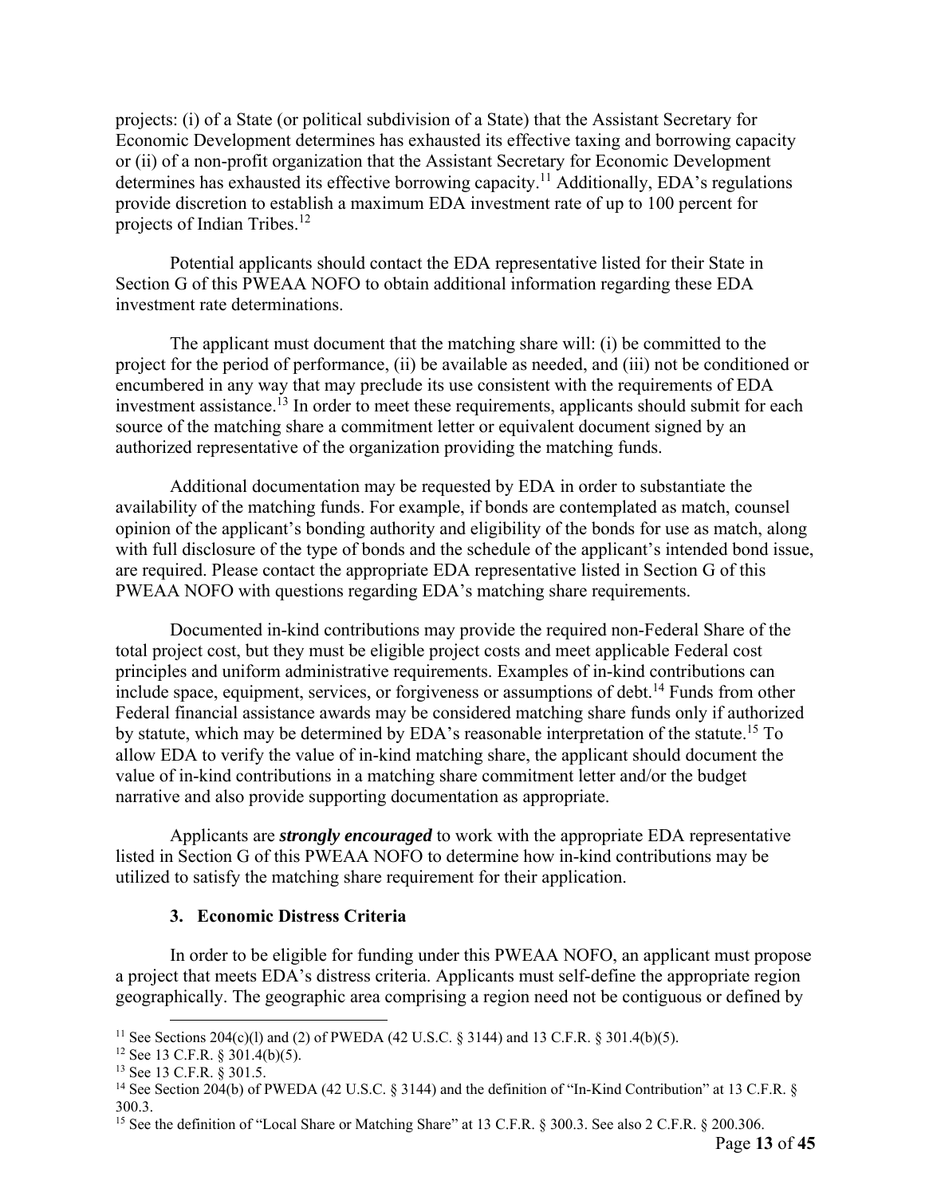projects: (i) of a State (or political subdivision of a State) that the Assistant Secretary for Economic Development determines has exhausted its effective taxing and borrowing capacity or (ii) of a non-profit organization that the Assistant Secretary for Economic Development determines has exhausted its effective borrowing capacity.[11] Additionally, EDA's regulations provide discretion to establish a maximum EDA investment rate of up to 100 percent for projects of Indian Tribes.[12]

Potential applicants should contact the EDA representative listed for their State in Section G of this PWEAA NOFO to obtain additional information regarding these EDA investment rate determinations.

The applicant must document that the matching share will: (i) be committed to the project for the period of performance, (ii) be available as needed, and (iii) not be conditioned or encumbered in any way that may preclude its use consistent with the requirements of EDA investment assistance.[13] In order to meet these requirements, applicants should submit for each source of the matching share a commitment letter or equivalent document signed by an authorized representative of the organization providing the matching funds.

Additional documentation may be requested by EDA in order to substantiate the availability of the matching funds. For example, if bonds are contemplated as match, counsel opinion of the applicant's bonding authority and eligibility of the bonds for use as match, along with full disclosure of the type of bonds and the schedule of the applicant's intended bond issue, are required. Please contact the appropriate EDA representative listed in Section G of this PWEAA NOFO with questions regarding EDA's matching share requirements.

Documented in-kind contributions may provide the required non-Federal Share of the total project cost, but they must be eligible project costs and meet applicable Federal cost principles and uniform administrative requirements. Examples of in-kind contributions can include space, equipment, services, or forgiveness or assumptions of debt.[14] Funds from other Federal financial assistance awards may be considered matching share funds only if authorized by statute, which may be determined by EDA's reasonable interpretation of the statute.[15] To allow EDA to verify the value of in-kind matching share, the applicant should document the value of in-kind contributions in a matching share commitment letter and/or the budget narrative and also provide supporting documentation as appropriate.

Applicants are ***strongly encouraged*** to work with the appropriate EDA representative listed in Section G of this PWEAA NOFO to determine how in-kind contributions may be utilized to satisfy the matching share requirement for their application.

### 3. Economic Distress Criteria

In order to be eligible for funding under this PWEAA NOFO, an applicant must propose a project that meets EDA's distress criteria. Applicants must self-define the appropriate region geographically. The geographic area comprising a region need not be contiguous or defined by

---

[11] See Sections 204(c)(l) and (2) of PWEDA (42 U.S.C. § 3144) and 13 C.F.R. § 301.4(b)(5).

[12] See 13 C.F.R. § 301.4(b)(5).

[13] See 13 C.F.R. § 301.5.

[14] See Section 204(b) of PWEDA (42 U.S.C. § 3144) and the definition of "In-Kind Contribution" at 13 C.F.R. § 300.3.

[15] See the definition of "Local Share or Matching Share" at 13 C.F.R. § 300.3. See also 2 C.F.R. § 200.306.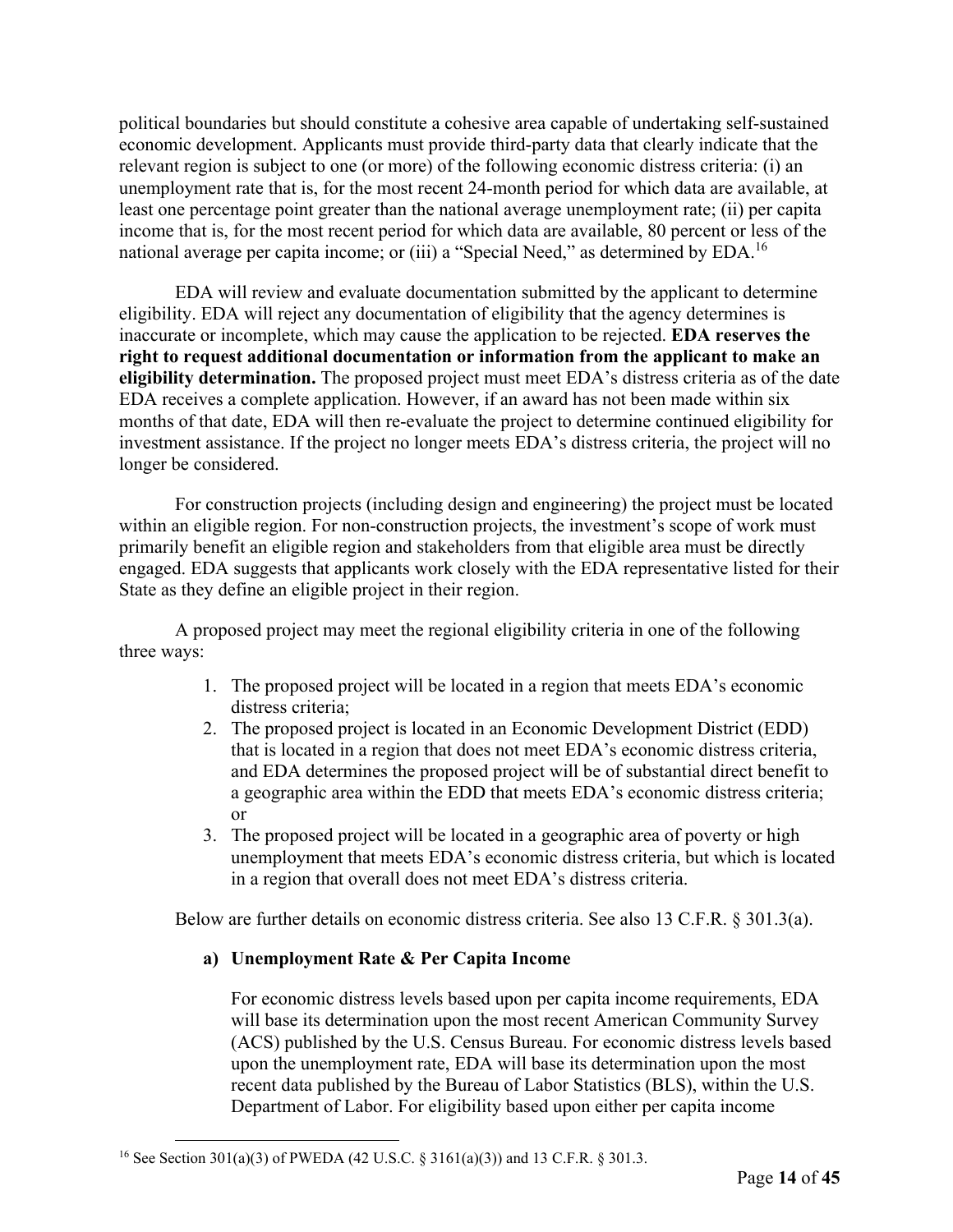political boundaries but should constitute a cohesive area capable of undertaking self-sustained economic development. Applicants must provide third-party data that clearly indicate that the relevant region is subject to one (or more) of the following economic distress criteria: (i) an unemployment rate that is, for the most recent 24-month period for which data are available, at least one percentage point greater than the national average unemployment rate; (ii) per capita income that is, for the most recent period for which data are available, 80 percent or less of the national average per capita income; or (iii) a "Special Need," as determined by EDA.[16]

EDA will review and evaluate documentation submitted by the applicant to determine eligibility. EDA will reject any documentation of eligibility that the agency determines is inaccurate or incomplete, which may cause the application to be rejected. **EDA reserves the right to request additional documentation or information from the applicant to make an eligibility determination.** The proposed project must meet EDA's distress criteria as of the date EDA receives a complete application. However, if an award has not been made within six months of that date, EDA will then re-evaluate the project to determine continued eligibility for investment assistance. If the project no longer meets EDA's distress criteria, the project will no longer be considered.

For construction projects (including design and engineering) the project must be located within an eligible region. For non-construction projects, the investment's scope of work must primarily benefit an eligible region and stakeholders from that eligible area must be directly engaged. EDA suggests that applicants work closely with the EDA representative listed for their State as they define an eligible project in their region.

A proposed project may meet the regional eligibility criteria in one of the following three ways:

1. The proposed project will be located in a region that meets EDA's economic distress criteria;
2. The proposed project is located in an Economic Development District (EDD) that is located in a region that does not meet EDA's economic distress criteria, and EDA determines the proposed project will be of substantial direct benefit to a geographic area within the EDD that meets EDA's economic distress criteria; or
3. The proposed project will be located in a geographic area of poverty or high unemployment that meets EDA's economic distress criteria, but which is located in a region that overall does not meet EDA's distress criteria.

Below are further details on economic distress criteria. See also 13 C.F.R. § 301.3(a).

**a) Unemployment Rate & Per Capita Income**

For economic distress levels based upon per capita income requirements, EDA will base its determination upon the most recent American Community Survey (ACS) published by the U.S. Census Bureau. For economic distress levels based upon the unemployment rate, EDA will base its determination upon the most recent data published by the Bureau of Labor Statistics (BLS), within the U.S. Department of Labor. For eligibility based upon either per capita income

[16] See Section 301(a)(3) of PWEDA (42 U.S.C. § 3161(a)(3)) and 13 C.F.R. § 301.3.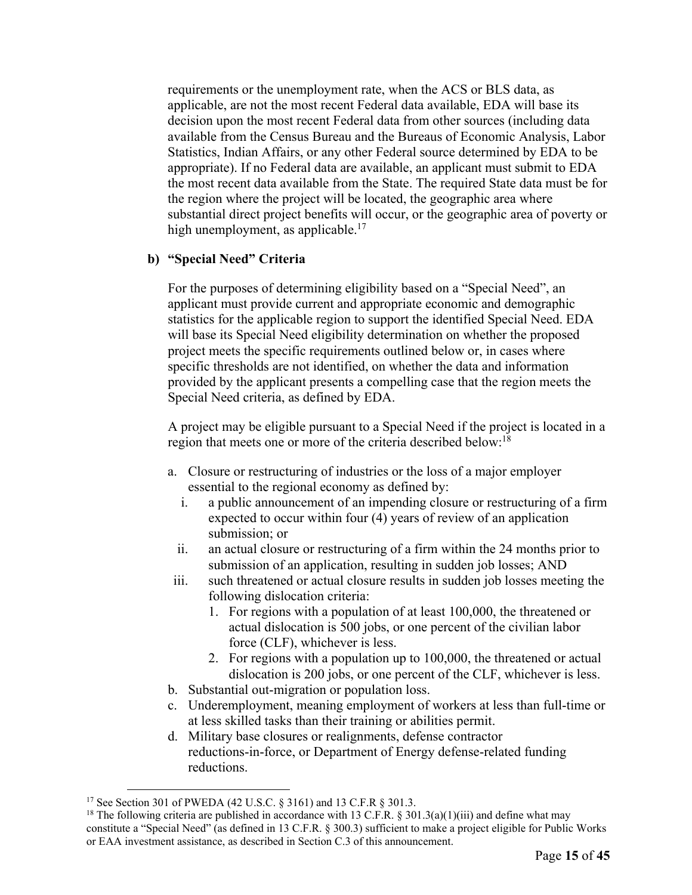requirements or the unemployment rate, when the ACS or BLS data, as applicable, are not the most recent Federal data available, EDA will base its decision upon the most recent Federal data from other sources (including data available from the Census Bureau and the Bureaus of Economic Analysis, Labor Statistics, Indian Affairs, or any other Federal source determined by EDA to be appropriate). If no Federal data are available, an applicant must submit to EDA the most recent data available from the State. The required State data must be for the region where the project will be located, the geographic area where substantial direct project benefits will occur, or the geographic area of poverty or high unemployment, as applicable.[17]

**b) "Special Need" Criteria**

For the purposes of determining eligibility based on a "Special Need", an applicant must provide current and appropriate economic and demographic statistics for the applicable region to support the identified Special Need. EDA will base its Special Need eligibility determination on whether the proposed project meets the specific requirements outlined below or, in cases where specific thresholds are not identified, on whether the data and information provided by the applicant presents a compelling case that the region meets the Special Need criteria, as defined by EDA.

A project may be eligible pursuant to a Special Need if the project is located in a region that meets one or more of the criteria described below:[18]

a. Closure or restructuring of industries or the loss of a major employer essential to the regional economy as defined by:
   i. a public announcement of an impending closure or restructuring of a firm expected to occur within four (4) years of review of an application submission; or
   ii. an actual closure or restructuring of a firm within the 24 months prior to submission of an application, resulting in sudden job losses; AND
   iii. such threatened or actual closure results in sudden job losses meeting the following dislocation criteria:
      1. For regions with a population of at least 100,000, the threatened or actual dislocation is 500 jobs, or one percent of the civilian labor force (CLF), whichever is less.
      2. For regions with a population up to 100,000, the threatened or actual dislocation is 200 jobs, or one percent of the CLF, whichever is less.

b. Substantial out-migration or population loss.

c. Underemployment, meaning employment of workers at less than full-time or at less skilled tasks than their training or abilities permit.

d. Military base closures or realignments, defense contractor reductions-in-force, or Department of Energy defense-related funding reductions.

---

[17] See Section 301 of PWEDA (42 U.S.C. § 3161) and 13 C.F.R § 301.3.

[18] The following criteria are published in accordance with 13 C.F.R. § 301.3(a)(1)(iii) and define what may constitute a "Special Need" (as defined in 13 C.F.R. § 300.3) sufficient to make a project eligible for Public Works or EAA investment assistance, as described in Section C.3 of this announcement.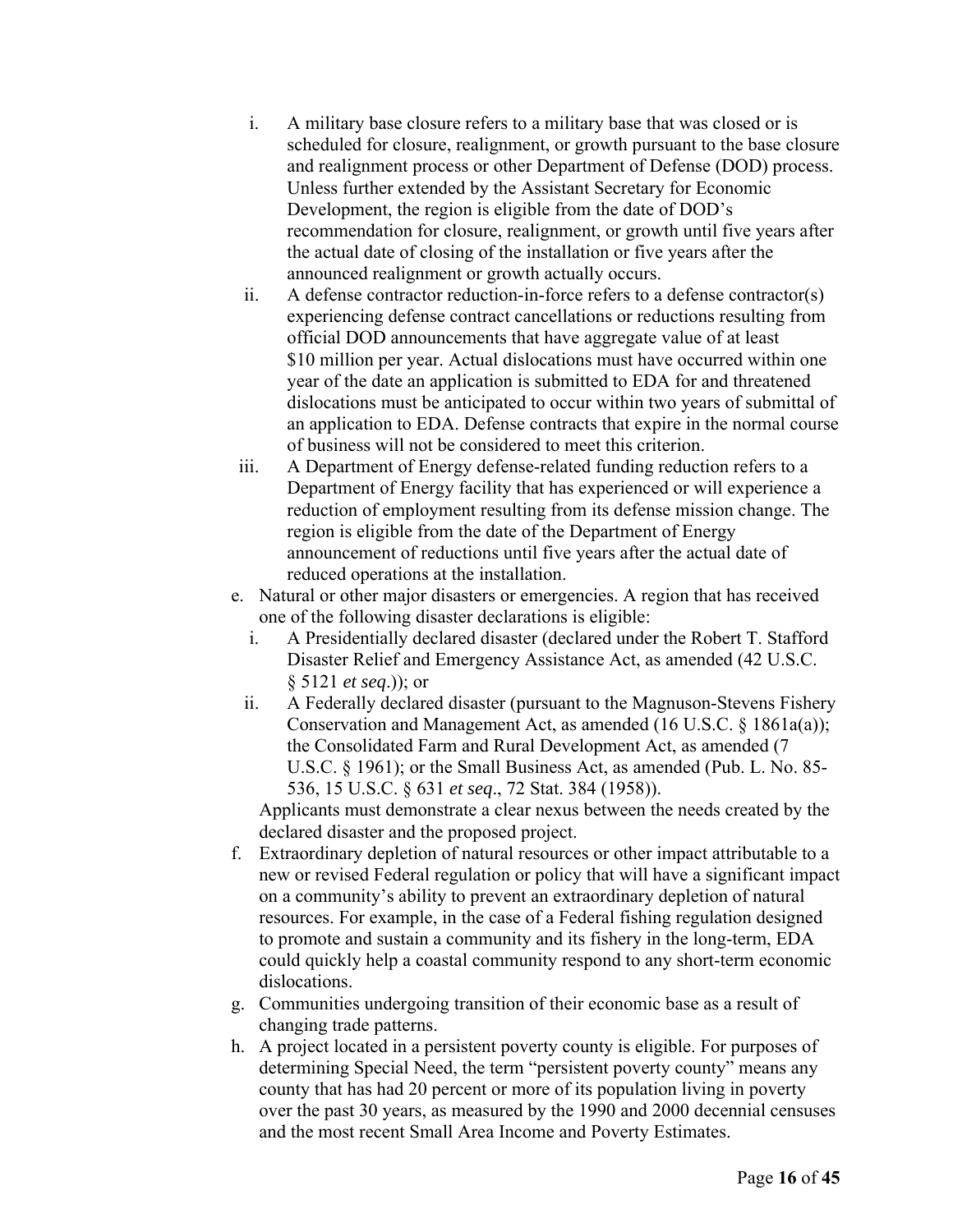i. A military base closure refers to a military base that was closed or is scheduled for closure, realignment, or growth pursuant to the base closure and realignment process or other Department of Defense (DOD) process. Unless further extended by the Assistant Secretary for Economic Development, the region is eligible from the date of DOD's recommendation for closure, realignment, or growth until five years after the actual date of closing of the installation or five years after the announced realignment or growth actually occurs.
   ii. A defense contractor reduction-in-force refers to a defense contractor(s) experiencing defense contract cancellations or reductions resulting from official DOD announcements that have aggregate value of at least $10 million per year. Actual dislocations must have occurred within one year of the date an application is submitted to EDA for and threatened dislocations must be anticipated to occur within two years of submittal of an application to EDA. Defense contracts that expire in the normal course of business will not be considered to meet this criterion.
   iii. A Department of Energy defense-related funding reduction refers to a Department of Energy facility that has experienced or will experience a reduction of employment resulting from its defense mission change. The region is eligible from the date of the Department of Energy announcement of reductions until five years after the actual date of reduced operations at the installation.

e. Natural or other major disasters or emergencies. A region that has received one of the following disaster declarations is eligible:
   i. A Presidentially declared disaster (declared under the Robert T. Stafford Disaster Relief and Emergency Assistance Act, as amended (42 U.S.C. § 5121 *et seq*.)); or
   ii. A Federally declared disaster (pursuant to the Magnuson-Stevens Fishery Conservation and Management Act, as amended (16 U.S.C. § 1861a(a)); the Consolidated Farm and Rural Development Act, as amended (7 U.S.C. § 1961); or the Small Business Act, as amended (Pub. L. No. 85-536, 15 U.S.C. § 631 *et seq*., 72 Stat. 384 (1958)).

   Applicants must demonstrate a clear nexus between the needs created by the declared disaster and the proposed project.

f. Extraordinary depletion of natural resources or other impact attributable to a new or revised Federal regulation or policy that will have a significant impact on a community's ability to prevent an extraordinary depletion of natural resources. For example, in the case of a Federal fishing regulation designed to promote and sustain a community and its fishery in the long-term, EDA could quickly help a coastal community respond to any short-term economic dislocations.

g. Communities undergoing transition of their economic base as a result of changing trade patterns.

h. A project located in a persistent poverty county is eligible. For purposes of determining Special Need, the term "persistent poverty county" means any county that has had 20 percent or more of its population living in poverty over the past 30 years, as measured by the 1990 and 2000 decennial censuses and the most recent Small Area Income and Poverty Estimates.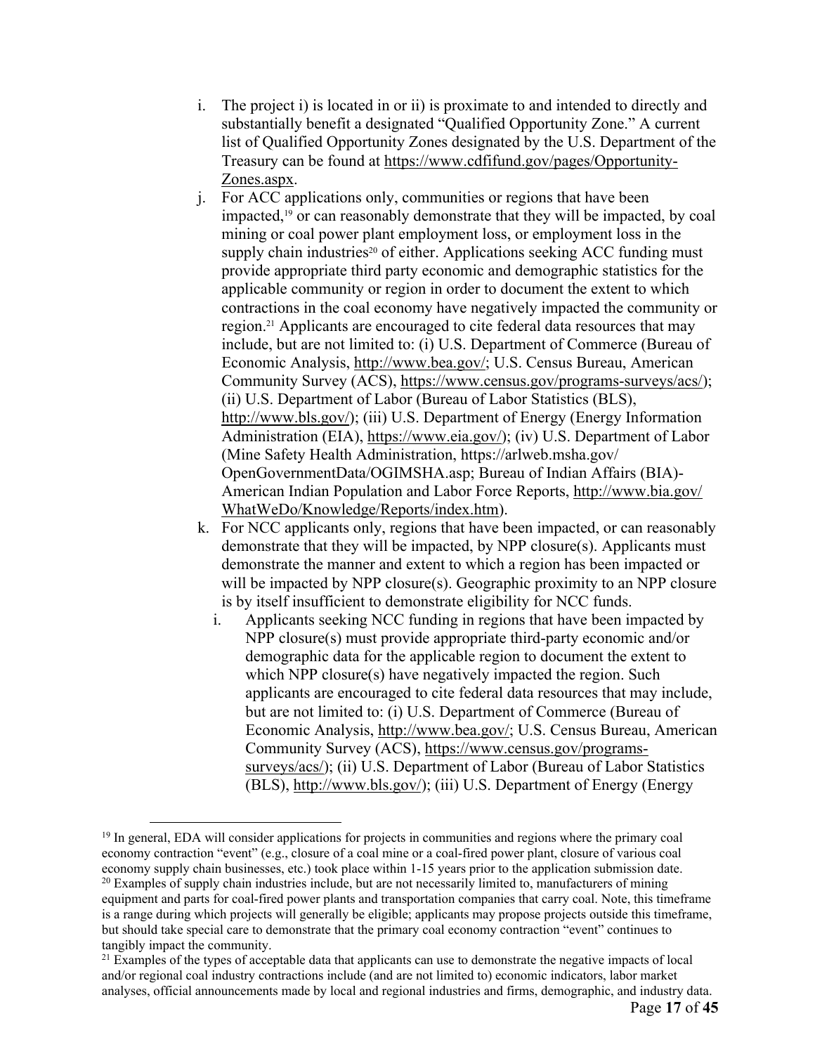i. The project i) is located in or ii) is proximate to and intended to directly and substantially benefit a designated "Qualified Opportunity Zone." A current list of Qualified Opportunity Zones designated by the U.S. Department of the Treasury can be found at https://www.cdfifund.gov/pages/Opportunity-Zones.aspx.

j. For ACC applications only, communities or regions that have been impacted,[19] or can reasonably demonstrate that they will be impacted, by coal mining or coal power plant employment loss, or employment loss in the supply chain industries[20] of either. Applications seeking ACC funding must provide appropriate third party economic and demographic statistics for the applicable community or region in order to document the extent to which contractions in the coal economy have negatively impacted the community or region.[21] Applicants are encouraged to cite federal data resources that may include, but are not limited to: (i) U.S. Department of Commerce (Bureau of Economic Analysis, http://www.bea.gov/; U.S. Census Bureau, American Community Survey (ACS), https://www.census.gov/programs-surveys/acs/); (ii) U.S. Department of Labor (Bureau of Labor Statistics (BLS), http://www.bls.gov/); (iii) U.S. Department of Energy (Energy Information Administration (EIA), https://www.eia.gov/); (iv) U.S. Department of Labor (Mine Safety Health Administration, https://arlweb.msha.gov/OpenGovernmentData/OGIMSHA.asp; Bureau of Indian Affairs (BIA)-American Indian Population and Labor Force Reports, http://www.bia.gov/WhatWeDo/Knowledge/Reports/index.htm).

k. For NCC applicants only, regions that have been impacted, or can reasonably demonstrate that they will be impacted, by NPP closure(s). Applicants must demonstrate the manner and extent to which a region has been impacted or will be impacted by NPP closure(s). Geographic proximity to an NPP closure is by itself insufficient to demonstrate eligibility for NCC funds.

   i. Applicants seeking NCC funding in regions that have been impacted by NPP closure(s) must provide appropriate third-party economic and/or demographic data for the applicable region to document the extent to which NPP closure(s) have negatively impacted the region. Such applicants are encouraged to cite federal data resources that may include, but are not limited to: (i) U.S. Department of Commerce (Bureau of Economic Analysis, http://www.bea.gov/; U.S. Census Bureau, American Community Survey (ACS), https://www.census.gov/programs-surveys/acs/); (ii) U.S. Department of Labor (Bureau of Labor Statistics (BLS), http://www.bls.gov/); (iii) U.S. Department of Energy (Energy

---

[19] In general, EDA will consider applications for projects in communities and regions where the primary coal economy contraction "event" (e.g., closure of a coal mine or a coal-fired power plant, closure of various coal economy supply chain businesses, etc.) took place within 1-15 years prior to the application submission date.

[20] Examples of supply chain industries include, but are not necessarily limited to, manufacturers of mining equipment and parts for coal-fired power plants and transportation companies that carry coal. Note, this timeframe is a range during which projects will generally be eligible; applicants may propose projects outside this timeframe, but should take special care to demonstrate that the primary coal economy contraction "event" continues to tangibly impact the community.

[21] Examples of the types of acceptable data that applicants can use to demonstrate the negative impacts of local and/or regional coal industry contractions include (and are not limited to) economic indicators, labor market analyses, official announcements made by local and regional industries and firms, demographic, and industry data.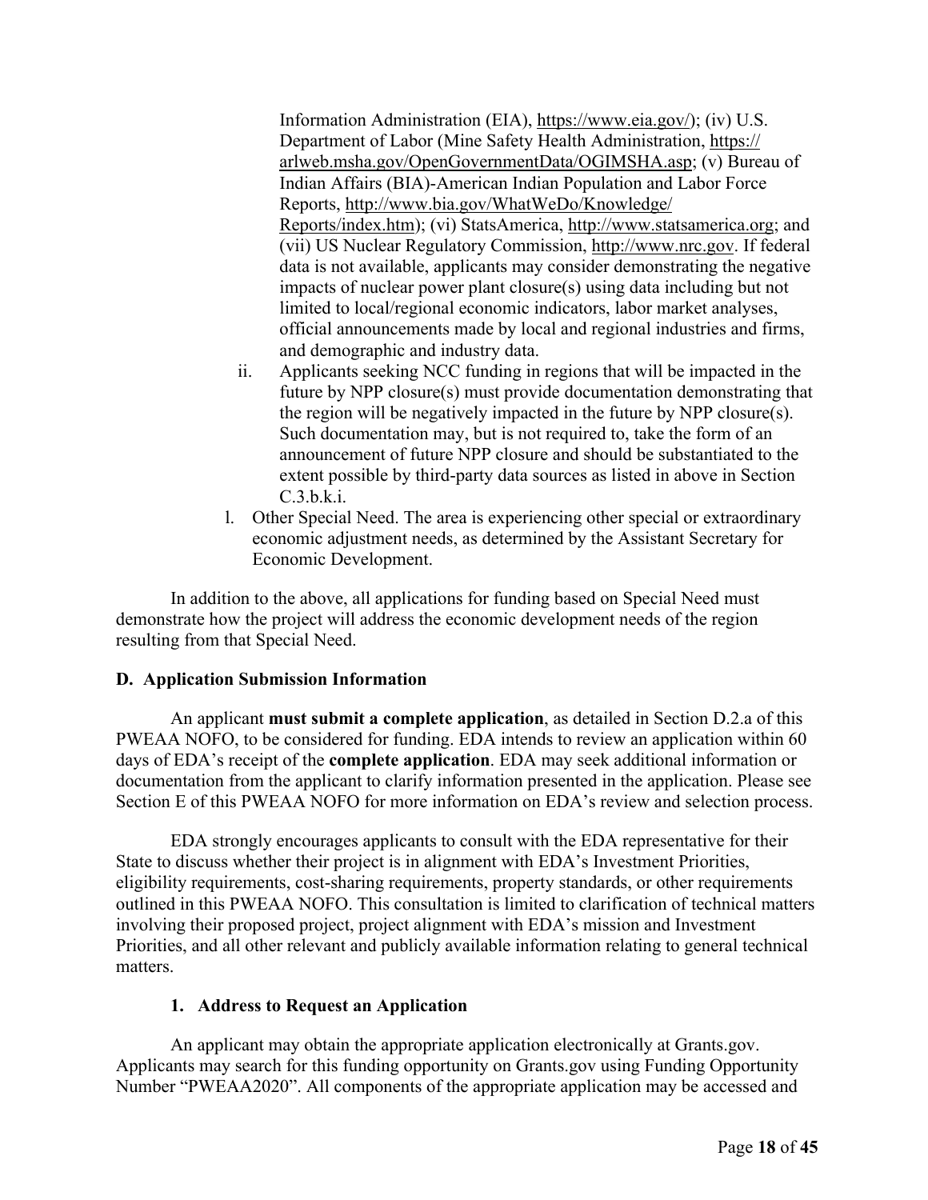Information Administration (EIA), https://www.eia.gov/); (iv) U.S. Department of Labor (Mine Safety Health Administration, https://arlweb.msha.gov/OpenGovernmentData/OGIMSHA.asp; (v) Bureau of Indian Affairs (BIA)-American Indian Population and Labor Force Reports, http://www.bia.gov/WhatWeDo/Knowledge/Reports/index.htm); (vi) StatsAmerica, http://www.statsamerica.org; and (vii) US Nuclear Regulatory Commission, http://www.nrc.gov. If federal data is not available, applicants may consider demonstrating the negative impacts of nuclear power plant closure(s) using data including but not limited to local/regional economic indicators, labor market analyses, official announcements made by local and regional industries and firms, and demographic and industry data.

ii. Applicants seeking NCC funding in regions that will be impacted in the future by NPP closure(s) must provide documentation demonstrating that the region will be negatively impacted in the future by NPP closure(s). Such documentation may, but is not required to, take the form of an announcement of future NPP closure and should be substantiated to the extent possible by third-party data sources as listed in above in Section C.3.b.k.i.

l. Other Special Need. The area is experiencing other special or extraordinary economic adjustment needs, as determined by the Assistant Secretary for Economic Development.

In addition to the above, all applications for funding based on Special Need must demonstrate how the project will address the economic development needs of the region resulting from that Special Need.

## D. Application Submission Information

An applicant **must submit a complete application**, as detailed in Section D.2.a of this PWEAA NOFO, to be considered for funding. EDA intends to review an application within 60 days of EDA's receipt of the **complete application**. EDA may seek additional information or documentation from the applicant to clarify information presented in the application. Please see Section E of this PWEAA NOFO for more information on EDA's review and selection process.

EDA strongly encourages applicants to consult with the EDA representative for their State to discuss whether their project is in alignment with EDA's Investment Priorities, eligibility requirements, cost-sharing requirements, property standards, or other requirements outlined in this PWEAA NOFO. This consultation is limited to clarification of technical matters involving their proposed project, project alignment with EDA's mission and Investment Priorities, and all other relevant and publicly available information relating to general technical matters.

### 1. Address to Request an Application

An applicant may obtain the appropriate application electronically at Grants.gov. Applicants may search for this funding opportunity on Grants.gov using Funding Opportunity Number "PWEAA2020". All components of the appropriate application may be accessed and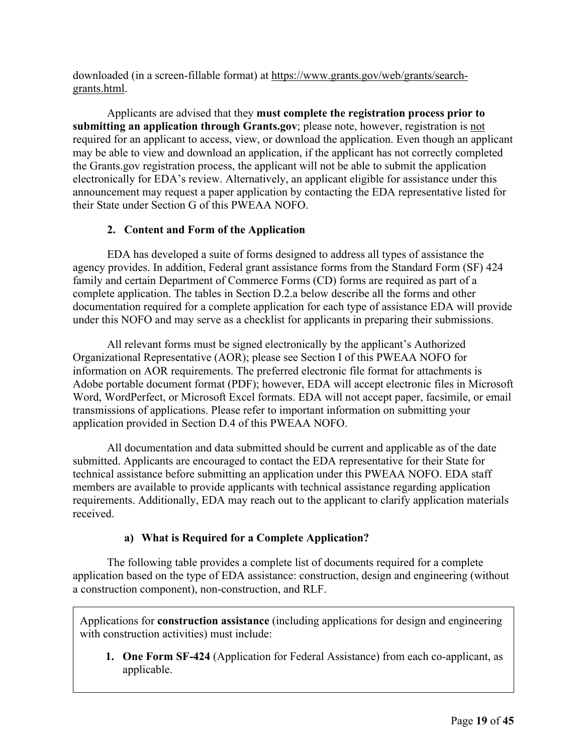downloaded (in a screen-fillable format) at https://www.grants.gov/web/grants/search-grants.html.

Applicants are advised that they **must complete the registration process prior to submitting an application through Grants.gov**; please note, however, registration is not required for an applicant to access, view, or download the application. Even though an applicant may be able to view and download an application, if the applicant has not correctly completed the Grants.gov registration process, the applicant will not be able to submit the application electronically for EDA's review. Alternatively, an applicant eligible for assistance under this announcement may request a paper application by contacting the EDA representative listed for their State under Section G of this PWEAA NOFO.

### 2. Content and Form of the Application

EDA has developed a suite of forms designed to address all types of assistance the agency provides. In addition, Federal grant assistance forms from the Standard Form (SF) 424 family and certain Department of Commerce Forms (CD) forms are required as part of a complete application. The tables in Section D.2.a below describe all the forms and other documentation required for a complete application for each type of assistance EDA will provide under this NOFO and may serve as a checklist for applicants in preparing their submissions.

All relevant forms must be signed electronically by the applicant's Authorized Organizational Representative (AOR); please see Section I of this PWEAA NOFO for information on AOR requirements. The preferred electronic file format for attachments is Adobe portable document format (PDF); however, EDA will accept electronic files in Microsoft Word, WordPerfect, or Microsoft Excel formats. EDA will not accept paper, facsimile, or email transmissions of applications. Please refer to important information on submitting your application provided in Section D.4 of this PWEAA NOFO.

All documentation and data submitted should be current and applicable as of the date submitted. Applicants are encouraged to contact the EDA representative for their State for technical assistance before submitting an application under this PWEAA NOFO. EDA staff members are available to provide applicants with technical assistance regarding application requirements. Additionally, EDA may reach out to the applicant to clarify application materials received.

#### a) What is Required for a Complete Application?

The following table provides a complete list of documents required for a complete application based on the type of EDA assistance: construction, design and engineering (without a construction component), non-construction, and RLF.

Applications for **construction assistance** (including applications for design and engineering with construction activities) must include:

1. **One Form SF-424** (Application for Federal Assistance) from each co-applicant, as applicable.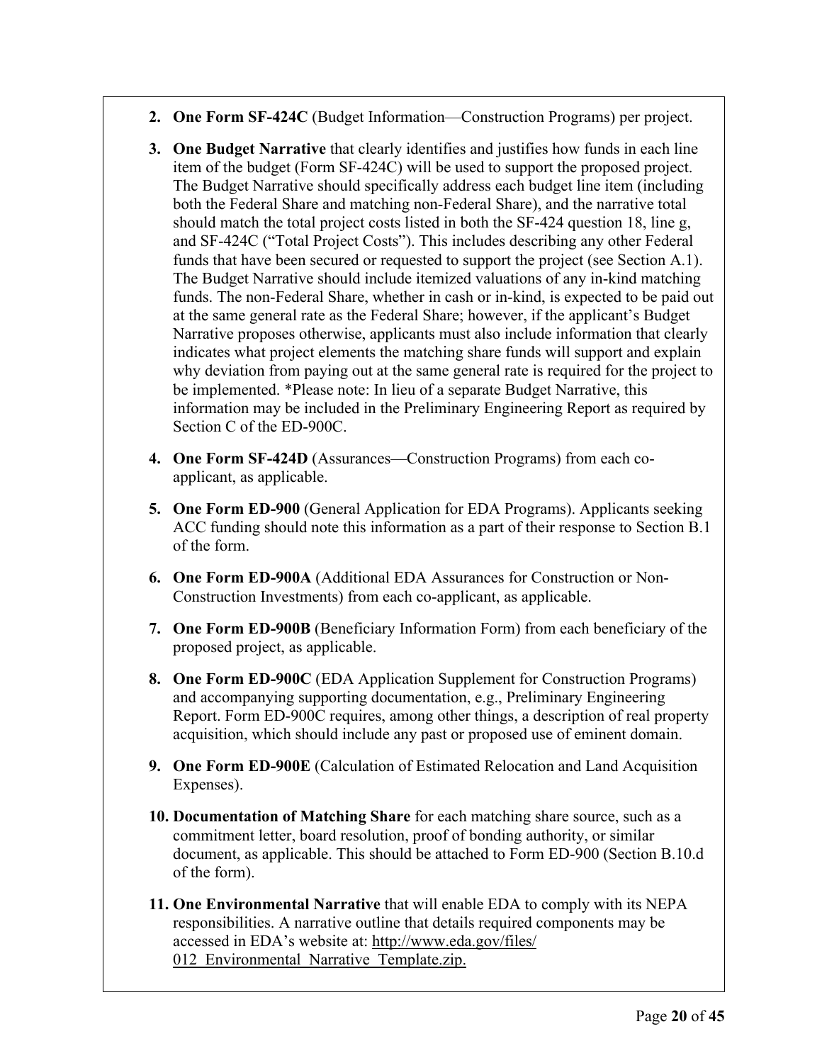2. **One Form SF-424C** (Budget Information—Construction Programs) per project.

3. **One Budget Narrative** that clearly identifies and justifies how funds in each line item of the budget (Form SF-424C) will be used to support the proposed project. The Budget Narrative should specifically address each budget line item (including both the Federal Share and matching non-Federal Share), and the narrative total should match the total project costs listed in both the SF-424 question 18, line g, and SF-424C ("Total Project Costs"). This includes describing any other Federal funds that have been secured or requested to support the project (see Section A.1). The Budget Narrative should include itemized valuations of any in-kind matching funds. The non-Federal Share, whether in cash or in-kind, is expected to be paid out at the same general rate as the Federal Share; however, if the applicant's Budget Narrative proposes otherwise, applicants must also include information that clearly indicates what project elements the matching share funds will support and explain why deviation from paying out at the same general rate is required for the project to be implemented. *Please note: In lieu of a separate Budget Narrative, this information may be included in the Preliminary Engineering Report as required by Section C of the ED-900C.

4. **One Form SF-424D** (Assurances—Construction Programs) from each co-applicant, as applicable.

5. **One Form ED-900** (General Application for EDA Programs). Applicants seeking ACC funding should note this information as a part of their response to Section B.1 of the form.

6. **One Form ED-900A** (Additional EDA Assurances for Construction or Non-Construction Investments) from each co-applicant, as applicable.

7. **One Form ED-900B** (Beneficiary Information Form) from each beneficiary of the proposed project, as applicable.

8. **One Form ED-900C** (EDA Application Supplement for Construction Programs) and accompanying supporting documentation, e.g., Preliminary Engineering Report. Form ED-900C requires, among other things, a description of real property acquisition, which should include any past or proposed use of eminent domain.

9. **One Form ED-900E** (Calculation of Estimated Relocation and Land Acquisition Expenses).

10. **Documentation of Matching Share** for each matching share source, such as a commitment letter, board resolution, proof of bonding authority, or similar document, as applicable. This should be attached to Form ED-900 (Section B.10.d of the form).

11. **One Environmental Narrative** that will enable EDA to comply with its NEPA responsibilities. A narrative outline that details required components may be accessed in EDA's website at: http://www.eda.gov/files/012_Environmental_Narrative_Template.zip.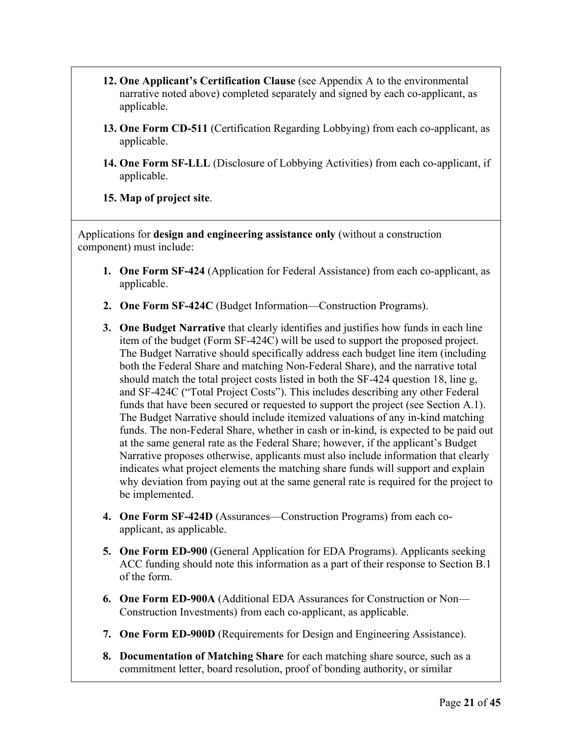12. **One Applicant's Certification Clause** (see Appendix A to the environmental narrative noted above) completed separately and signed by each co-applicant, as applicable.

13. **One Form CD-511** (Certification Regarding Lobbying) from each co-applicant, as applicable.

14. **One Form SF-LLL** (Disclosure of Lobbying Activities) from each co-applicant, if applicable.

15. **Map of project site**.

Applications for **design and engineering assistance only** (without a construction component) must include:

1. **One Form SF-424** (Application for Federal Assistance) from each co-applicant, as applicable.

2. **One Form SF-424C** (Budget Information—Construction Programs).

3. **One Budget Narrative** that clearly identifies and justifies how funds in each line item of the budget (Form SF-424C) will be used to support the proposed project. The Budget Narrative should specifically address each budget line item (including both the Federal Share and matching Non-Federal Share), and the narrative total should match the total project costs listed in both the SF-424 question 18, line g, and SF-424C ("Total Project Costs"). This includes describing any other Federal funds that have been secured or requested to support the project (see Section A.1). The Budget Narrative should include itemized valuations of any in-kind matching funds. The non-Federal Share, whether in cash or in-kind, is expected to be paid out at the same general rate as the Federal Share; however, if the applicant's Budget Narrative proposes otherwise, applicants must also include information that clearly indicates what project elements the matching share funds will support and explain why deviation from paying out at the same general rate is required for the project to be implemented.

4. **One Form SF-424D** (Assurances—Construction Programs) from each co-applicant, as applicable.

5. **One Form ED-900** (General Application for EDA Programs). Applicants seeking ACC funding should note this information as a part of their response to Section B.1 of the form.

6. **One Form ED-900A** (Additional EDA Assurances for Construction or Non—Construction Investments) from each co-applicant, as applicable.

7. **One Form ED-900D** (Requirements for Design and Engineering Assistance).

8. **Documentation of Matching Share** for each matching share source, such as a commitment letter, board resolution, proof of bonding authority, or similar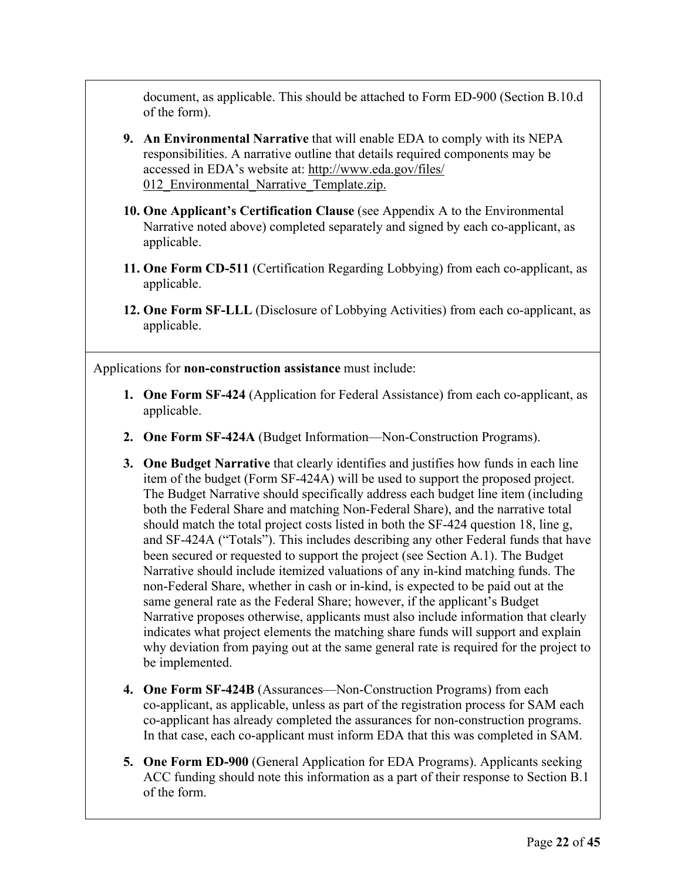document, as applicable. This should be attached to Form ED-900 (Section B.10.d of the form).

9. **An Environmental Narrative** that will enable EDA to comply with its NEPA responsibilities. A narrative outline that details required components may be accessed in EDA's website at: http://www.eda.gov/files/012_Environmental_Narrative_Template.zip.

10. **One Applicant's Certification Clause** (see Appendix A to the Environmental Narrative noted above) completed separately and signed by each co-applicant, as applicable.

11. **One Form CD-511** (Certification Regarding Lobbying) from each co-applicant, as applicable.

12. **One Form SF-LLL** (Disclosure of Lobbying Activities) from each co-applicant, as applicable.

Applications for **non-construction assistance** must include:

1. **One Form SF-424** (Application for Federal Assistance) from each co-applicant, as applicable.

2. **One Form SF-424A** (Budget Information—Non-Construction Programs).

3. **One Budget Narrative** that clearly identifies and justifies how funds in each line item of the budget (Form SF-424A) will be used to support the proposed project. The Budget Narrative should specifically address each budget line item (including both the Federal Share and matching Non-Federal Share), and the narrative total should match the total project costs listed in both the SF-424 question 18, line g, and SF-424A ("Totals"). This includes describing any other Federal funds that have been secured or requested to support the project (see Section A.1). The Budget Narrative should include itemized valuations of any in-kind matching funds. The non-Federal Share, whether in cash or in-kind, is expected to be paid out at the same general rate as the Federal Share; however, if the applicant's Budget Narrative proposes otherwise, applicants must also include information that clearly indicates what project elements the matching share funds will support and explain why deviation from paying out at the same general rate is required for the project to be implemented.

4. **One Form SF-424B** (Assurances—Non-Construction Programs) from each co-applicant, as applicable, unless as part of the registration process for SAM each co-applicant has already completed the assurances for non-construction programs. In that case, each co-applicant must inform EDA that this was completed in SAM.

5. **One Form ED-900** (General Application for EDA Programs). Applicants seeking ACC funding should note this information as a part of their response to Section B.1 of the form.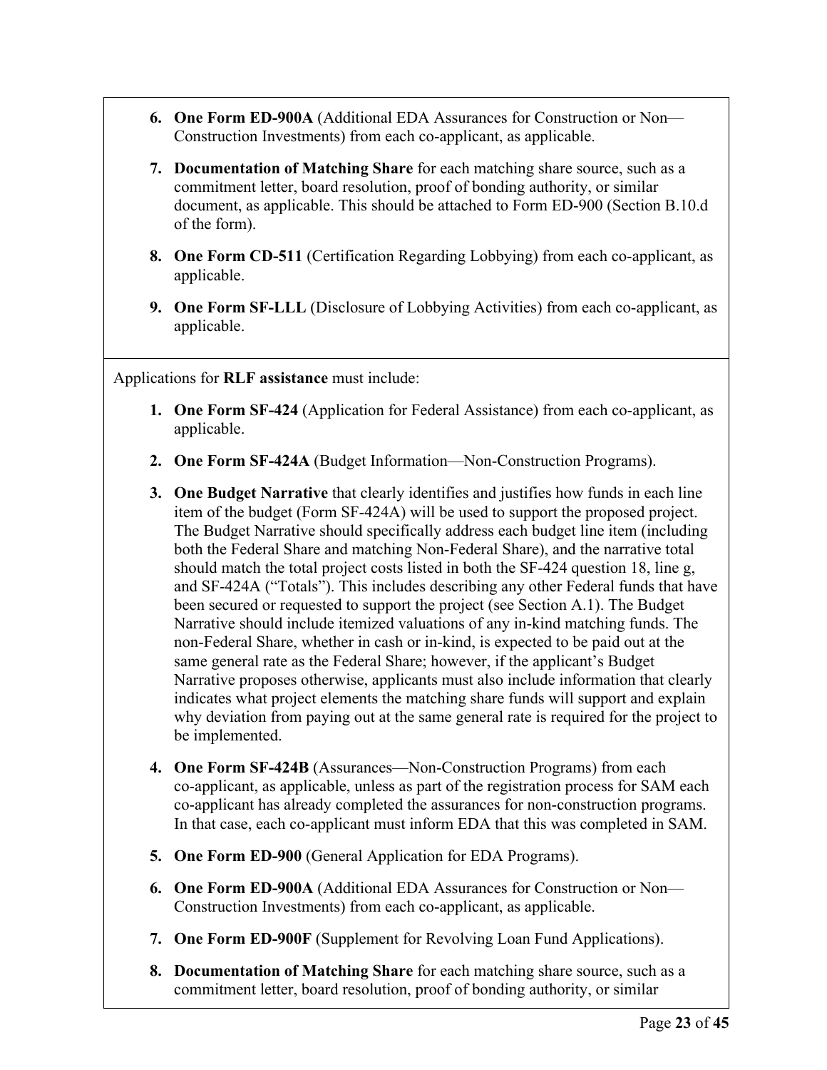6. **One Form ED-900A** (Additional EDA Assurances for Construction or Non—Construction Investments) from each co-applicant, as applicable.

7. **Documentation of Matching Share** for each matching share source, such as a commitment letter, board resolution, proof of bonding authority, or similar document, as applicable. This should be attached to Form ED-900 (Section B.10.d of the form).

8. **One Form CD-511** (Certification Regarding Lobbying) from each co-applicant, as applicable.

9. **One Form SF-LLL** (Disclosure of Lobbying Activities) from each co-applicant, as applicable.

Applications for **RLF assistance** must include:

1. **One Form SF-424** (Application for Federal Assistance) from each co-applicant, as applicable.

2. **One Form SF-424A** (Budget Information—Non-Construction Programs).

3. **One Budget Narrative** that clearly identifies and justifies how funds in each line item of the budget (Form SF-424A) will be used to support the proposed project. The Budget Narrative should specifically address each budget line item (including both the Federal Share and matching Non-Federal Share), and the narrative total should match the total project costs listed in both the SF-424 question 18, line g, and SF-424A ("Totals"). This includes describing any other Federal funds that have been secured or requested to support the project (see Section A.1). The Budget Narrative should include itemized valuations of any in-kind matching funds. The non-Federal Share, whether in cash or in-kind, is expected to be paid out at the same general rate as the Federal Share; however, if the applicant's Budget Narrative proposes otherwise, applicants must also include information that clearly indicates what project elements the matching share funds will support and explain why deviation from paying out at the same general rate is required for the project to be implemented.

4. **One Form SF-424B** (Assurances—Non-Construction Programs) from each co-applicant, as applicable, unless as part of the registration process for SAM each co-applicant has already completed the assurances for non-construction programs. In that case, each co-applicant must inform EDA that this was completed in SAM.

5. **One Form ED-900** (General Application for EDA Programs).

6. **One Form ED-900A** (Additional EDA Assurances for Construction or Non—Construction Investments) from each co-applicant, as applicable.

7. **One Form ED-900F** (Supplement for Revolving Loan Fund Applications).

8. **Documentation of Matching Share** for each matching share source, such as a commitment letter, board resolution, proof of bonding authority, or similar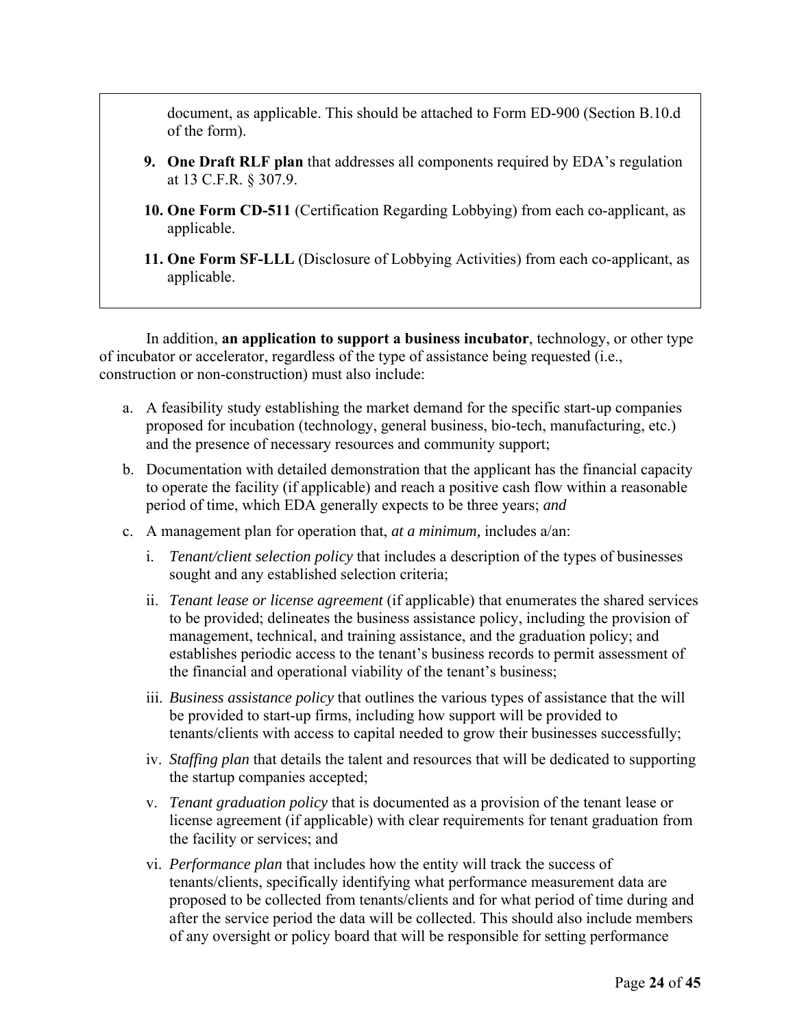document, as applicable. This should be attached to Form ED-900 (Section B.10.d of the form).

9. **One Draft RLF plan** that addresses all components required by EDA's regulation at 13 C.F.R. § 307.9.

10. **One Form CD-511** (Certification Regarding Lobbying) from each co-applicant, as applicable.

11. **One Form SF-LLL** (Disclosure of Lobbying Activities) from each co-applicant, as applicable.

In addition, **an application to support a business incubator**, technology, or other type of incubator or accelerator, regardless of the type of assistance being requested (i.e., construction or non-construction) must also include:

a. A feasibility study establishing the market demand for the specific start-up companies proposed for incubation (technology, general business, bio-tech, manufacturing, etc.) and the presence of necessary resources and community support;

b. Documentation with detailed demonstration that the applicant has the financial capacity to operate the facility (if applicable) and reach a positive cash flow within a reasonable period of time, which EDA generally expects to be three years; *and*

c. A management plan for operation that, *at a minimum,* includes a/an:

   i. *Tenant/client selection policy* that includes a description of the types of businesses sought and any established selection criteria;

   ii. *Tenant lease or license agreement* (if applicable) that enumerates the shared services to be provided; delineates the business assistance policy, including the provision of management, technical, and training assistance, and the graduation policy; and establishes periodic access to the tenant's business records to permit assessment of the financial and operational viability of the tenant's business;

   iii. *Business assistance policy* that outlines the various types of assistance that the will be provided to start-up firms, including how support will be provided to tenants/clients with access to capital needed to grow their businesses successfully;

   iv. *Staffing plan* that details the talent and resources that will be dedicated to supporting the startup companies accepted;

   v. *Tenant graduation policy* that is documented as a provision of the tenant lease or license agreement (if applicable) with clear requirements for tenant graduation from the facility or services; and

   vi. *Performance plan* that includes how the entity will track the success of tenants/clients, specifically identifying what performance measurement data are proposed to be collected from tenants/clients and for what period of time during and after the service period the data will be collected. This should also include members of any oversight or policy board that will be responsible for setting performance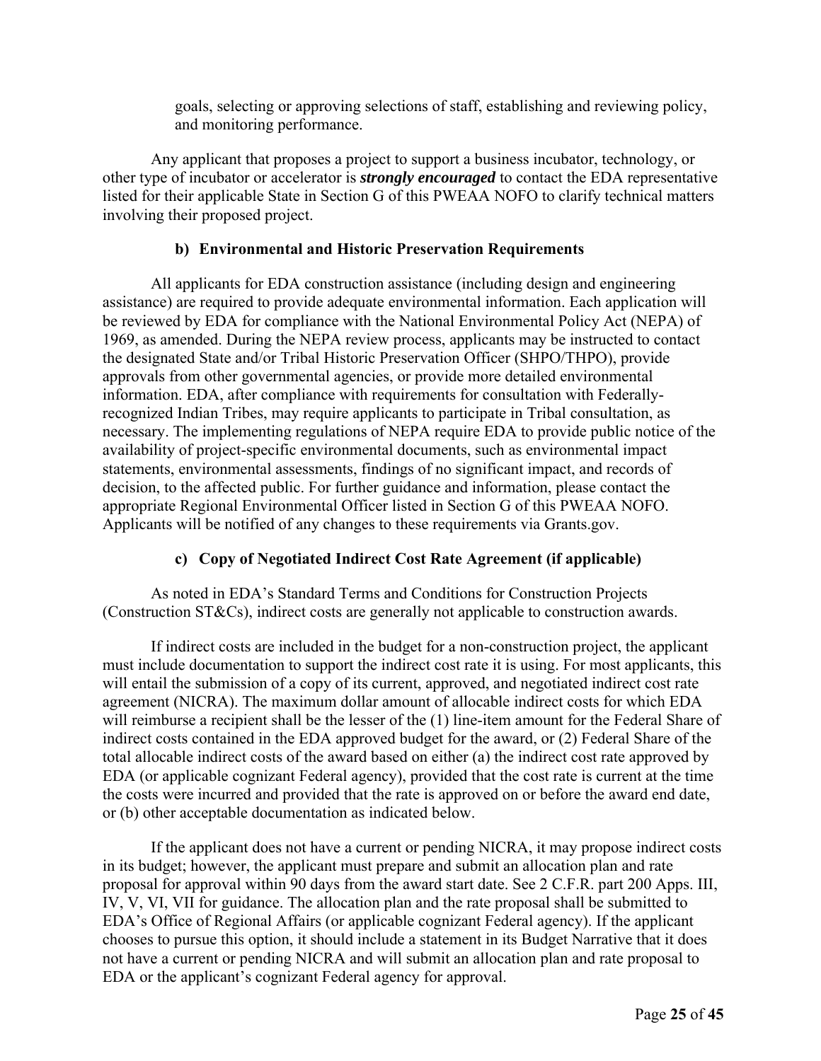goals, selecting or approving selections of staff, establishing and reviewing policy, and monitoring performance.

Any applicant that proposes a project to support a business incubator, technology, or other type of incubator or accelerator is ***strongly encouraged*** to contact the EDA representative listed for their applicable State in Section G of this PWEAA NOFO to clarify technical matters involving their proposed project.

#### b) Environmental and Historic Preservation Requirements

All applicants for EDA construction assistance (including design and engineering assistance) are required to provide adequate environmental information. Each application will be reviewed by EDA for compliance with the National Environmental Policy Act (NEPA) of 1969, as amended. During the NEPA review process, applicants may be instructed to contact the designated State and/or Tribal Historic Preservation Officer (SHPO/THPO), provide approvals from other governmental agencies, or provide more detailed environmental information. EDA, after compliance with requirements for consultation with Federally-recognized Indian Tribes, may require applicants to participate in Tribal consultation, as necessary. The implementing regulations of NEPA require EDA to provide public notice of the availability of project-specific environmental documents, such as environmental impact statements, environmental assessments, findings of no significant impact, and records of decision, to the affected public. For further guidance and information, please contact the appropriate Regional Environmental Officer listed in Section G of this PWEAA NOFO. Applicants will be notified of any changes to these requirements via Grants.gov.

#### c) Copy of Negotiated Indirect Cost Rate Agreement (if applicable)

As noted in EDA's Standard Terms and Conditions for Construction Projects (Construction ST&Cs), indirect costs are generally not applicable to construction awards.

If indirect costs are included in the budget for a non-construction project, the applicant must include documentation to support the indirect cost rate it is using. For most applicants, this will entail the submission of a copy of its current, approved, and negotiated indirect cost rate agreement (NICRA). The maximum dollar amount of allocable indirect costs for which EDA will reimburse a recipient shall be the lesser of the (1) line-item amount for the Federal Share of indirect costs contained in the EDA approved budget for the award, or (2) Federal Share of the total allocable indirect costs of the award based on either (a) the indirect cost rate approved by EDA (or applicable cognizant Federal agency), provided that the cost rate is current at the time the costs were incurred and provided that the rate is approved on or before the award end date, or (b) other acceptable documentation as indicated below.

If the applicant does not have a current or pending NICRA, it may propose indirect costs in its budget; however, the applicant must prepare and submit an allocation plan and rate proposal for approval within 90 days from the award start date. See 2 C.F.R. part 200 Apps. III, IV, V, VI, VII for guidance. The allocation plan and the rate proposal shall be submitted to EDA's Office of Regional Affairs (or applicable cognizant Federal agency). If the applicant chooses to pursue this option, it should include a statement in its Budget Narrative that it does not have a current or pending NICRA and will submit an allocation plan and rate proposal to EDA or the applicant's cognizant Federal agency for approval.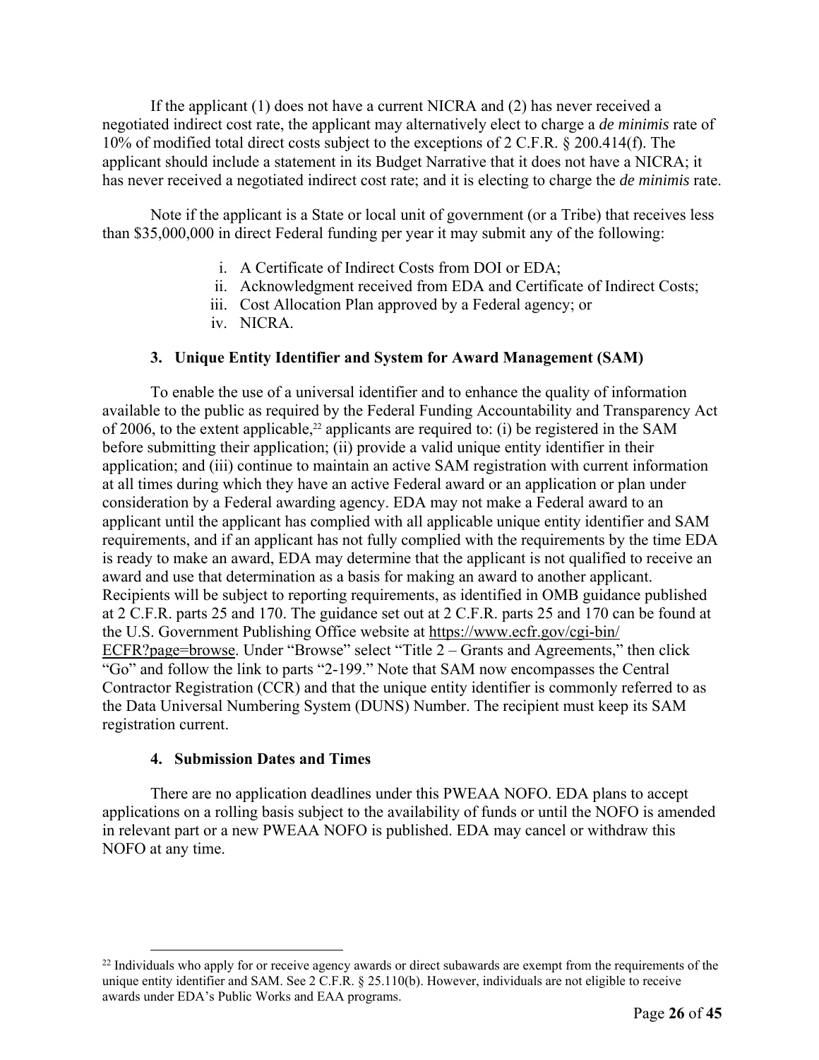If the applicant (1) does not have a current NICRA and (2) has never received a negotiated indirect cost rate, the applicant may alternatively elect to charge a *de minimis* rate of 10% of modified total direct costs subject to the exceptions of 2 C.F.R. § 200.414(f). The applicant should include a statement in its Budget Narrative that it does not have a NICRA; it has never received a negotiated indirect cost rate; and it is electing to charge the *de minimis* rate.

Note if the applicant is a State or local unit of government (or a Tribe) that receives less than $35,000,000 in direct Federal funding per year it may submit any of the following:

i. A Certificate of Indirect Costs from DOI or EDA;
ii. Acknowledgment received from EDA and Certificate of Indirect Costs;
iii. Cost Allocation Plan approved by a Federal agency; or
iv. NICRA.

#### 3. Unique Entity Identifier and System for Award Management (SAM)

To enable the use of a universal identifier and to enhance the quality of information available to the public as required by the Federal Funding Accountability and Transparency Act of 2006, to the extent applicable,[22] applicants are required to: (i) be registered in the SAM before submitting their application; (ii) provide a valid unique entity identifier in their application; and (iii) continue to maintain an active SAM registration with current information at all times during which they have an active Federal award or an application or plan under consideration by a Federal awarding agency. EDA may not make a Federal award to an applicant until the applicant has complied with all applicable unique entity identifier and SAM requirements, and if an applicant has not fully complied with the requirements by the time EDA is ready to make an award, EDA may determine that the applicant is not qualified to receive an award and use that determination as a basis for making an award to another applicant. Recipients will be subject to reporting requirements, as identified in OMB guidance published at 2 C.F.R. parts 25 and 170. The guidance set out at 2 C.F.R. parts 25 and 170 can be found at the U.S. Government Publishing Office website at https://www.ecfr.gov/cgi-bin/ECFR?page=browse. Under "Browse" select "Title 2 – Grants and Agreements," then click "Go" and follow the link to parts "2-199." Note that SAM now encompasses the Central Contractor Registration (CCR) and that the unique entity identifier is commonly referred to as the Data Universal Numbering System (DUNS) Number. The recipient must keep its SAM registration current.

#### 4. Submission Dates and Times

There are no application deadlines under this PWEAA NOFO. EDA plans to accept applications on a rolling basis subject to the availability of funds or until the NOFO is amended in relevant part or a new PWEAA NOFO is published. EDA may cancel or withdraw this NOFO at any time.

[22] Individuals who apply for or receive agency awards or direct subawards are exempt from the requirements of the unique entity identifier and SAM. See 2 C.F.R. § 25.110(b). However, individuals are not eligible to receive awards under EDA's Public Works and EAA programs.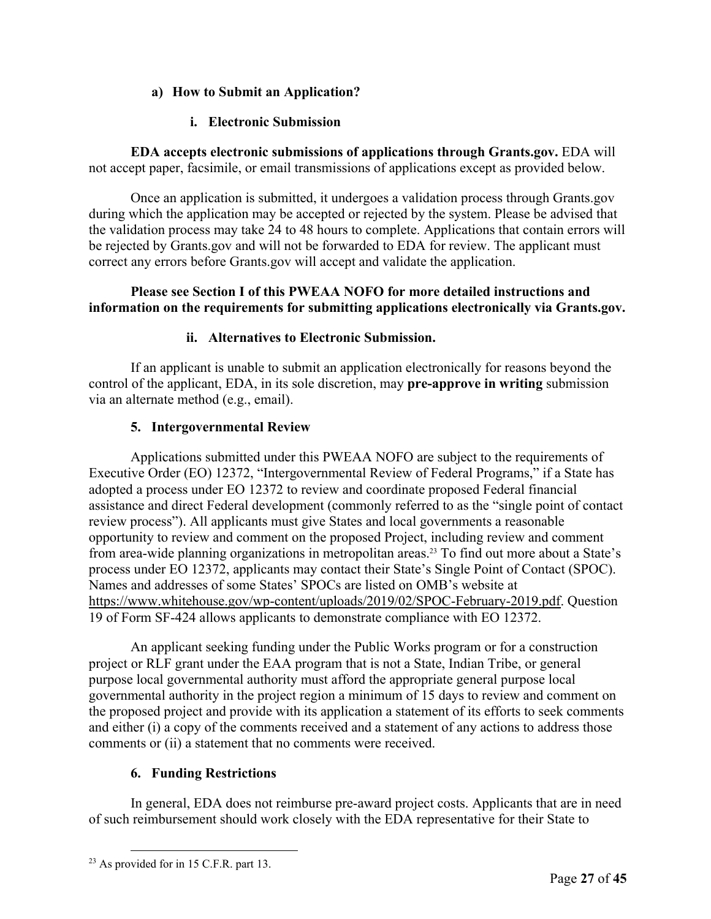#### a) How to Submit an Application?

##### i. Electronic Submission

**EDA accepts electronic submissions of applications through Grants.gov.** EDA will not accept paper, facsimile, or email transmissions of applications except as provided below.

Once an application is submitted, it undergoes a validation process through Grants.gov during which the application may be accepted or rejected by the system. Please be advised that the validation process may take 24 to 48 hours to complete. Applications that contain errors will be rejected by Grants.gov and will not be forwarded to EDA for review. The applicant must correct any errors before Grants.gov will accept and validate the application.

**Please see Section I of this PWEAA NOFO for more detailed instructions and information on the requirements for submitting applications electronically via Grants.gov.**

##### ii. Alternatives to Electronic Submission.

If an applicant is unable to submit an application electronically for reasons beyond the control of the applicant, EDA, in its sole discretion, may **pre-approve in writing** submission via an alternate method (e.g., email).

### 5. Intergovernmental Review

Applications submitted under this PWEAA NOFO are subject to the requirements of Executive Order (EO) 12372, "Intergovernmental Review of Federal Programs," if a State has adopted a process under EO 12372 to review and coordinate proposed Federal financial assistance and direct Federal development (commonly referred to as the "single point of contact review process"). All applicants must give States and local governments a reasonable opportunity to review and comment on the proposed Project, including review and comment from area-wide planning organizations in metropolitan areas.[23] To find out more about a State's process under EO 12372, applicants may contact their State's Single Point of Contact (SPOC). Names and addresses of some States' SPOCs are listed on OMB's website at https://www.whitehouse.gov/wp-content/uploads/2019/02/SPOC-February-2019.pdf. Question 19 of Form SF-424 allows applicants to demonstrate compliance with EO 12372.

An applicant seeking funding under the Public Works program or for a construction project or RLF grant under the EAA program that is not a State, Indian Tribe, or general purpose local governmental authority must afford the appropriate general purpose local governmental authority in the project region a minimum of 15 days to review and comment on the proposed project and provide with its application a statement of its efforts to seek comments and either (i) a copy of the comments received and a statement of any actions to address those comments or (ii) a statement that no comments were received.

### 6. Funding Restrictions

In general, EDA does not reimburse pre-award project costs. Applicants that are in need of such reimbursement should work closely with the EDA representative for their State to

[23] As provided for in 15 C.F.R. part 13.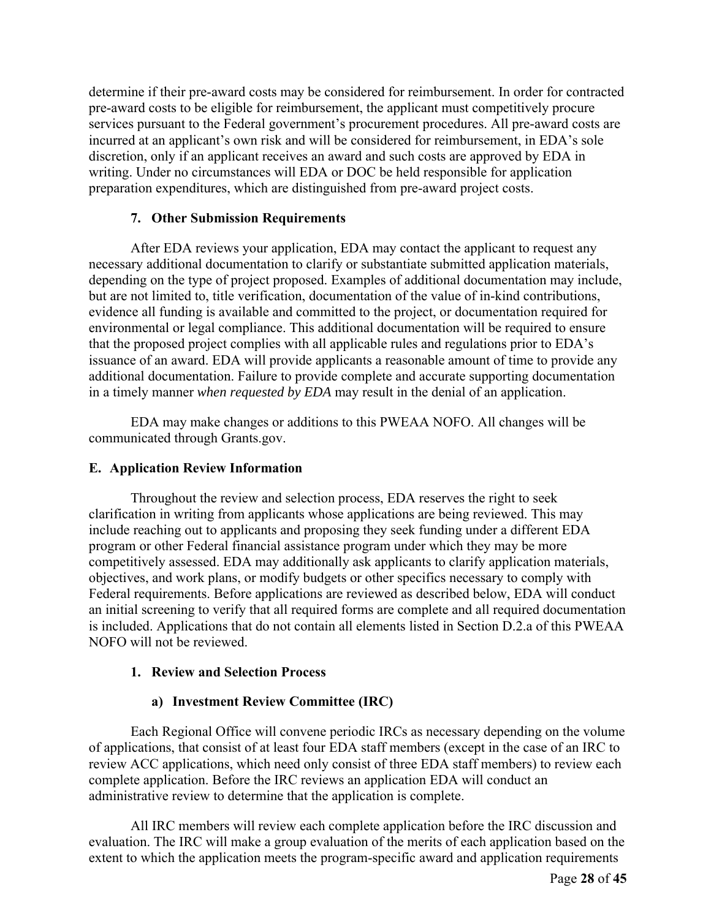determine if their pre-award costs may be considered for reimbursement. In order for contracted pre-award costs to be eligible for reimbursement, the applicant must competitively procure services pursuant to the Federal government's procurement procedures. All pre-award costs are incurred at an applicant's own risk and will be considered for reimbursement, in EDA's sole discretion, only if an applicant receives an award and such costs are approved by EDA in writing. Under no circumstances will EDA or DOC be held responsible for application preparation expenditures, which are distinguished from pre-award project costs.

### 7. Other Submission Requirements

After EDA reviews your application, EDA may contact the applicant to request any necessary additional documentation to clarify or substantiate submitted application materials, depending on the type of project proposed. Examples of additional documentation may include, but are not limited to, title verification, documentation of the value of in-kind contributions, evidence all funding is available and committed to the project, or documentation required for environmental or legal compliance. This additional documentation will be required to ensure that the proposed project complies with all applicable rules and regulations prior to EDA's issuance of an award. EDA will provide applicants a reasonable amount of time to provide any additional documentation. Failure to provide complete and accurate supporting documentation in a timely manner *when requested by EDA* may result in the denial of an application.

EDA may make changes or additions to this PWEAA NOFO. All changes will be communicated through Grants.gov.

## E. Application Review Information

Throughout the review and selection process, EDA reserves the right to seek clarification in writing from applicants whose applications are being reviewed. This may include reaching out to applicants and proposing they seek funding under a different EDA program or other Federal financial assistance program under which they may be more competitively assessed. EDA may additionally ask applicants to clarify application materials, objectives, and work plans, or modify budgets or other specifics necessary to comply with Federal requirements. Before applications are reviewed as described below, EDA will conduct an initial screening to verify that all required forms are complete and all required documentation is included. Applications that do not contain all elements listed in Section D.2.a of this PWEAA NOFO will not be reviewed.

### 1. Review and Selection Process

#### a) Investment Review Committee (IRC)

Each Regional Office will convene periodic IRCs as necessary depending on the volume of applications, that consist of at least four EDA staff members (except in the case of an IRC to review ACC applications, which need only consist of three EDA staff members) to review each complete application. Before the IRC reviews an application EDA will conduct an administrative review to determine that the application is complete.

All IRC members will review each complete application before the IRC discussion and evaluation. The IRC will make a group evaluation of the merits of each application based on the extent to which the application meets the program-specific award and application requirements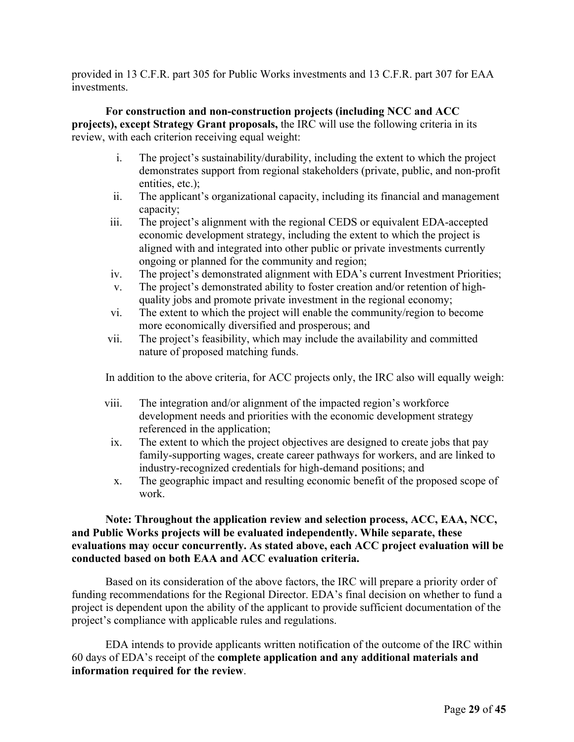provided in 13 C.F.R. part 305 for Public Works investments and 13 C.F.R. part 307 for EAA investments.

**For construction and non-construction projects (including NCC and ACC projects), except Strategy Grant proposals,** the IRC will use the following criteria in its review, with each criterion receiving equal weight:

i. The project's sustainability/durability, including the extent to which the project demonstrates support from regional stakeholders (private, public, and non-profit entities, etc.);

ii. The applicant's organizational capacity, including its financial and management capacity;

iii. The project's alignment with the regional CEDS or equivalent EDA-accepted economic development strategy, including the extent to which the project is aligned with and integrated into other public or private investments currently ongoing or planned for the community and region;

iv. The project's demonstrated alignment with EDA's current Investment Priorities;

v. The project's demonstrated ability to foster creation and/or retention of high-quality jobs and promote private investment in the regional economy;

vi. The extent to which the project will enable the community/region to become more economically diversified and prosperous; and

vii. The project's feasibility, which may include the availability and committed nature of proposed matching funds.

In addition to the above criteria, for ACC projects only, the IRC also will equally weigh:

viii. The integration and/or alignment of the impacted region's workforce development needs and priorities with the economic development strategy referenced in the application;

ix. The extent to which the project objectives are designed to create jobs that pay family-supporting wages, create career pathways for workers, and are linked to industry-recognized credentials for high-demand positions; and

x. The geographic impact and resulting economic benefit of the proposed scope of work.

**Note: Throughout the application review and selection process, ACC, EAA, NCC, and Public Works projects will be evaluated independently. While separate, these evaluations may occur concurrently. As stated above, each ACC project evaluation will be conducted based on both EAA and ACC evaluation criteria.**

Based on its consideration of the above factors, the IRC will prepare a priority order of funding recommendations for the Regional Director. EDA's final decision on whether to fund a project is dependent upon the ability of the applicant to provide sufficient documentation of the project's compliance with applicable rules and regulations.

EDA intends to provide applicants written notification of the outcome of the IRC within 60 days of EDA's receipt of the **complete application and any additional materials and information required for the review**.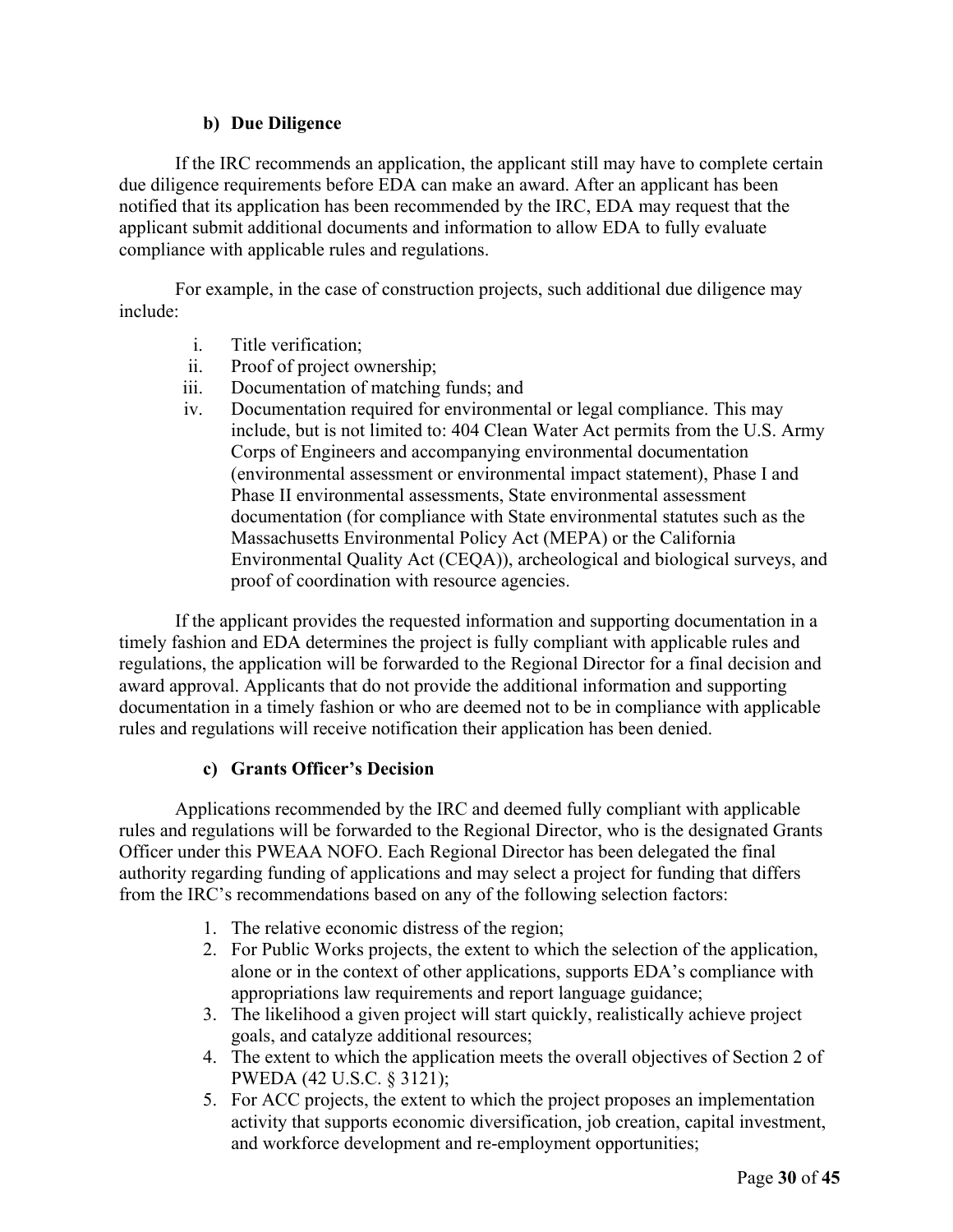#### b) Due Diligence

If the IRC recommends an application, the applicant still may have to complete certain due diligence requirements before EDA can make an award. After an applicant has been notified that its application has been recommended by the IRC, EDA may request that the applicant submit additional documents and information to allow EDA to fully evaluate compliance with applicable rules and regulations.

For example, in the case of construction projects, such additional due diligence may include:

i. Title verification;
ii. Proof of project ownership;
iii. Documentation of matching funds; and
iv. Documentation required for environmental or legal compliance. This may include, but is not limited to: 404 Clean Water Act permits from the U.S. Army Corps of Engineers and accompanying environmental documentation (environmental assessment or environmental impact statement), Phase I and Phase II environmental assessments, State environmental assessment documentation (for compliance with State environmental statutes such as the Massachusetts Environmental Policy Act (MEPA) or the California Environmental Quality Act (CEQA)), archeological and biological surveys, and proof of coordination with resource agencies.

If the applicant provides the requested information and supporting documentation in a timely fashion and EDA determines the project is fully compliant with applicable rules and regulations, the application will be forwarded to the Regional Director for a final decision and award approval. Applicants that do not provide the additional information and supporting documentation in a timely fashion or who are deemed not to be in compliance with applicable rules and regulations will receive notification their application has been denied.

#### c) Grants Officer's Decision

Applications recommended by the IRC and deemed fully compliant with applicable rules and regulations will be forwarded to the Regional Director, who is the designated Grants Officer under this PWEAA NOFO. Each Regional Director has been delegated the final authority regarding funding of applications and may select a project for funding that differs from the IRC's recommendations based on any of the following selection factors:

1. The relative economic distress of the region;
2. For Public Works projects, the extent to which the selection of the application, alone or in the context of other applications, supports EDA's compliance with appropriations law requirements and report language guidance;
3. The likelihood a given project will start quickly, realistically achieve project goals, and catalyze additional resources;
4. The extent to which the application meets the overall objectives of Section 2 of PWEDA (42 U.S.C. § 3121);
5. For ACC projects, the extent to which the project proposes an implementation activity that supports economic diversification, job creation, capital investment, and workforce development and re-employment opportunities;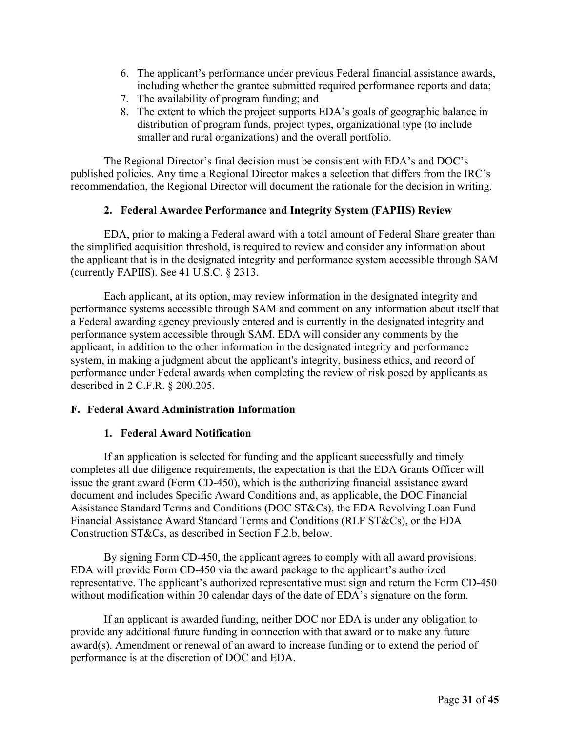6. The applicant's performance under previous Federal financial assistance awards, including whether the grantee submitted required performance reports and data;
7. The availability of program funding; and
8. The extent to which the project supports EDA's goals of geographic balance in distribution of program funds, project types, organizational type (to include smaller and rural organizations) and the overall portfolio.

The Regional Director's final decision must be consistent with EDA's and DOC's published policies. Any time a Regional Director makes a selection that differs from the IRC's recommendation, the Regional Director will document the rationale for the decision in writing.

### 2. Federal Awardee Performance and Integrity System (FAPIIS) Review

EDA, prior to making a Federal award with a total amount of Federal Share greater than the simplified acquisition threshold, is required to review and consider any information about the applicant that is in the designated integrity and performance system accessible through SAM (currently FAPIIS). See 41 U.S.C. § 2313.

Each applicant, at its option, may review information in the designated integrity and performance systems accessible through SAM and comment on any information about itself that a Federal awarding agency previously entered and is currently in the designated integrity and performance system accessible through SAM. EDA will consider any comments by the applicant, in addition to the other information in the designated integrity and performance system, in making a judgment about the applicant's integrity, business ethics, and record of performance under Federal awards when completing the review of risk posed by applicants as described in 2 C.F.R. § 200.205.

## F. Federal Award Administration Information

### 1. Federal Award Notification

If an application is selected for funding and the applicant successfully and timely completes all due diligence requirements, the expectation is that the EDA Grants Officer will issue the grant award (Form CD-450), which is the authorizing financial assistance award document and includes Specific Award Conditions and, as applicable, the DOC Financial Assistance Standard Terms and Conditions (DOC ST&Cs), the EDA Revolving Loan Fund Financial Assistance Award Standard Terms and Conditions (RLF ST&Cs), or the EDA Construction ST&Cs, as described in Section F.2.b, below.

By signing Form CD-450, the applicant agrees to comply with all award provisions. EDA will provide Form CD-450 via the award package to the applicant's authorized representative. The applicant's authorized representative must sign and return the Form CD-450 without modification within 30 calendar days of the date of EDA's signature on the form.

If an applicant is awarded funding, neither DOC nor EDA is under any obligation to provide any additional future funding in connection with that award or to make any future award(s). Amendment or renewal of an award to increase funding or to extend the period of performance is at the discretion of DOC and EDA.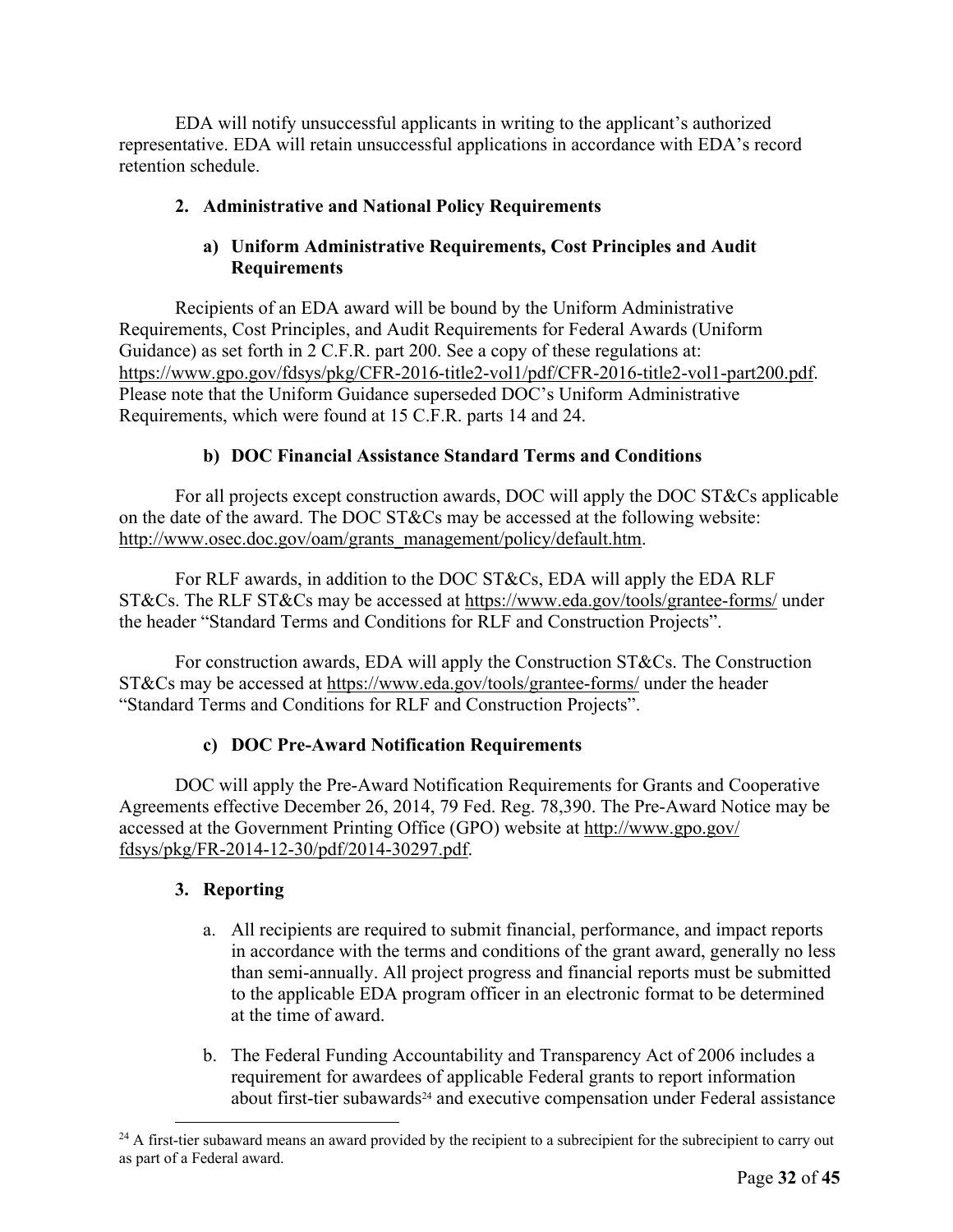EDA will notify unsuccessful applicants in writing to the applicant's authorized representative. EDA will retain unsuccessful applications in accordance with EDA's record retention schedule.

### 2. Administrative and National Policy Requirements

#### a) Uniform Administrative Requirements, Cost Principles and Audit Requirements

Recipients of an EDA award will be bound by the Uniform Administrative Requirements, Cost Principles, and Audit Requirements for Federal Awards (Uniform Guidance) as set forth in 2 C.F.R. part 200. See a copy of these regulations at: https://www.gpo.gov/fdsys/pkg/CFR-2016-title2-vol1/pdf/CFR-2016-title2-vol1-part200.pdf. Please note that the Uniform Guidance superseded DOC's Uniform Administrative Requirements, which were found at 15 C.F.R. parts 14 and 24.

#### b) DOC Financial Assistance Standard Terms and Conditions

For all projects except construction awards, DOC will apply the DOC ST&Cs applicable on the date of the award. The DOC ST&Cs may be accessed at the following website: http://www.osec.doc.gov/oam/grants_management/policy/default.htm.

For RLF awards, in addition to the DOC ST&Cs, EDA will apply the EDA RLF ST&Cs. The RLF ST&Cs may be accessed at https://www.eda.gov/tools/grantee-forms/ under the header "Standard Terms and Conditions for RLF and Construction Projects".

For construction awards, EDA will apply the Construction ST&Cs. The Construction ST&Cs may be accessed at https://www.eda.gov/tools/grantee-forms/ under the header "Standard Terms and Conditions for RLF and Construction Projects".

#### c) DOC Pre-Award Notification Requirements

DOC will apply the Pre-Award Notification Requirements for Grants and Cooperative Agreements effective December 26, 2014, 79 Fed. Reg. 78,390. The Pre-Award Notice may be accessed at the Government Printing Office (GPO) website at http://www.gpo.gov/fdsys/pkg/FR-2014-12-30/pdf/2014-30297.pdf.

### 3. Reporting

a. All recipients are required to submit financial, performance, and impact reports in accordance with the terms and conditions of the grant award, generally no less than semi-annually. All project progress and financial reports must be submitted to the applicable EDA program officer in an electronic format to be determined at the time of award.

b. The Federal Funding Accountability and Transparency Act of 2006 includes a requirement for awardees of applicable Federal grants to report information about first-tier subawards[24] and executive compensation under Federal assistance

---

[24] A first-tier subaward means an award provided by the recipient to a subrecipient for the subrecipient to carry out as part of a Federal award.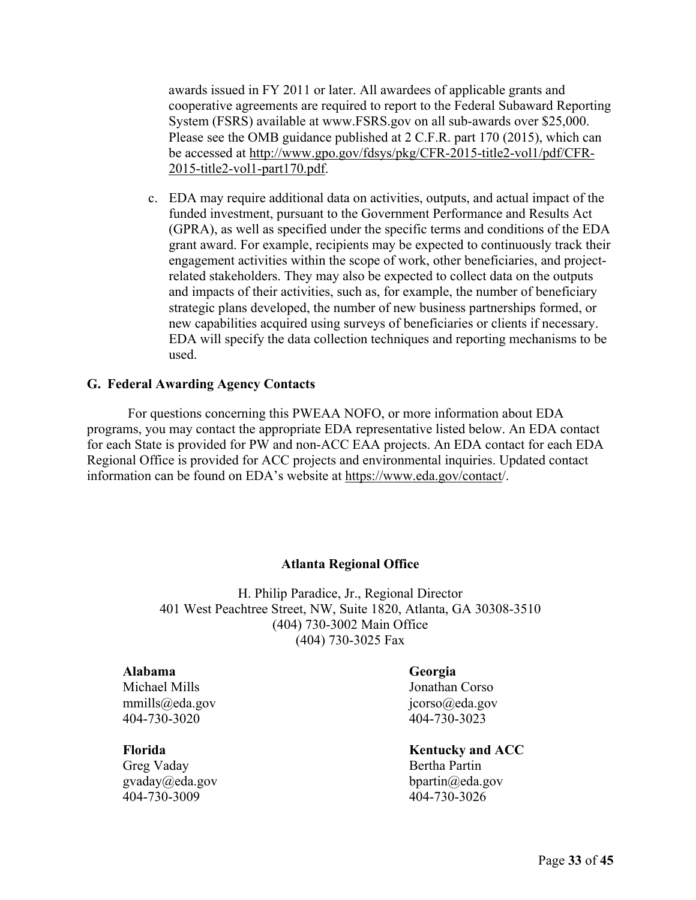awards issued in FY 2011 or later. All awardees of applicable grants and cooperative agreements are required to report to the Federal Subaward Reporting System (FSRS) available at www.FSRS.gov on all sub-awards over $25,000. Please see the OMB guidance published at 2 C.F.R. part 170 (2015), which can be accessed at http://www.gpo.gov/fdsys/pkg/CFR-2015-title2-vol1/pdf/CFR-2015-title2-vol1-part170.pdf.

c. EDA may require additional data on activities, outputs, and actual impact of the funded investment, pursuant to the Government Performance and Results Act (GPRA), as well as specified under the specific terms and conditions of the EDA grant award. For example, recipients may be expected to continuously track their engagement activities within the scope of work, other beneficiaries, and project-related stakeholders. They may also be expected to collect data on the outputs and impacts of their activities, such as, for example, the number of beneficiary strategic plans developed, the number of new business partnerships formed, or new capabilities acquired using surveys of beneficiaries or clients if necessary. EDA will specify the data collection techniques and reporting mechanisms to be used.

### G. Federal Awarding Agency Contacts

For questions concerning this PWEAA NOFO, or more information about EDA programs, you may contact the appropriate EDA representative listed below. An EDA contact for each State is provided for PW and non-ACC EAA projects. An EDA contact for each EDA Regional Office is provided for ACC projects and environmental inquiries. Updated contact information can be found on EDA's website at https://www.eda.gov/contact/.

**Atlanta Regional Office**

H. Philip Paradice, Jr., Regional Director
401 West Peachtree Street, NW, Suite 1820, Atlanta, GA 30308-3510
(404) 730-3002 Main Office
(404) 730-3025 Fax

**Alabama**
Michael Mills
mmills@eda.gov
404-730-3020

**Georgia**
Jonathan Corso
jcorso@eda.gov
404-730-3023

**Florida**
Greg Vaday
gvaday@eda.gov
404-730-3009

**Kentucky and ACC**
Bertha Partin
bpartin@eda.gov
404-730-3026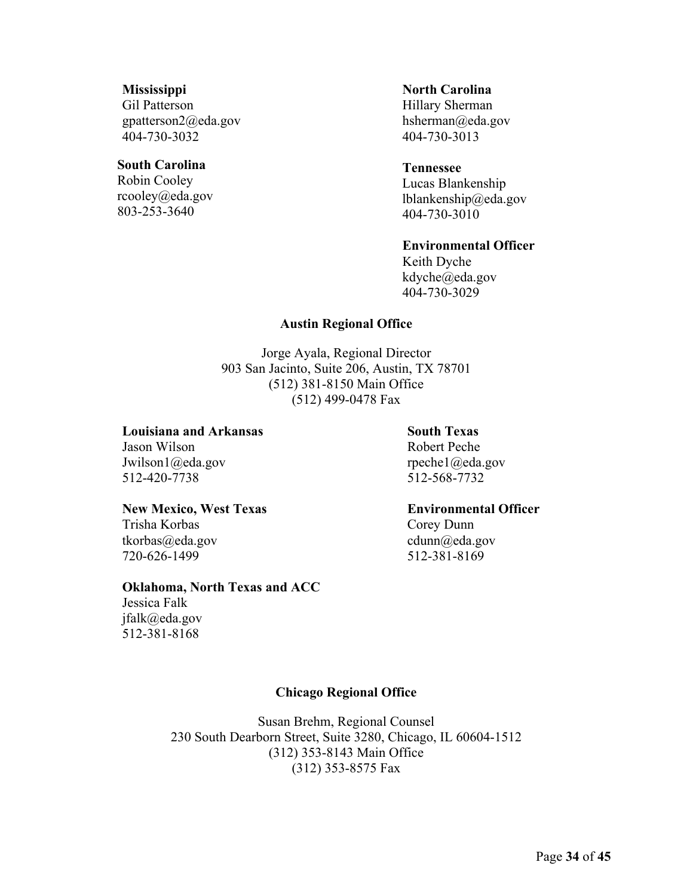**Mississippi**
Gil Patterson
gpatterson2@eda.gov
404-730-3032

**North Carolina**
Hillary Sherman
hsherman@eda.gov
404-730-3013

**South Carolina**
Robin Cooley
rcooley@eda.gov
803-253-3640

**Tennessee**
Lucas Blankenship
lblankenship@eda.gov
404-730-3010

**Environmental Officer**
Keith Dyche
kdyche@eda.gov
404-730-3029

### Austin Regional Office

Jorge Ayala, Regional Director
903 San Jacinto, Suite 206, Austin, TX 78701
(512) 381-8150 Main Office
(512) 499-0478 Fax

**Louisiana and Arkansas**
Jason Wilson
Jwilson1@eda.gov
512-420-7738

**South Texas**
Robert Peche
rpeche1@eda.gov
512-568-7732

**New Mexico, West Texas**
Trisha Korbas
tkorbas@eda.gov
720-626-1499

**Environmental Officer**
Corey Dunn
cdunn@eda.gov
512-381-8169

**Oklahoma, North Texas and ACC**
Jessica Falk
jfalk@eda.gov
512-381-8168

### Chicago Regional Office

Susan Brehm, Regional Counsel
230 South Dearborn Street, Suite 3280, Chicago, IL 60604-1512
(312) 353-8143 Main Office
(312) 353-8575 Fax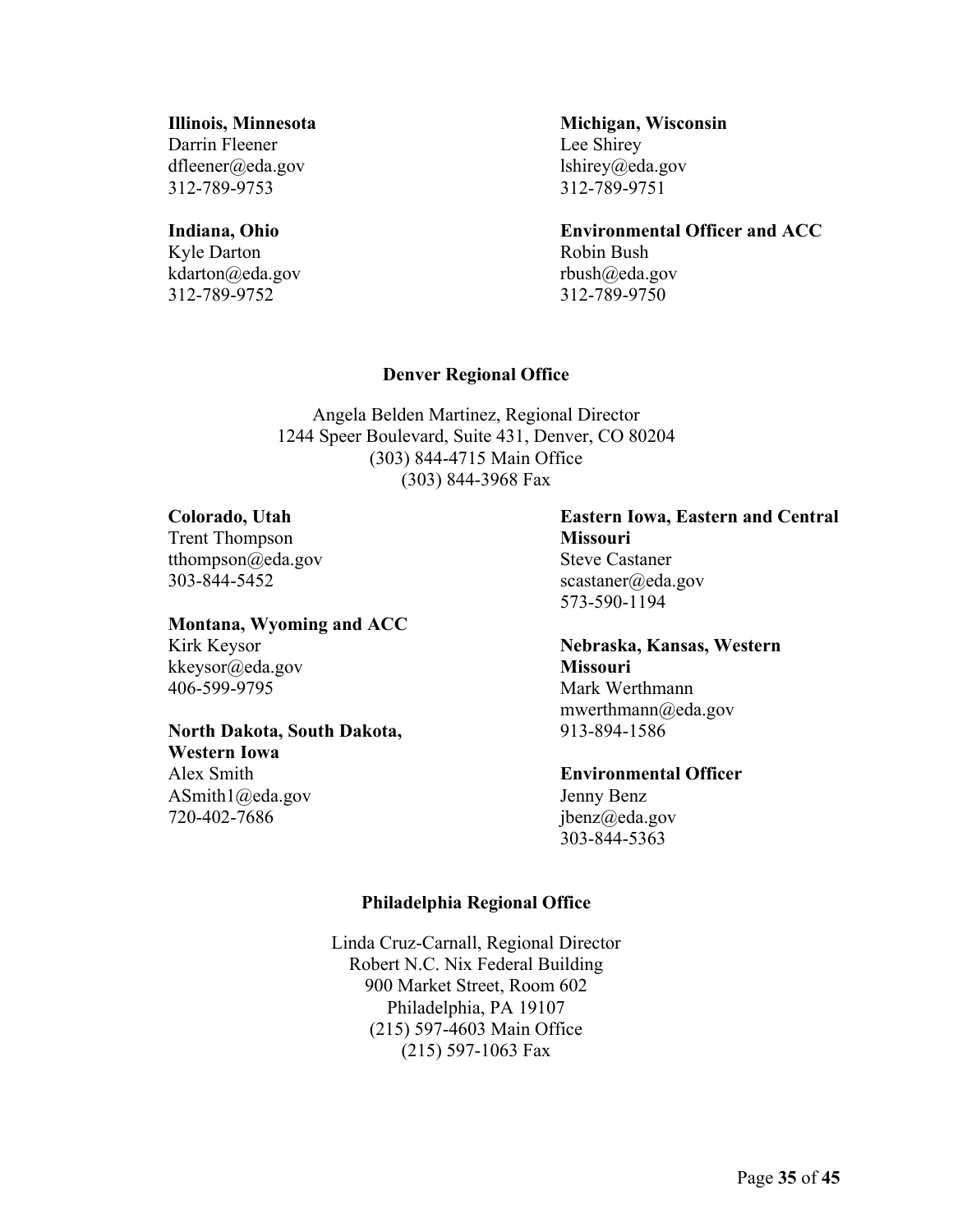**Illinois, Minnesota**
Darrin Fleener
dfleener@eda.gov
312-789-9753

**Indiana, Ohio**
Kyle Darton
kdarton@eda.gov
312-789-9752

**Michigan, Wisconsin**
Lee Shirey
lshirey@eda.gov
312-789-9751

**Environmental Officer and ACC**
Robin Bush
rbush@eda.gov
312-789-9750

## Denver Regional Office

Angela Belden Martinez, Regional Director
1244 Speer Boulevard, Suite 431, Denver, CO 80204
(303) 844-4715 Main Office
(303) 844-3968 Fax

**Colorado, Utah**
Trent Thompson
tthompson@eda.gov
303-844-5452

**Montana, Wyoming and ACC**
Kirk Keysor
kkeysor@eda.gov
406-599-9795

**North Dakota, South Dakota, Western Iowa**
Alex Smith
ASmith1@eda.gov
720-402-7686

**Eastern Iowa, Eastern and Central Missouri**
Steve Castaner
scastaner@eda.gov
573-590-1194

**Nebraska, Kansas, Western Missouri**
Mark Werthmann
mwerthmann@eda.gov
913-894-1586

**Environmental Officer**
Jenny Benz
jbenz@eda.gov
303-844-5363

## Philadelphia Regional Office

Linda Cruz-Carnall, Regional Director
Robert N.C. Nix Federal Building
900 Market Street, Room 602
Philadelphia, PA 19107
(215) 597-4603 Main Office
(215) 597-1063 Fax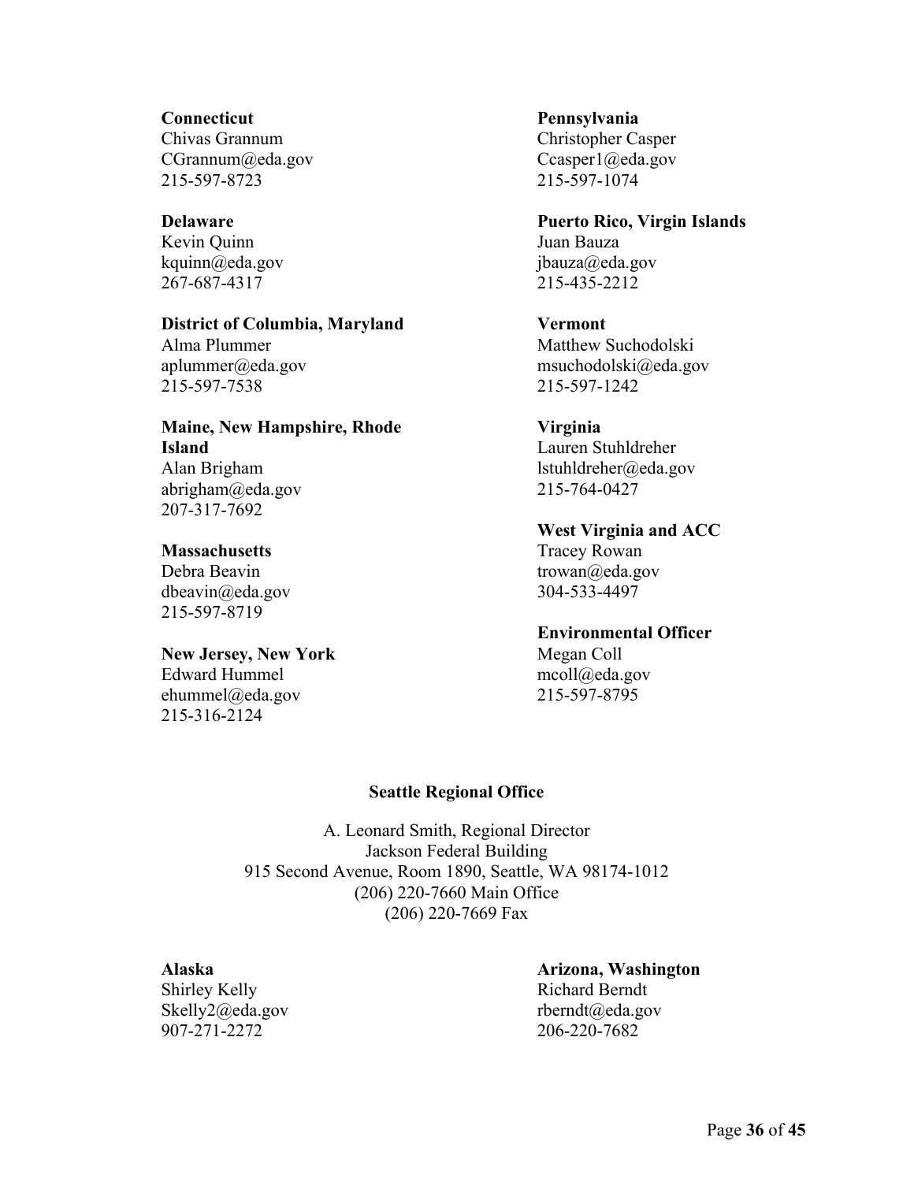**Connecticut**
Chivas Grannum
CGrannum@eda.gov
215-597-8723

**Delaware**
Kevin Quinn
kquinn@eda.gov
267-687-4317

**District of Columbia, Maryland**
Alma Plummer
aplummer@eda.gov
215-597-7538

**Maine, New Hampshire, Rhode Island**
Alan Brigham
abrigham@eda.gov
207-317-7692

**Massachusetts**
Debra Beavin
dbeavin@eda.gov
215-597-8719

**New Jersey, New York**
Edward Hummel
ehummel@eda.gov
215-316-2124

**Pennsylvania**
Christopher Casper
Ccasper1@eda.gov
215-597-1074

**Puerto Rico, Virgin Islands**
Juan Bauza
jbauza@eda.gov
215-435-2212

**Vermont**
Matthew Suchodolski
msuchodolski@eda.gov
215-597-1242

**Virginia**
Lauren Stuhldreher
lstuhldreher@eda.gov
215-764-0427

**West Virginia and ACC**
Tracey Rowan
trowan@eda.gov
304-533-4497

**Environmental Officer**
Megan Coll
mcoll@eda.gov
215-597-8795

**Seattle Regional Office**

A. Leonard Smith, Regional Director
Jackson Federal Building
915 Second Avenue, Room 1890, Seattle, WA 98174-1012
(206) 220-7660 Main Office
(206) 220-7669 Fax

**Alaska**
Shirley Kelly
Skelly2@eda.gov
907-271-2272

**Arizona, Washington**
Richard Berndt
rberndt@eda.gov
206-220-7682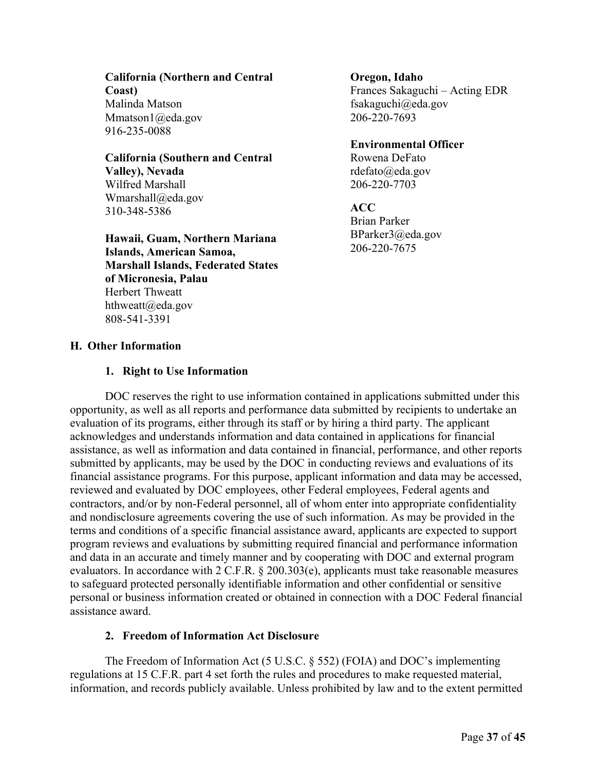**California (Northern and Central Coast)**
Malinda Matson
Mmatson1@eda.gov
916-235-0088

**California (Southern and Central Valley), Nevada**
Wilfred Marshall
Wmarshall@eda.gov
310-348-5386

**Hawaii, Guam, Northern Mariana Islands, American Samoa, Marshall Islands, Federated States of Micronesia, Palau**
Herbert Thweatt
hthweatt@eda.gov
808-541-3391

**Oregon, Idaho**
Frances Sakaguchi – Acting EDR
fsakaguchi@eda.gov
206-220-7693

**Environmental Officer**
Rowena DeFato
rdefato@eda.gov
206-220-7703

**ACC**
Brian Parker
BParker3@eda.gov
206-220-7675

## H. Other Information

### 1. Right to Use Information

DOC reserves the right to use information contained in applications submitted under this opportunity, as well as all reports and performance data submitted by recipients to undertake an evaluation of its programs, either through its staff or by hiring a third party. The applicant acknowledges and understands information and data contained in applications for financial assistance, as well as information and data contained in financial, performance, and other reports submitted by applicants, may be used by the DOC in conducting reviews and evaluations of its financial assistance programs. For this purpose, applicant information and data may be accessed, reviewed and evaluated by DOC employees, other Federal employees, Federal agents and contractors, and/or by non-Federal personnel, all of whom enter into appropriate confidentiality and nondisclosure agreements covering the use of such information. As may be provided in the terms and conditions of a specific financial assistance award, applicants are expected to support program reviews and evaluations by submitting required financial and performance information and data in an accurate and timely manner and by cooperating with DOC and external program evaluators. In accordance with 2 C.F.R. § 200.303(e), applicants must take reasonable measures to safeguard protected personally identifiable information and other confidential or sensitive personal or business information created or obtained in connection with a DOC Federal financial assistance award.

### 2. Freedom of Information Act Disclosure

The Freedom of Information Act (5 U.S.C. § 552) (FOIA) and DOC's implementing regulations at 15 C.F.R. part 4 set forth the rules and procedures to make requested material, information, and records publicly available. Unless prohibited by law and to the extent permitted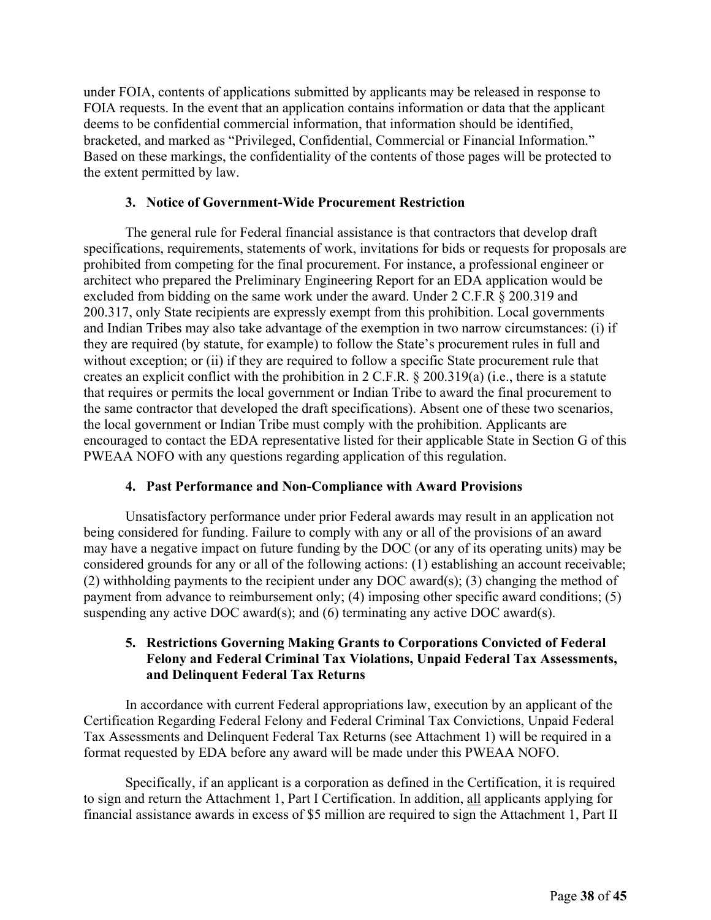under FOIA, contents of applications submitted by applicants may be released in response to FOIA requests. In the event that an application contains information or data that the applicant deems to be confidential commercial information, that information should be identified, bracketed, and marked as "Privileged, Confidential, Commercial or Financial Information." Based on these markings, the confidentiality of the contents of those pages will be protected to the extent permitted by law.

### 3. Notice of Government-Wide Procurement Restriction

The general rule for Federal financial assistance is that contractors that develop draft specifications, requirements, statements of work, invitations for bids or requests for proposals are prohibited from competing for the final procurement. For instance, a professional engineer or architect who prepared the Preliminary Engineering Report for an EDA application would be excluded from bidding on the same work under the award. Under 2 C.F.R § 200.319 and 200.317, only State recipients are expressly exempt from this prohibition. Local governments and Indian Tribes may also take advantage of the exemption in two narrow circumstances: (i) if they are required (by statute, for example) to follow the State's procurement rules in full and without exception; or (ii) if they are required to follow a specific State procurement rule that creates an explicit conflict with the prohibition in 2 C.F.R. § 200.319(a) (i.e., there is a statute that requires or permits the local government or Indian Tribe to award the final procurement to the same contractor that developed the draft specifications). Absent one of these two scenarios, the local government or Indian Tribe must comply with the prohibition. Applicants are encouraged to contact the EDA representative listed for their applicable State in Section G of this PWEAA NOFO with any questions regarding application of this regulation.

### 4. Past Performance and Non-Compliance with Award Provisions

Unsatisfactory performance under prior Federal awards may result in an application not being considered for funding. Failure to comply with any or all of the provisions of an award may have a negative impact on future funding by the DOC (or any of its operating units) may be considered grounds for any or all of the following actions: (1) establishing an account receivable; (2) withholding payments to the recipient under any DOC award(s); (3) changing the method of payment from advance to reimbursement only; (4) imposing other specific award conditions; (5) suspending any active DOC award(s); and (6) terminating any active DOC award(s).

### 5. Restrictions Governing Making Grants to Corporations Convicted of Federal Felony and Federal Criminal Tax Violations, Unpaid Federal Tax Assessments, and Delinquent Federal Tax Returns

In accordance with current Federal appropriations law, execution by an applicant of the Certification Regarding Federal Felony and Federal Criminal Tax Convictions, Unpaid Federal Tax Assessments and Delinquent Federal Tax Returns (see Attachment 1) will be required in a format requested by EDA before any award will be made under this PWEAA NOFO.

Specifically, if an applicant is a corporation as defined in the Certification, it is required to sign and return the Attachment 1, Part I Certification. In addition, <u>all</u> applicants applying for financial assistance awards in excess of $5 million are required to sign the Attachment 1, Part II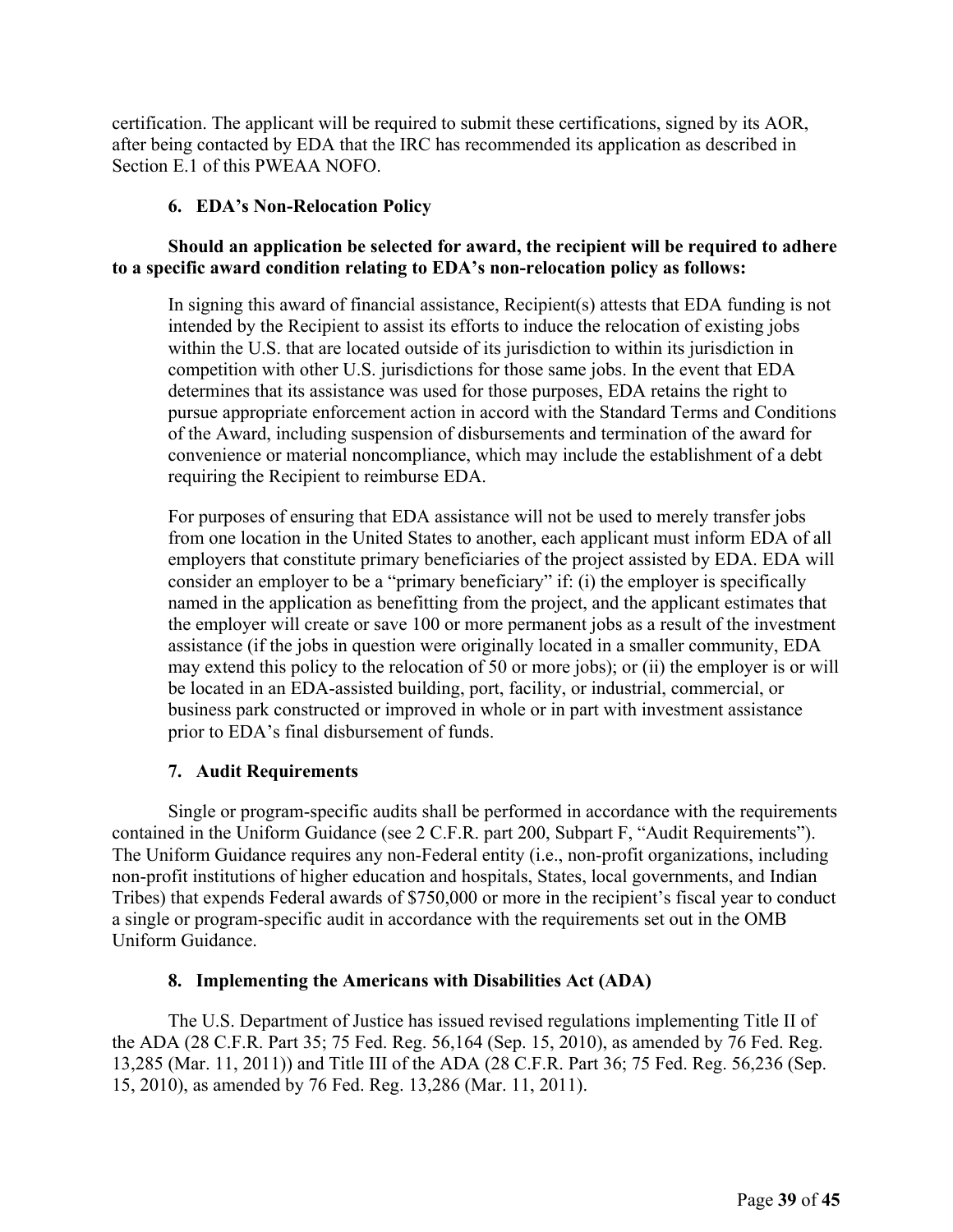certification. The applicant will be required to submit these certifications, signed by its AOR, after being contacted by EDA that the IRC has recommended its application as described in Section E.1 of this PWEAA NOFO.

### 6. EDA's Non-Relocation Policy

**Should an application be selected for award, the recipient will be required to adhere to a specific award condition relating to EDA's non-relocation policy as follows:**

> In signing this award of financial assistance, Recipient(s) attests that EDA funding is not intended by the Recipient to assist its efforts to induce the relocation of existing jobs within the U.S. that are located outside of its jurisdiction to within its jurisdiction in competition with other U.S. jurisdictions for those same jobs. In the event that EDA determines that its assistance was used for those purposes, EDA retains the right to pursue appropriate enforcement action in accord with the Standard Terms and Conditions of the Award, including suspension of disbursements and termination of the award for convenience or material noncompliance, which may include the establishment of a debt requiring the Recipient to reimburse EDA.
>
> For purposes of ensuring that EDA assistance will not be used to merely transfer jobs from one location in the United States to another, each applicant must inform EDA of all employers that constitute primary beneficiaries of the project assisted by EDA. EDA will consider an employer to be a "primary beneficiary" if: (i) the employer is specifically named in the application as benefitting from the project, and the applicant estimates that the employer will create or save 100 or more permanent jobs as a result of the investment assistance (if the jobs in question were originally located in a smaller community, EDA may extend this policy to the relocation of 50 or more jobs); or (ii) the employer is or will be located in an EDA-assisted building, port, facility, or industrial, commercial, or business park constructed or improved in whole or in part with investment assistance prior to EDA's final disbursement of funds.

### 7. Audit Requirements

Single or program-specific audits shall be performed in accordance with the requirements contained in the Uniform Guidance (see 2 C.F.R. part 200, Subpart F, "Audit Requirements"). The Uniform Guidance requires any non-Federal entity (i.e., non-profit organizations, including non-profit institutions of higher education and hospitals, States, local governments, and Indian Tribes) that expends Federal awards of $750,000 or more in the recipient's fiscal year to conduct a single or program-specific audit in accordance with the requirements set out in the OMB Uniform Guidance.

### 8. Implementing the Americans with Disabilities Act (ADA)

The U.S. Department of Justice has issued revised regulations implementing Title II of the ADA (28 C.F.R. Part 35; 75 Fed. Reg. 56,164 (Sep. 15, 2010), as amended by 76 Fed. Reg. 13,285 (Mar. 11, 2011)) and Title III of the ADA (28 C.F.R. Part 36; 75 Fed. Reg. 56,236 (Sep. 15, 2010), as amended by 76 Fed. Reg. 13,286 (Mar. 11, 2011).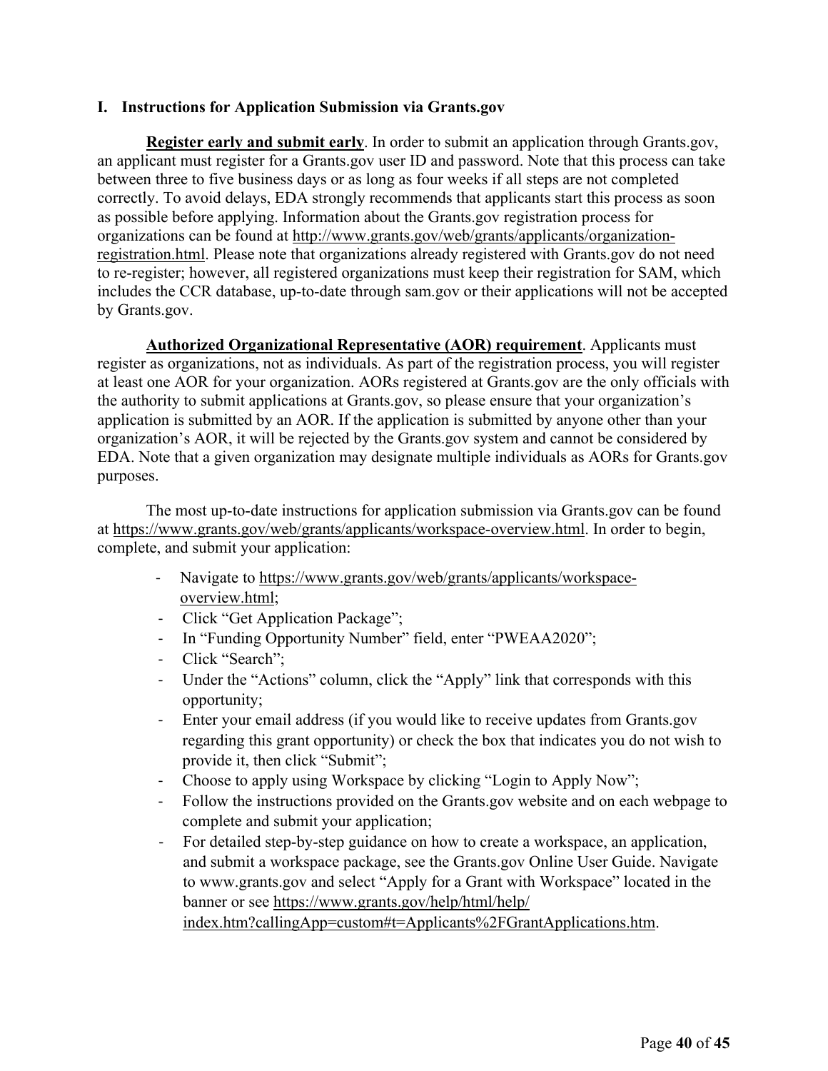### I. Instructions for Application Submission via Grants.gov

**Register early and submit early**. In order to submit an application through Grants.gov, an applicant must register for a Grants.gov user ID and password. Note that this process can take between three to five business days or as long as four weeks if all steps are not completed correctly. To avoid delays, EDA strongly recommends that applicants start this process as soon as possible before applying. Information about the Grants.gov registration process for organizations can be found at http://www.grants.gov/web/grants/applicants/organization-registration.html. Please note that organizations already registered with Grants.gov do not need to re-register; however, all registered organizations must keep their registration for SAM, which includes the CCR database, up-to-date through sam.gov or their applications will not be accepted by Grants.gov.

**Authorized Organizational Representative (AOR) requirement**. Applicants must register as organizations, not as individuals. As part of the registration process, you will register at least one AOR for your organization. AORs registered at Grants.gov are the only officials with the authority to submit applications at Grants.gov, so please ensure that your organization's application is submitted by an AOR. If the application is submitted by anyone other than your organization's AOR, it will be rejected by the Grants.gov system and cannot be considered by EDA. Note that a given organization may designate multiple individuals as AORs for Grants.gov purposes.

The most up-to-date instructions for application submission via Grants.gov can be found at https://www.grants.gov/web/grants/applicants/workspace-overview.html. In order to begin, complete, and submit your application:

- Navigate to https://www.grants.gov/web/grants/applicants/workspace-overview.html;
- Click "Get Application Package";
- In "Funding Opportunity Number" field, enter "PWEAA2020";
- Click "Search";
- Under the "Actions" column, click the "Apply" link that corresponds with this opportunity;
- Enter your email address (if you would like to receive updates from Grants.gov regarding this grant opportunity) or check the box that indicates you do not wish to provide it, then click "Submit";
- Choose to apply using Workspace by clicking "Login to Apply Now";
- Follow the instructions provided on the Grants.gov website and on each webpage to complete and submit your application;
- For detailed step-by-step guidance on how to create a workspace, an application, and submit a workspace package, see the Grants.gov Online User Guide. Navigate to www.grants.gov and select "Apply for a Grant with Workspace" located in the banner or see https://www.grants.gov/help/html/help/index.htm?callingApp=custom#t=Applicants%2FGrantApplications.htm.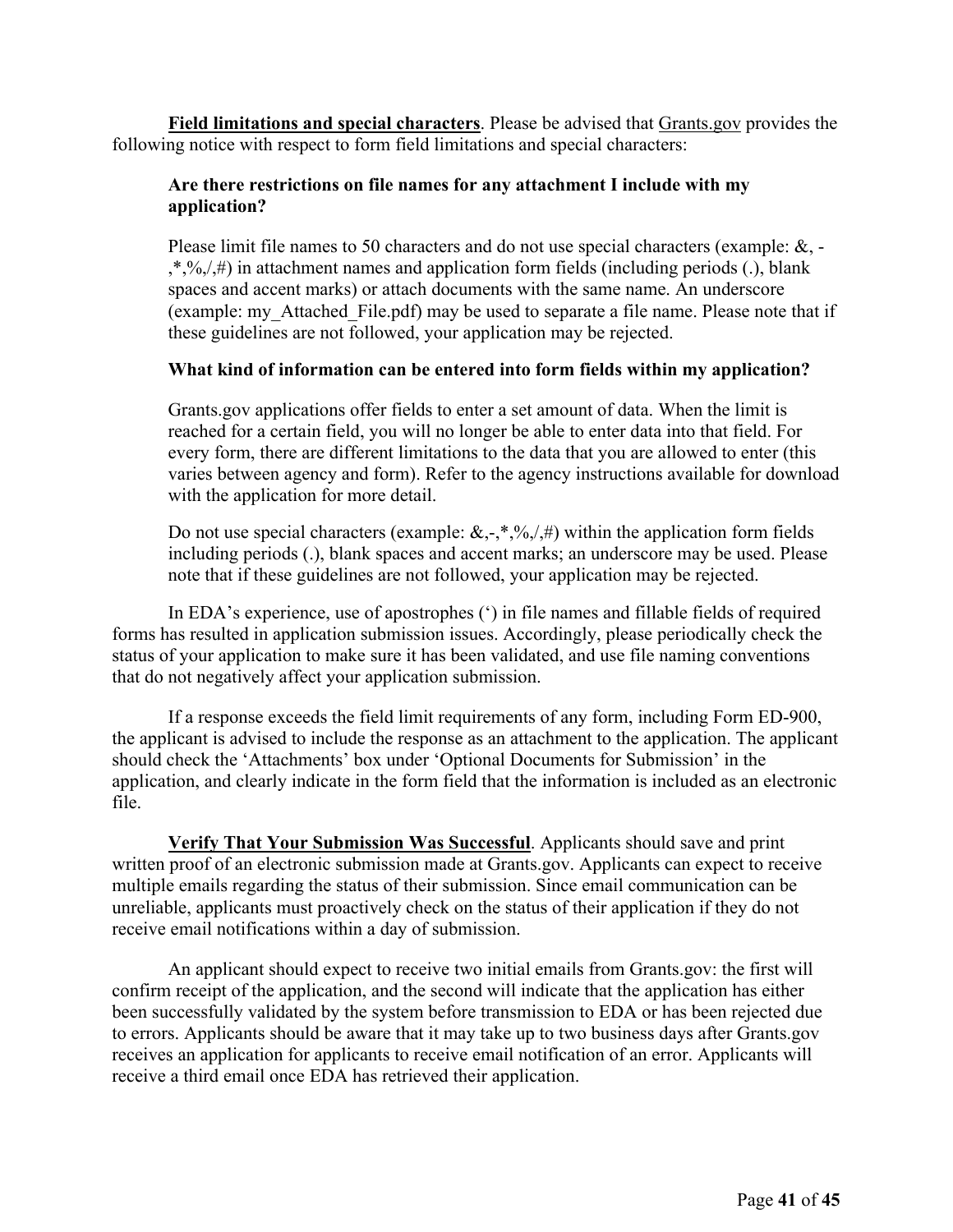**Field limitations and special characters**. Please be advised that Grants.gov provides the following notice with respect to form field limitations and special characters:

> **Are there restrictions on file names for any attachment I include with my application?**
>
> Please limit file names to 50 characters and do not use special characters (example: &, -,*,%,/,#) in attachment names and application form fields (including periods (.), blank spaces and accent marks) or attach documents with the same name. An underscore (example: my_Attached_File.pdf) may be used to separate a file name. Please note that if these guidelines are not followed, your application may be rejected.
>
> **What kind of information can be entered into form fields within my application?**
>
> Grants.gov applications offer fields to enter a set amount of data. When the limit is reached for a certain field, you will no longer be able to enter data into that field. For every form, there are different limitations to the data that you are allowed to enter (this varies between agency and form). Refer to the agency instructions available for download with the application for more detail.
>
> Do not use special characters (example: &,-,*,%,/,#) within the application form fields including periods (.), blank spaces and accent marks; an underscore may be used. Please note that if these guidelines are not followed, your application may be rejected.

In EDA's experience, use of apostrophes (') in file names and fillable fields of required forms has resulted in application submission issues. Accordingly, please periodically check the status of your application to make sure it has been validated, and use file naming conventions that do not negatively affect your application submission.

If a response exceeds the field limit requirements of any form, including Form ED-900, the applicant is advised to include the response as an attachment to the application. The applicant should check the 'Attachments' box under 'Optional Documents for Submission' in the application, and clearly indicate in the form field that the information is included as an electronic file.

**Verify That Your Submission Was Successful**. Applicants should save and print written proof of an electronic submission made at Grants.gov. Applicants can expect to receive multiple emails regarding the status of their submission. Since email communication can be unreliable, applicants must proactively check on the status of their application if they do not receive email notifications within a day of submission.

An applicant should expect to receive two initial emails from Grants.gov: the first will confirm receipt of the application, and the second will indicate that the application has either been successfully validated by the system before transmission to EDA or has been rejected due to errors. Applicants should be aware that it may take up to two business days after Grants.gov receives an application for applicants to receive email notification of an error. Applicants will receive a third email once EDA has retrieved their application.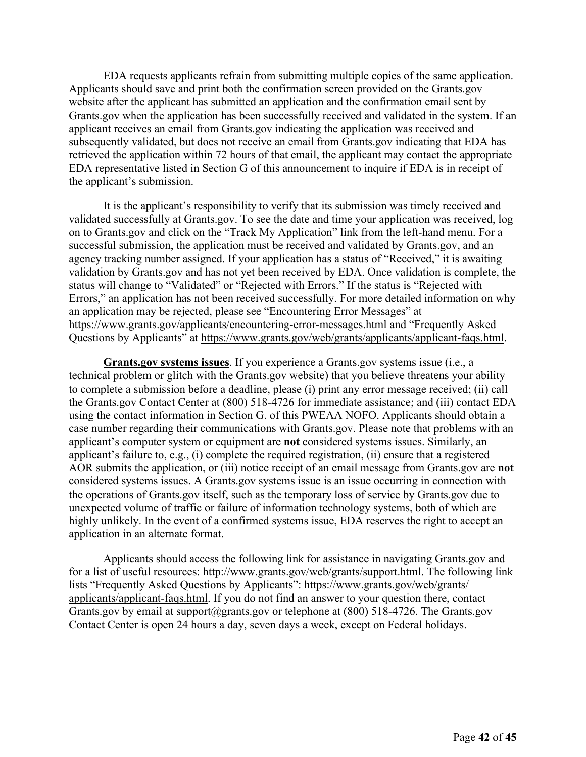EDA requests applicants refrain from submitting multiple copies of the same application. Applicants should save and print both the confirmation screen provided on the Grants.gov website after the applicant has submitted an application and the confirmation email sent by Grants.gov when the application has been successfully received and validated in the system. If an applicant receives an email from Grants.gov indicating the application was received and subsequently validated, but does not receive an email from Grants.gov indicating that EDA has retrieved the application within 72 hours of that email, the applicant may contact the appropriate EDA representative listed in Section G of this announcement to inquire if EDA is in receipt of the applicant's submission.

It is the applicant's responsibility to verify that its submission was timely received and validated successfully at Grants.gov. To see the date and time your application was received, log on to Grants.gov and click on the "Track My Application" link from the left-hand menu. For a successful submission, the application must be received and validated by Grants.gov, and an agency tracking number assigned. If your application has a status of "Received," it is awaiting validation by Grants.gov and has not yet been received by EDA. Once validation is complete, the status will change to "Validated" or "Rejected with Errors." If the status is "Rejected with Errors," an application has not been received successfully. For more detailed information on why an application may be rejected, please see "Encountering Error Messages" at https://www.grants.gov/applicants/encountering-error-messages.html and "Frequently Asked Questions by Applicants" at https://www.grants.gov/web/grants/applicants/applicant-faqs.html.

**Grants.gov systems issues**. If you experience a Grants.gov systems issue (i.e., a technical problem or glitch with the Grants.gov website) that you believe threatens your ability to complete a submission before a deadline, please (i) print any error message received; (ii) call the Grants.gov Contact Center at (800) 518-4726 for immediate assistance; and (iii) contact EDA using the contact information in Section G. of this PWEAA NOFO. Applicants should obtain a case number regarding their communications with Grants.gov. Please note that problems with an applicant's computer system or equipment are **not** considered systems issues. Similarly, an applicant's failure to, e.g., (i) complete the required registration, (ii) ensure that a registered AOR submits the application, or (iii) notice receipt of an email message from Grants.gov are **not** considered systems issues. A Grants.gov systems issue is an issue occurring in connection with the operations of Grants.gov itself, such as the temporary loss of service by Grants.gov due to unexpected volume of traffic or failure of information technology systems, both of which are highly unlikely. In the event of a confirmed systems issue, EDA reserves the right to accept an application in an alternate format.

Applicants should access the following link for assistance in navigating Grants.gov and for a list of useful resources: http://www.grants.gov/web/grants/support.html. The following link lists "Frequently Asked Questions by Applicants": https://www.grants.gov/web/grants/applicants/applicant-faqs.html. If you do not find an answer to your question there, contact Grants.gov by email at support@grants.gov or telephone at (800) 518-4726. The Grants.gov Contact Center is open 24 hours a day, seven days a week, except on Federal holidays.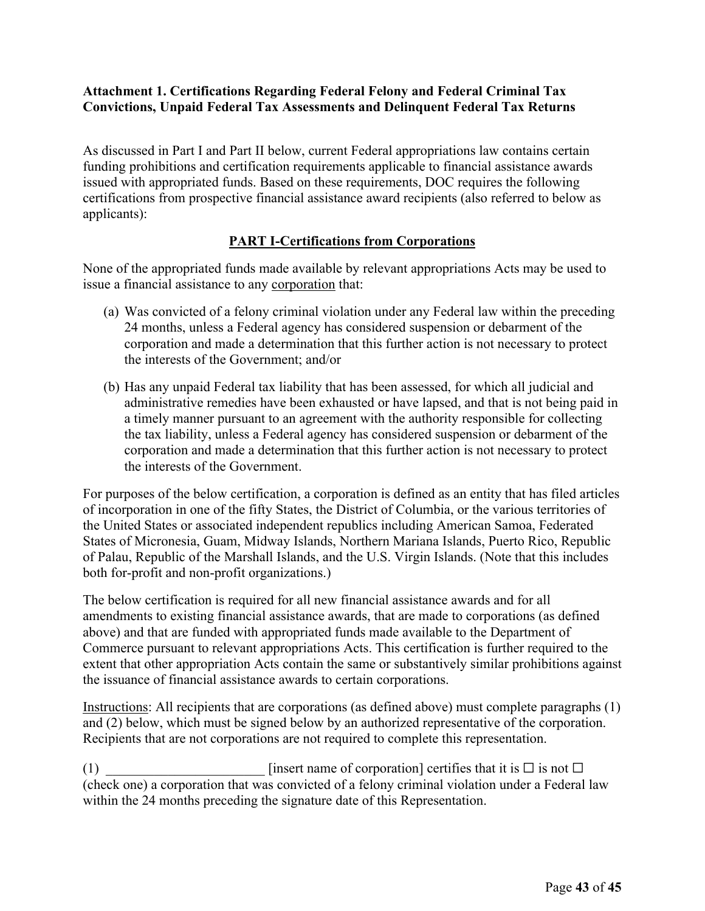**Attachment 1. Certifications Regarding Federal Felony and Federal Criminal Tax Convictions, Unpaid Federal Tax Assessments and Delinquent Federal Tax Returns**

As discussed in Part I and Part II below, current Federal appropriations law contains certain funding prohibitions and certification requirements applicable to financial assistance awards issued with appropriated funds. Based on these requirements, DOC requires the following certifications from prospective financial assistance award recipients (also referred to below as applicants):

## PART I-Certifications from Corporations

None of the appropriated funds made available by relevant appropriations Acts may be used to issue a financial assistance to any corporation that:

(a) Was convicted of a felony criminal violation under any Federal law within the preceding 24 months, unless a Federal agency has considered suspension or debarment of the corporation and made a determination that this further action is not necessary to protect the interests of the Government; and/or

(b) Has any unpaid Federal tax liability that has been assessed, for which all judicial and administrative remedies have been exhausted or have lapsed, and that is not being paid in a timely manner pursuant to an agreement with the authority responsible for collecting the tax liability, unless a Federal agency has considered suspension or debarment of the corporation and made a determination that this further action is not necessary to protect the interests of the Government.

For purposes of the below certification, a corporation is defined as an entity that has filed articles of incorporation in one of the fifty States, the District of Columbia, or the various territories of the United States or associated independent republics including American Samoa, Federated States of Micronesia, Guam, Midway Islands, Northern Mariana Islands, Puerto Rico, Republic of Palau, Republic of the Marshall Islands, and the U.S. Virgin Islands. (Note that this includes both for-profit and non-profit organizations.)

The below certification is required for all new financial assistance awards and for all amendments to existing financial assistance awards, that are made to corporations (as defined above) and that are funded with appropriated funds made available to the Department of Commerce pursuant to relevant appropriations Acts. This certification is further required to the extent that other appropriation Acts contain the same or substantively similar prohibitions against the issuance of financial assistance awards to certain corporations.

Instructions: All recipients that are corporations (as defined above) must complete paragraphs (1) and (2) below, which must be signed below by an authorized representative of the corporation. Recipients that are not corporations are not required to complete this representation.

(1) _______________________ [insert name of corporation] certifies that it is ☐ is not ☐ (check one) a corporation that was convicted of a felony criminal violation under a Federal law within the 24 months preceding the signature date of this Representation.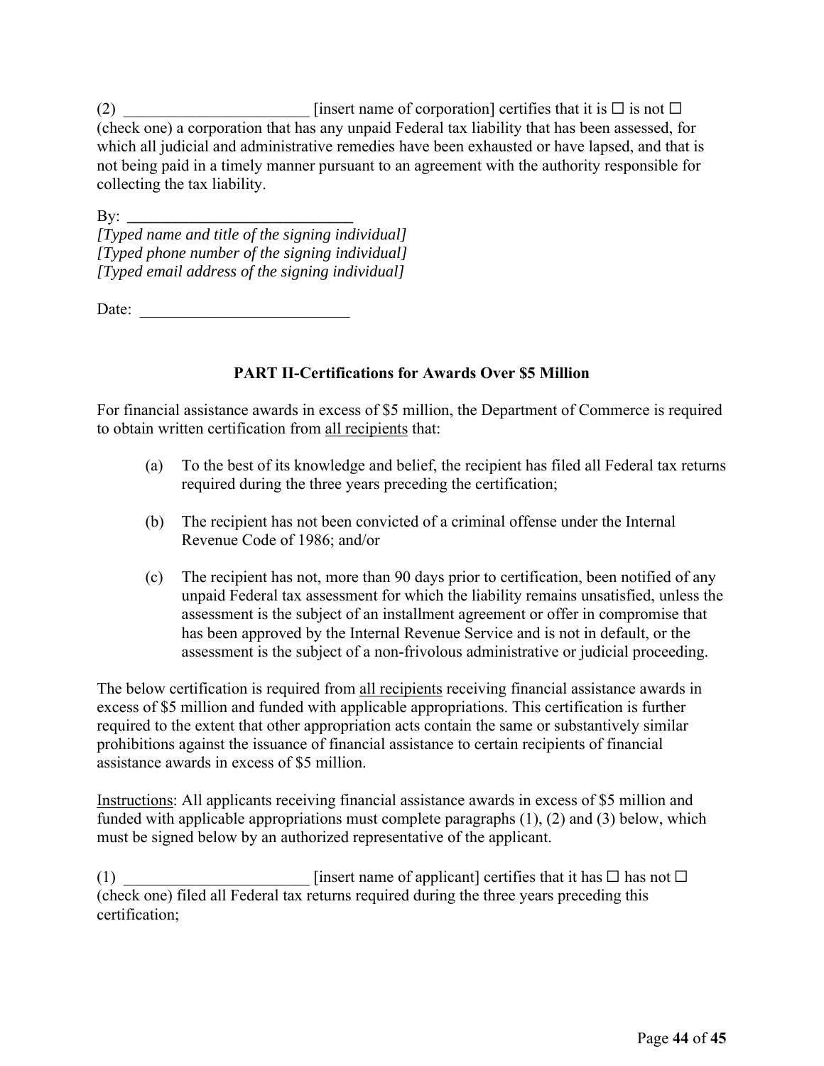(2) _______________________ [insert name of corporation] certifies that it is ☐ is not ☐ (check one) a corporation that has any unpaid Federal tax liability that has been assessed, for which all judicial and administrative remedies have been exhausted or have lapsed, and that is not being paid in a timely manner pursuant to an agreement with the authority responsible for collecting the tax liability.

By: ___________________________

*[Typed name and title of the signing individual]*
*[Typed phone number of the signing individual]*
*[Typed email address of the signing individual]*

Date: _________________________

**PART II-Certifications for Awards Over $5 Million**

For financial assistance awards in excess of $5 million, the Department of Commerce is required to obtain written certification from all recipients that:

(a) To the best of its knowledge and belief, the recipient has filed all Federal tax returns required during the three years preceding the certification;

(b) The recipient has not been convicted of a criminal offense under the Internal Revenue Code of 1986; and/or

(c) The recipient has not, more than 90 days prior to certification, been notified of any unpaid Federal tax assessment for which the liability remains unsatisfied, unless the assessment is the subject of an installment agreement or offer in compromise that has been approved by the Internal Revenue Service and is not in default, or the assessment is the subject of a non-frivolous administrative or judicial proceeding.

The below certification is required from all recipients receiving financial assistance awards in excess of $5 million and funded with applicable appropriations. This certification is further required to the extent that other appropriation acts contain the same or substantively similar prohibitions against the issuance of financial assistance to certain recipients of financial assistance awards in excess of $5 million.

Instructions: All applicants receiving financial assistance awards in excess of $5 million and funded with applicable appropriations must complete paragraphs (1), (2) and (3) below, which must be signed below by an authorized representative of the applicant.

(1) _______________________ [insert name of applicant] certifies that it has ☐ has not ☐ (check one) filed all Federal tax returns required during the three years preceding this certification;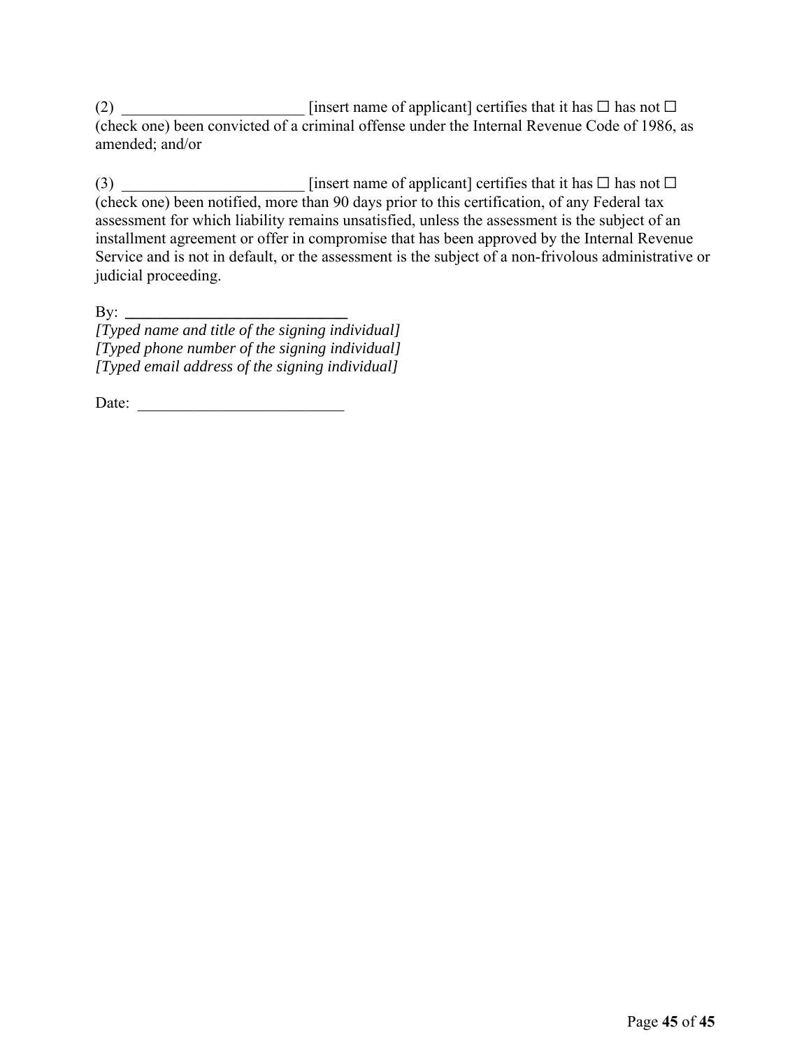(2) _______________________ [insert name of applicant] certifies that it has ☐ has not ☐ (check one) been convicted of a criminal offense under the Internal Revenue Code of 1986, as amended; and/or

(3) _______________________ [insert name of applicant] certifies that it has ☐ has not ☐ (check one) been notified, more than 90 days prior to this certification, of any Federal tax assessment for which liability remains unsatisfied, unless the assessment is the subject of an installment agreement or offer in compromise that has been approved by the Internal Revenue Service and is not in default, or the assessment is the subject of a non-frivolous administrative or judicial proceeding.

By: ____________________________
*[Typed name and title of the signing individual]*
*[Typed phone number of the signing individual]*
*[Typed email address of the signing individual]*

Date: __________________________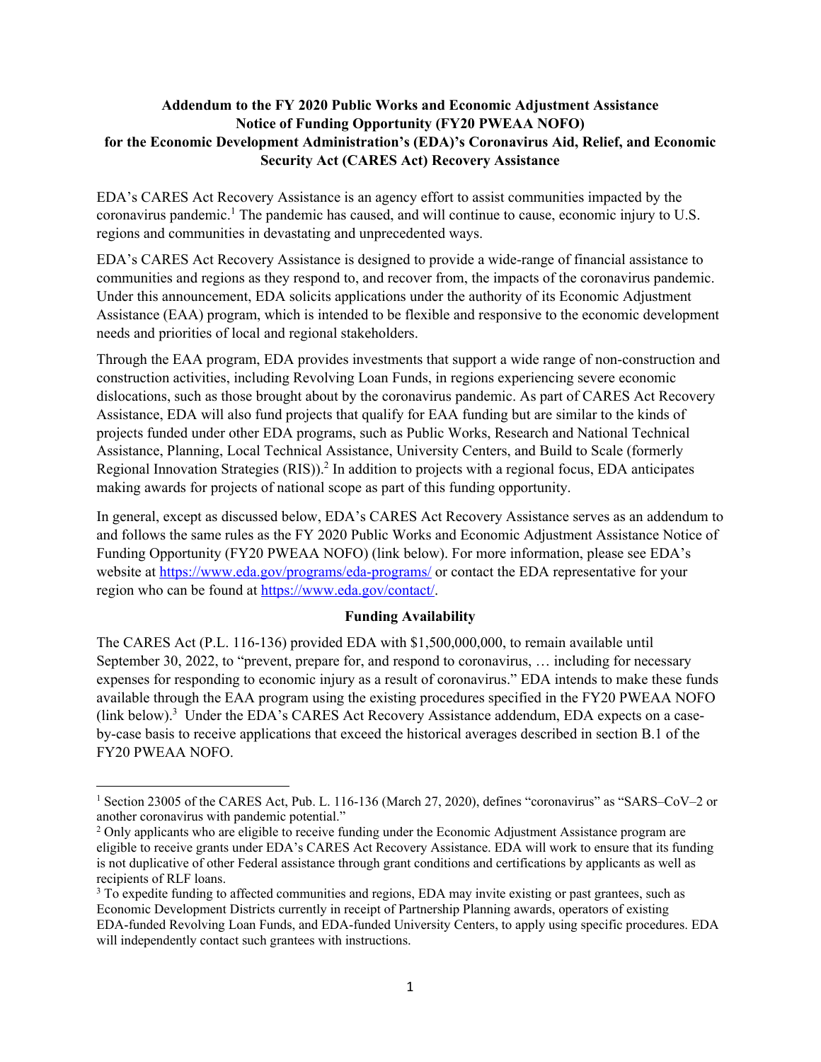**Addendum to the FY 2020 Public Works and Economic Adjustment Assistance Notice of Funding Opportunity (FY20 PWEAA NOFO) for the Economic Development Administration's (EDA)'s Coronavirus Aid, Relief, and Economic Security Act (CARES Act) Recovery Assistance**

EDA's CARES Act Recovery Assistance is an agency effort to assist communities impacted by the coronavirus pandemic.[1] The pandemic has caused, and will continue to cause, economic injury to U.S. regions and communities in devastating and unprecedented ways.

EDA's CARES Act Recovery Assistance is designed to provide a wide-range of financial assistance to communities and regions as they respond to, and recover from, the impacts of the coronavirus pandemic. Under this announcement, EDA solicits applications under the authority of its Economic Adjustment Assistance (EAA) program, which is intended to be flexible and responsive to the economic development needs and priorities of local and regional stakeholders.

Through the EAA program, EDA provides investments that support a wide range of non-construction and construction activities, including Revolving Loan Funds, in regions experiencing severe economic dislocations, such as those brought about by the coronavirus pandemic. As part of CARES Act Recovery Assistance, EDA will also fund projects that qualify for EAA funding but are similar to the kinds of projects funded under other EDA programs, such as Public Works, Research and National Technical Assistance, Planning, Local Technical Assistance, University Centers, and Build to Scale (formerly Regional Innovation Strategies (RIS)).[2] In addition to projects with a regional focus, EDA anticipates making awards for projects of national scope as part of this funding opportunity.

In general, except as discussed below, EDA's CARES Act Recovery Assistance serves as an addendum to and follows the same rules as the FY 2020 Public Works and Economic Adjustment Assistance Notice of Funding Opportunity (FY20 PWEAA NOFO) (link below). For more information, please see EDA's website at https://www.eda.gov/programs/eda-programs/ or contact the EDA representative for your region who can be found at https://www.eda.gov/contact/.

**Funding Availability**

The CARES Act (P.L. 116-136) provided EDA with $1,500,000,000, to remain available until September 30, 2022, to "prevent, prepare for, and respond to coronavirus, … including for necessary expenses for responding to economic injury as a result of coronavirus." EDA intends to make these funds available through the EAA program using the existing procedures specified in the FY20 PWEAA NOFO (link below).[3] Under the EDA's CARES Act Recovery Assistance addendum, EDA expects on a case-by-case basis to receive applications that exceed the historical averages described in section B.1 of the FY20 PWEAA NOFO.

---

[1] Section 23005 of the CARES Act, Pub. L. 116-136 (March 27, 2020), defines "coronavirus" as "SARS–CoV–2 or another coronavirus with pandemic potential."

[2] Only applicants who are eligible to receive funding under the Economic Adjustment Assistance program are eligible to receive grants under EDA's CARES Act Recovery Assistance. EDA will work to ensure that its funding is not duplicative of other Federal assistance through grant conditions and certifications by applicants as well as recipients of RLF loans.

[3] To expedite funding to affected communities and regions, EDA may invite existing or past grantees, such as Economic Development Districts currently in receipt of Partnership Planning awards, operators of existing EDA-funded Revolving Loan Funds, and EDA-funded University Centers, to apply using specific procedures. EDA will independently contact such grantees with instructions.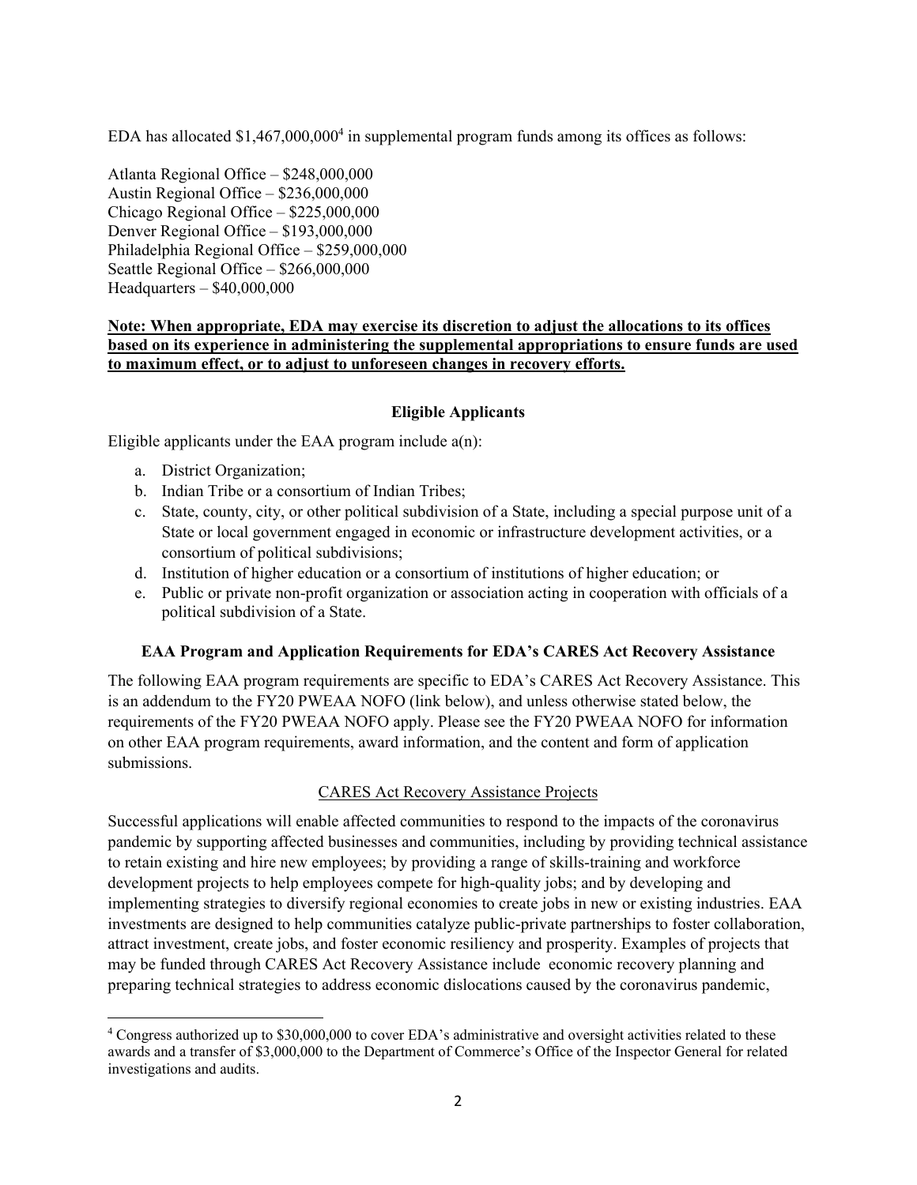EDA has allocated $1,467,000,000[4] in supplemental program funds among its offices as follows:

Atlanta Regional Office – $248,000,000
Austin Regional Office – $236,000,000
Chicago Regional Office – $225,000,000
Denver Regional Office – $193,000,000
Philadelphia Regional Office – $259,000,000
Seattle Regional Office – $266,000,000
Headquarters – $40,000,000

**Note: When appropriate, EDA may exercise its discretion to adjust the allocations to its offices based on its experience in administering the supplemental appropriations to ensure funds are used to maximum effect, or to adjust to unforeseen changes in recovery efforts.**

**Eligible Applicants**

Eligible applicants under the EAA program include a(n):

a. District Organization;
b. Indian Tribe or a consortium of Indian Tribes;
c. State, county, city, or other political subdivision of a State, including a special purpose unit of a State or local government engaged in economic or infrastructure development activities, or a consortium of political subdivisions;
d. Institution of higher education or a consortium of institutions of higher education; or
e. Public or private non-profit organization or association acting in cooperation with officials of a political subdivision of a State.

**EAA Program and Application Requirements for EDA's CARES Act Recovery Assistance**

The following EAA program requirements are specific to EDA's CARES Act Recovery Assistance. This is an addendum to the FY20 PWEAA NOFO (link below), and unless otherwise stated below, the requirements of the FY20 PWEAA NOFO apply. Please see the FY20 PWEAA NOFO for information on other EAA program requirements, award information, and the content and form of application submissions.

CARES Act Recovery Assistance Projects

Successful applications will enable affected communities to respond to the impacts of the coronavirus pandemic by supporting affected businesses and communities, including by providing technical assistance to retain existing and hire new employees; by providing a range of skills-training and workforce development projects to help employees compete for high-quality jobs; and by developing and implementing strategies to diversify regional economies to create jobs in new or existing industries. EAA investments are designed to help communities catalyze public-private partnerships to foster collaboration, attract investment, create jobs, and foster economic resiliency and prosperity. Examples of projects that may be funded through CARES Act Recovery Assistance include economic recovery planning and preparing technical strategies to address economic dislocations caused by the coronavirus pandemic,

[4] Congress authorized up to $30,000,000 to cover EDA's administrative and oversight activities related to these awards and a transfer of $3,000,000 to the Department of Commerce's Office of the Inspector General for related investigations and audits.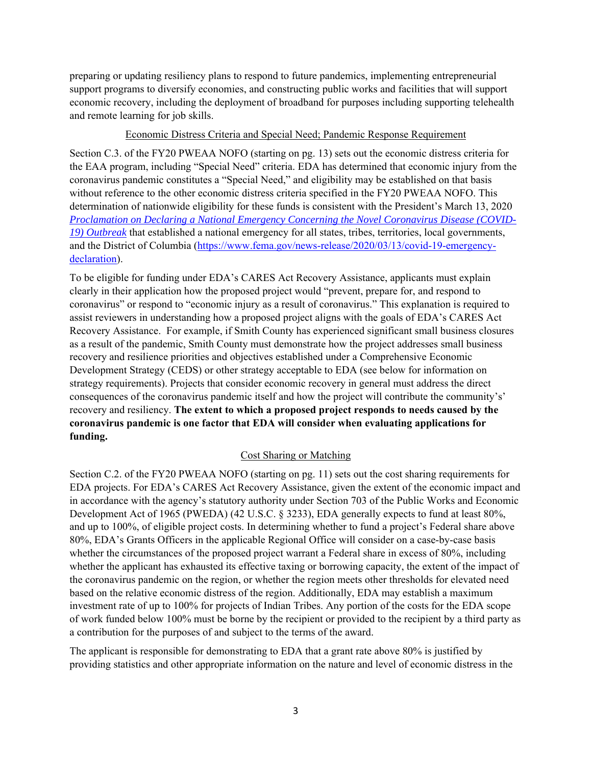preparing or updating resiliency plans to respond to future pandemics, implementing entrepreneurial support programs to diversify economies, and constructing public works and facilities that will support economic recovery, including the deployment of broadband for purposes including supporting telehealth and remote learning for job skills.

<u>Economic Distress Criteria and Special Need; Pandemic Response Requirement</u>

Section C.3. of the FY20 PWEAA NOFO (starting on pg. 13) sets out the economic distress criteria for the EAA program, including "Special Need" criteria. EDA has determined that economic injury from the coronavirus pandemic constitutes a "Special Need," and eligibility may be established on that basis without reference to the other economic distress criteria specified in the FY20 PWEAA NOFO. This determination of nationwide eligibility for these funds is consistent with the President's March 13, 2020 *Proclamation on Declaring a National Emergency Concerning the Novel Coronavirus Disease (COVID-19) Outbreak* that established a national emergency for all states, tribes, territories, local governments, and the District of Columbia (https://www.fema.gov/news-release/2020/03/13/covid-19-emergency-declaration).

To be eligible for funding under EDA's CARES Act Recovery Assistance, applicants must explain clearly in their application how the proposed project would "prevent, prepare for, and respond to coronavirus" or respond to "economic injury as a result of coronavirus." This explanation is required to assist reviewers in understanding how a proposed project aligns with the goals of EDA's CARES Act Recovery Assistance. For example, if Smith County has experienced significant small business closures as a result of the pandemic, Smith County must demonstrate how the project addresses small business recovery and resilience priorities and objectives established under a Comprehensive Economic Development Strategy (CEDS) or other strategy acceptable to EDA (see below for information on strategy requirements). Projects that consider economic recovery in general must address the direct consequences of the coronavirus pandemic itself and how the project will contribute the community's' recovery and resiliency. **The extent to which a proposed project responds to needs caused by the coronavirus pandemic is one factor that EDA will consider when evaluating applications for funding.**

<u>Cost Sharing or Matching</u>

Section C.2. of the FY20 PWEAA NOFO (starting on pg. 11) sets out the cost sharing requirements for EDA projects. For EDA's CARES Act Recovery Assistance, given the extent of the economic impact and in accordance with the agency's statutory authority under Section 703 of the Public Works and Economic Development Act of 1965 (PWEDA) (42 U.S.C. § 3233), EDA generally expects to fund at least 80%, and up to 100%, of eligible project costs. In determining whether to fund a project's Federal share above 80%, EDA's Grants Officers in the applicable Regional Office will consider on a case-by-case basis whether the circumstances of the proposed project warrant a Federal share in excess of 80%, including whether the applicant has exhausted its effective taxing or borrowing capacity, the extent of the impact of the coronavirus pandemic on the region, or whether the region meets other thresholds for elevated need based on the relative economic distress of the region. Additionally, EDA may establish a maximum investment rate of up to 100% for projects of Indian Tribes. Any portion of the costs for the EDA scope of work funded below 100% must be borne by the recipient or provided to the recipient by a third party as a contribution for the purposes of and subject to the terms of the award.

The applicant is responsible for demonstrating to EDA that a grant rate above 80% is justified by providing statistics and other appropriate information on the nature and level of economic distress in the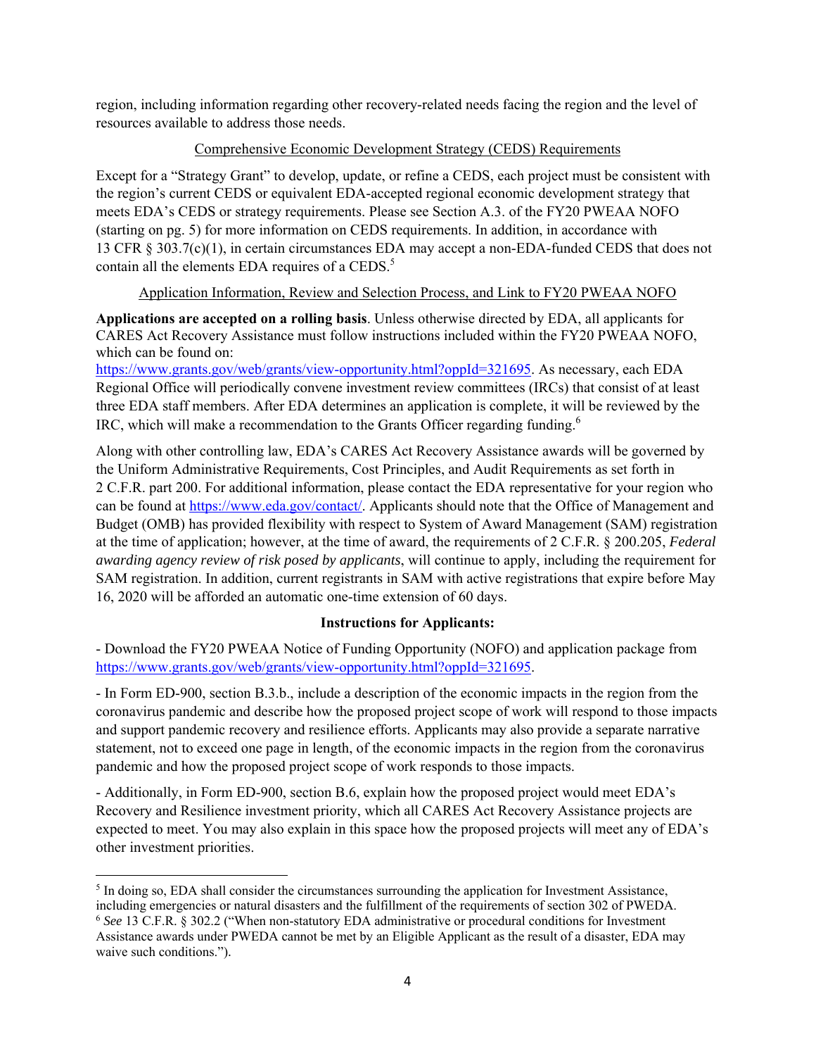region, including information regarding other recovery-related needs facing the region and the level of resources available to address those needs.

## Comprehensive Economic Development Strategy (CEDS) Requirements

Except for a "Strategy Grant" to develop, update, or refine a CEDS, each project must be consistent with the region's current CEDS or equivalent EDA-accepted regional economic development strategy that meets EDA's CEDS or strategy requirements. Please see Section A.3. of the FY20 PWEAA NOFO (starting on pg. 5) for more information on CEDS requirements. In addition, in accordance with 13 CFR § 303.7(c)(1), in certain circumstances EDA may accept a non-EDA-funded CEDS that does not contain all the elements EDA requires of a CEDS.[5]

## Application Information, Review and Selection Process, and Link to FY20 PWEAA NOFO

**Applications are accepted on a rolling basis**. Unless otherwise directed by EDA, all applicants for CARES Act Recovery Assistance must follow instructions included within the FY20 PWEAA NOFO, which can be found on: https://www.grants.gov/web/grants/view-opportunity.html?oppId=321695. As necessary, each EDA Regional Office will periodically convene investment review committees (IRCs) that consist of at least three EDA staff members. After EDA determines an application is complete, it will be reviewed by the IRC, which will make a recommendation to the Grants Officer regarding funding.[6]

Along with other controlling law, EDA's CARES Act Recovery Assistance awards will be governed by the Uniform Administrative Requirements, Cost Principles, and Audit Requirements as set forth in 2 C.F.R. part 200. For additional information, please contact the EDA representative for your region who can be found at https://www.eda.gov/contact/. Applicants should note that the Office of Management and Budget (OMB) has provided flexibility with respect to System of Award Management (SAM) registration at the time of application; however, at the time of award, the requirements of 2 C.F.R. § 200.205, *Federal awarding agency review of risk posed by applicants*, will continue to apply, including the requirement for SAM registration. In addition, current registrants in SAM with active registrations that expire before May 16, 2020 will be afforded an automatic one-time extension of 60 days.

**Instructions for Applicants:**

- Download the FY20 PWEAA Notice of Funding Opportunity (NOFO) and application package from https://www.grants.gov/web/grants/view-opportunity.html?oppId=321695.

- In Form ED-900, section B.3.b., include a description of the economic impacts in the region from the coronavirus pandemic and describe how the proposed project scope of work will respond to those impacts and support pandemic recovery and resilience efforts. Applicants may also provide a separate narrative statement, not to exceed one page in length, of the economic impacts in the region from the coronavirus pandemic and how the proposed project scope of work responds to those impacts.

- Additionally, in Form ED-900, section B.6, explain how the proposed project would meet EDA's Recovery and Resilience investment priority, which all CARES Act Recovery Assistance projects are expected to meet. You may also explain in this space how the proposed projects will meet any of EDA's other investment priorities.

---

[5] In doing so, EDA shall consider the circumstances surrounding the application for Investment Assistance, including emergencies or natural disasters and the fulfillment of the requirements of section 302 of PWEDA.

[6] *See* 13 C.F.R. § 302.2 ("When non-statutory EDA administrative or procedural conditions for Investment Assistance awards under PWEDA cannot be met by an Eligible Applicant as the result of a disaster, EDA may waive such conditions.").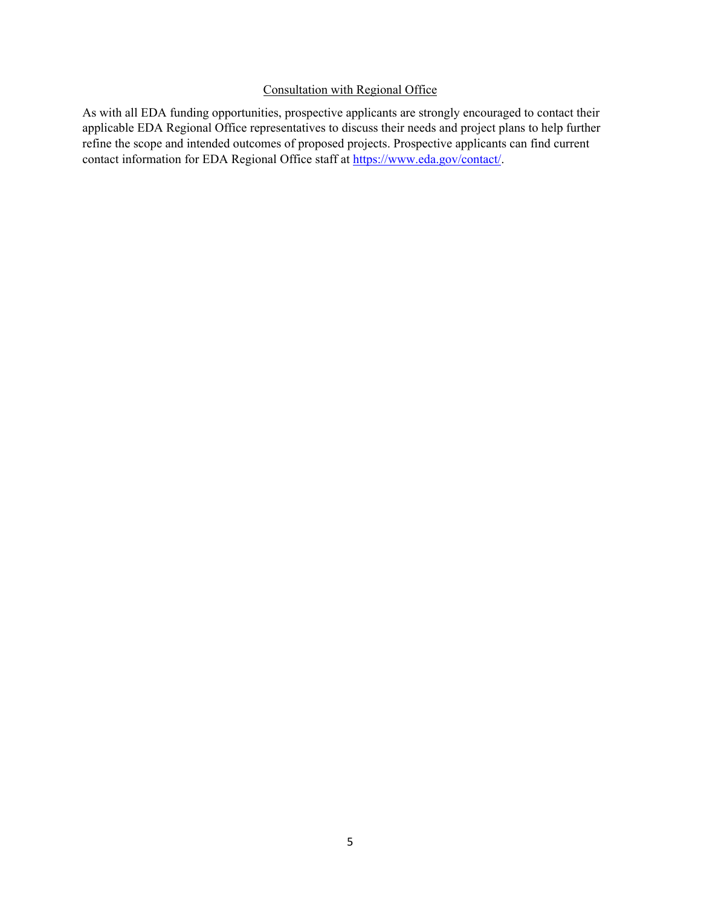## Consultation with Regional Office

As with all EDA funding opportunities, prospective applicants are strongly encouraged to contact their applicable EDA Regional Office representatives to discuss their needs and project plans to help further refine the scope and intended outcomes of proposed projects. Prospective applicants can find current contact information for EDA Regional Office staff at https://www.eda.gov/contact/.